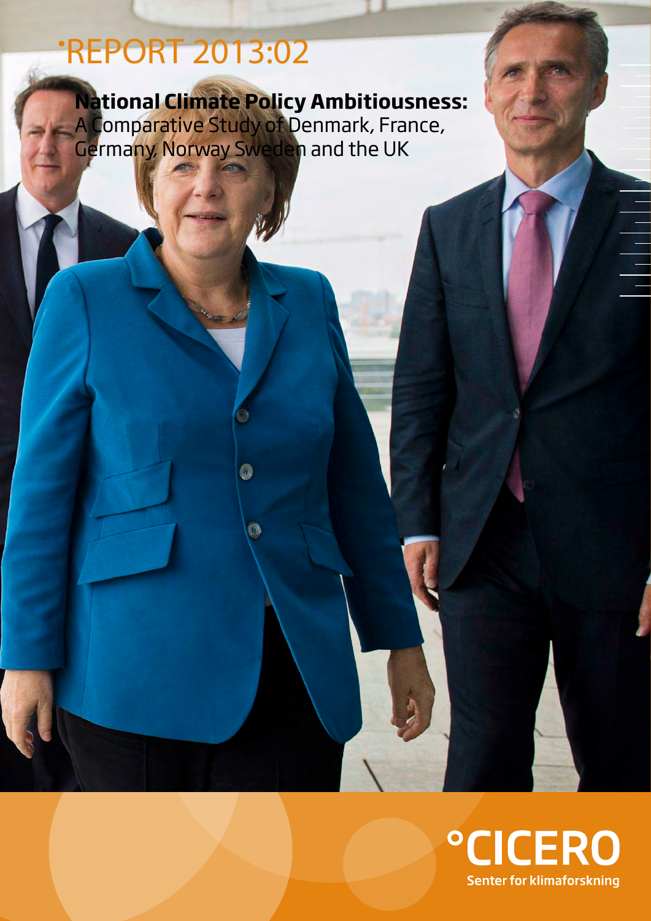# REPORT 2013:02

**National Climate Policy Ambitiousness:**
A Comparative Study of Denmark, France, Germany, Norway Sweden and the UK

CICERO
Senter for klimaforskning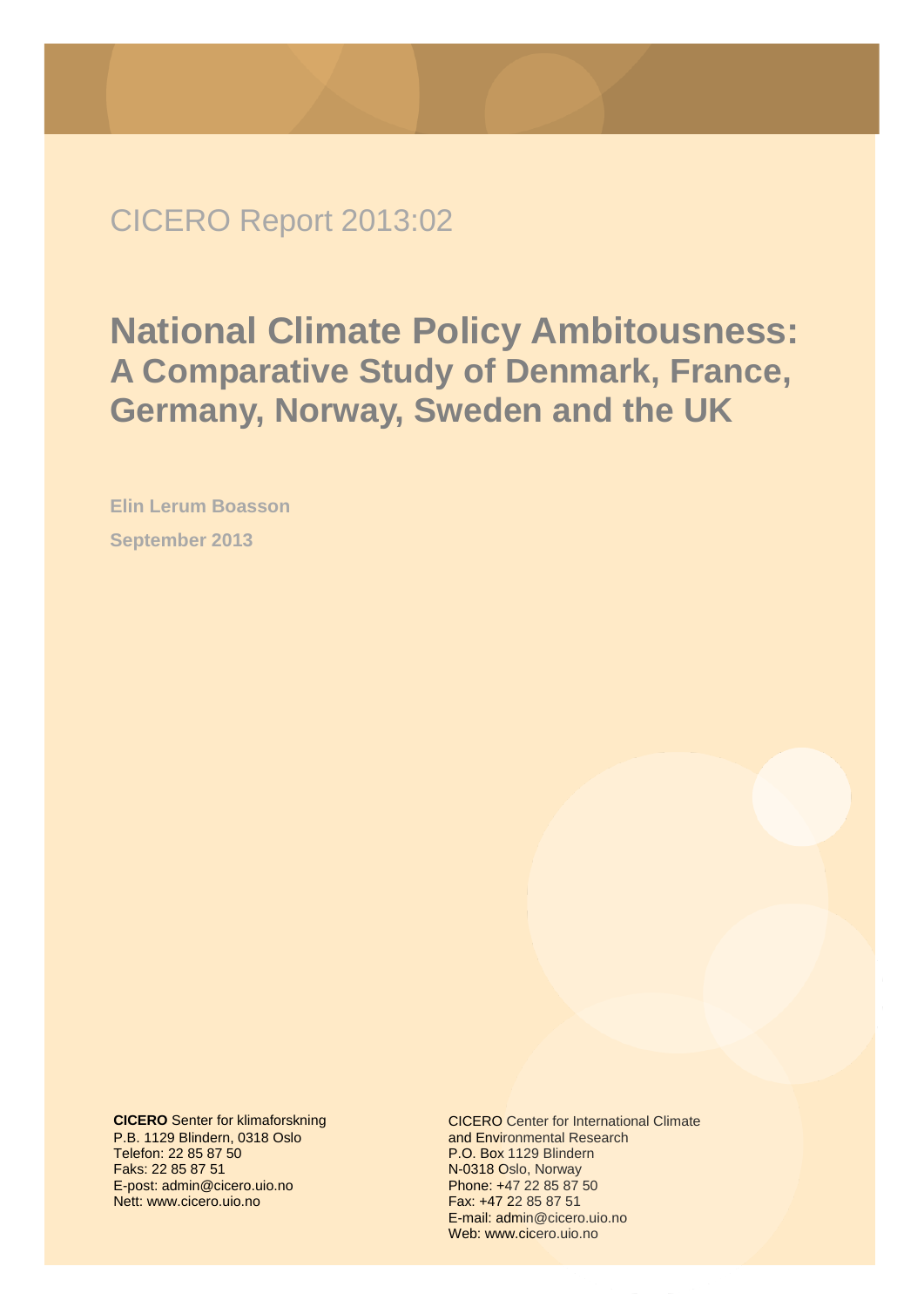CICERO Report 2013:02

# National Climate Policy Ambitousness: A Comparative Study of Denmark, France, Germany, Norway, Sweden and the UK

**Elin Lerum Boasson**

**September 2013**

**CICERO** Senter for klimaforskning
P.B. 1129 Blindern, 0318 Oslo
Telefon: 22 85 87 50
Faks: 22 85 87 51
E-post: admin@cicero.uio.no
Nett: www.cicero.uio.no

CICERO Center for International Climate and Environmental Research
P.O. Box 1129 Blindern
N-0318 Oslo, Norway
Phone: +47 22 85 87 50
Fax: +47 22 85 87 51
E-mail: admin@cicero.uio.no
Web: www.cicero.uio.no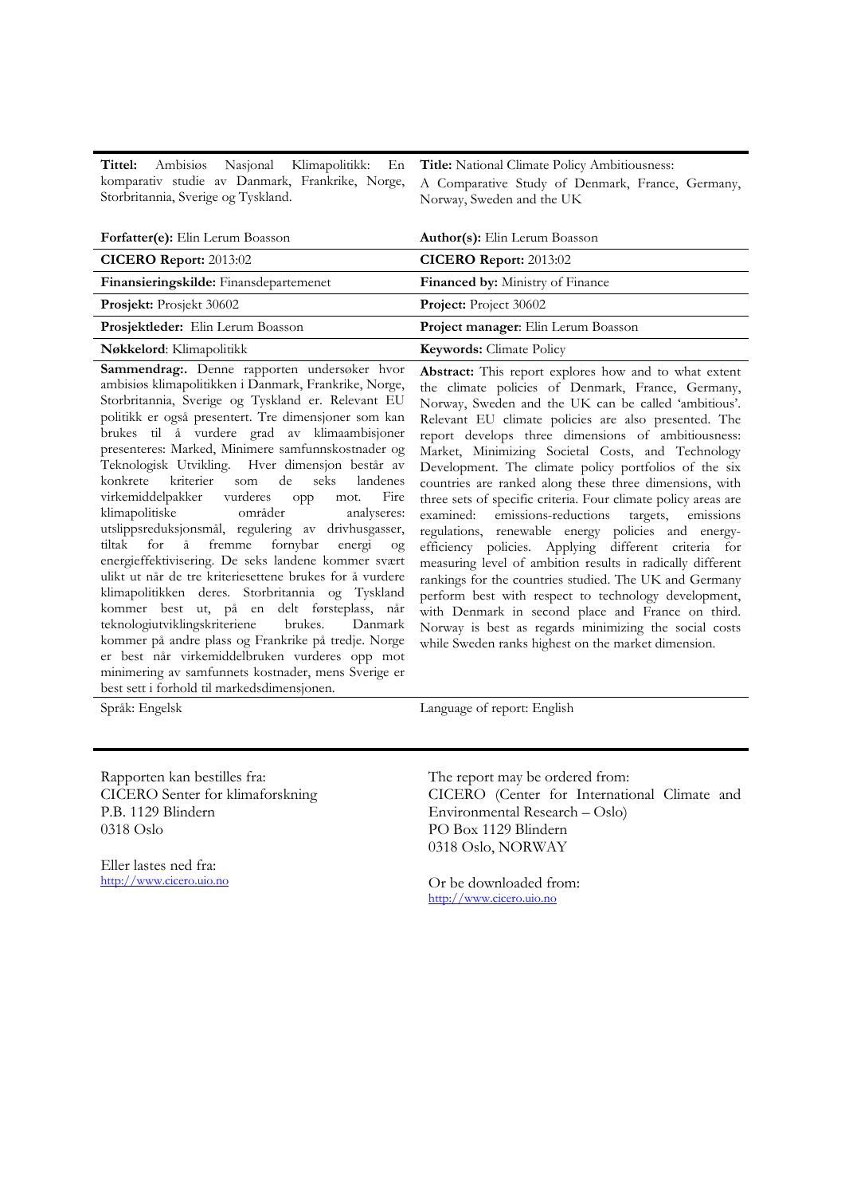| | |
|---|---|
| **Tittel:** Ambisiøs Nasjonal Klimapolitikk: En komparativ studie av Danmark, Frankrike, Norge, Storbritannia, Sverige og Tyskland. | **Title:** National Climate Policy Ambitiousness: A Comparative Study of Denmark, France, Germany, Norway, Sweden and the UK |
| **Forfatter(e):** Elin Lerum Boasson | **Author(s):** Elin Lerum Boasson |
| **CICERO Report:** 2013:02 | **CICERO Report:** 2013:02 |
| **Finansieringskilde:** Finansdepartementet | **Financed by:** Ministry of Finance |
| **Prosjekt:** Prosjekt 30602 | **Project:** Project 30602 |
| **Prosjektleder:** Elin Lerum Boasson | **Project manager**: Elin Lerum Boasson |
| **Nøkkelord**: Klimapolitikk | **Keywords:** Climate Policy |
| **Sammendrag:**. Denne rapporten undersøker hvor ambisiøs klimapolitikken i Danmark, Frankrike, Norge, Storbritannia, Sverige og Tyskland er. Relevant EU politikk er også presentert. Tre dimensjoner som kan brukes til å vurdere grad av klimaambisjoner presenteres: Marked, Minimere samfunnskostnader og Teknologisk Utvikling. Hver dimensjon består av konkrete kriterier som de seks landenes virkemiddelpakker vurderes opp mot. Fire klimapolitiske områder analyseres: utslippsreduksjonsmål, regulering av drivhusgasser, tiltak for å fremme fornybar energi og energieffektivisering. De seks landene kommer svært ulikt ut når de tre kriteriesettene brukes for å vurdere klimapolitikken deres. Storbritannia og Tyskland kommer best ut, på en delt førsteplass, når teknologiutviklingskriteriene brukes. Danmark kommer på andre plass og Frankrike på tredje. Norge er best når virkemiddelbruken vurderes opp mot minimering av samfunnets kostnader, mens Sverige er best sett i forhold til markedsdimensjonen. | **Abstract:** This report explores how and to what extent the climate policies of Denmark, France, Germany, Norway, Sweden and the UK can be called 'ambitious'. Relevant EU climate policies are also presented. The report develops three dimensions of ambitiousness: Market, Minimizing Societal Costs, and Technology Development. The climate policy portfolios of the six countries are ranked along these three dimensions, with three sets of specific criteria. Four climate policy areas are examined: emissions-reductions targets, emissions regulations, renewable energy policies and energy-efficiency policies. Applying different criteria for measuring level of ambition results in radically different rankings for the countries studied. The UK and Germany perform best with respect to technology development, with Denmark in second place and France on third. Norway is best as regards minimizing the social costs while Sweden ranks highest on the market dimension. |
| Språk: Engelsk | Language of report: English |

Rapporten kan bestilles fra:
CICERO Senter for klimaforskning
P.B. 1129 Blindern
0318 Oslo

Eller lastes ned fra:
http://www.cicero.uio.no

The report may be ordered from:
CICERO (Center for International Climate and Environmental Research – Oslo)
PO Box 1129 Blindern
0318 Oslo, NORWAY

Or be downloaded from:
http://www.cicero.uio.no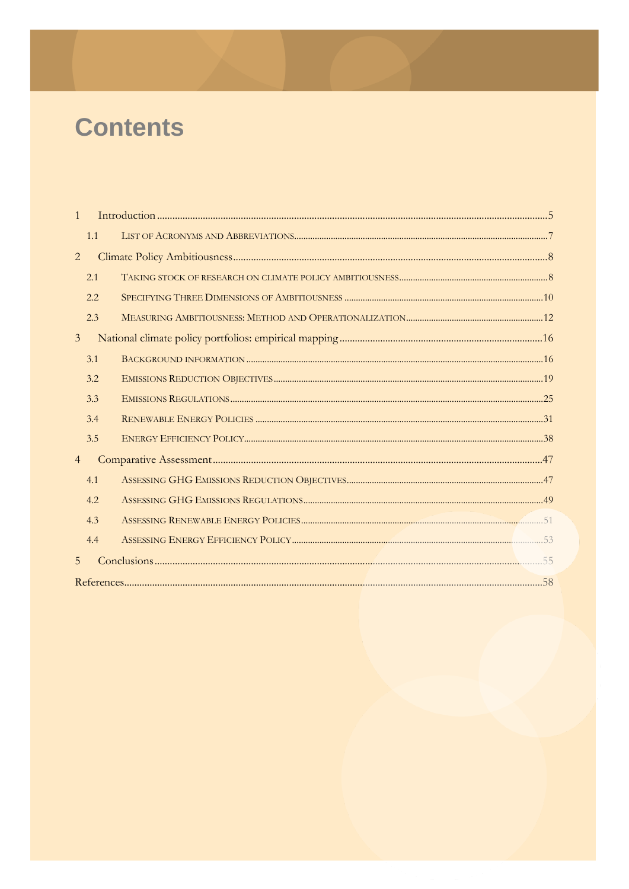# Contents

1 Introduction ........................................................................ 5

1.1 List of Acronyms and Abbreviations ........................................................................ 7

2 Climate Policy Ambitiousness ........................................................................ 8

2.1 Taking stock of research on climate policy ambitiousness ........................................................................ 8

2.2 Specifying Three Dimensions of Ambitiousness ........................................................................ 10

2.3 Measuring Ambitiousness: Method and Operationalization ........................................................................ 12

3 National climate policy portfolios: empirical mapping ........................................................................ 16

3.1 Background information ........................................................................ 16

3.2 Emissions Reduction Objectives ........................................................................ 19

3.3 Emissions Regulations ........................................................................ 25

3.4 Renewable Energy Policies ........................................................................ 31

3.5 Energy Efficiency Policy ........................................................................ 38

4 Comparative Assessment ........................................................................ 47

4.1 Assessing GHG Emissions Reduction Objectives ........................................................................ 47

4.2 Assessing GHG Emissions Regulations ........................................................................ 49

4.3 Assessing Renewable Energy Policies ........................................................................ 51

4.4 Assessing Energy Efficiency Policy ........................................................................ 53

5 Conclusions ........................................................................ 55

References ........................................................................ 58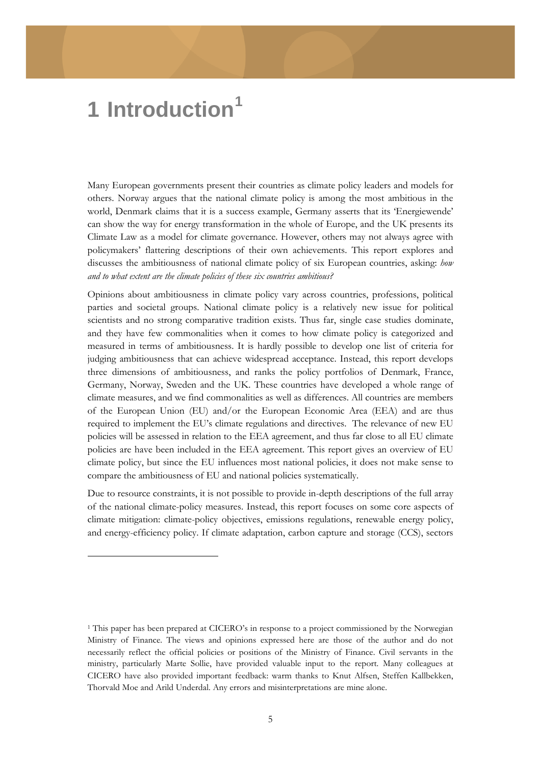# 1 Introduction[1]

Many European governments present their countries as climate policy leaders and models for others. Norway argues that the national climate policy is among the most ambitious in the world, Denmark claims that it is a success example, Germany asserts that its 'Energiewende' can show the way for energy transformation in the whole of Europe, and the UK presents its Climate Law as a model for climate governance. However, others may not always agree with policymakers' flattering descriptions of their own achievements. This report explores and discusses the ambitiousness of national climate policy of six European countries, asking: *how and to what extent are the climate policies of these six countries ambitious?*

Opinions about ambitiousness in climate policy vary across countries, professions, political parties and societal groups. National climate policy is a relatively new issue for political scientists and no strong comparative tradition exists. Thus far, single case studies dominate, and they have few commonalities when it comes to how climate policy is categorized and measured in terms of ambitiousness. It is hardly possible to develop one list of criteria for judging ambitiousness that can achieve widespread acceptance. Instead, this report develops three dimensions of ambitiousness, and ranks the policy portfolios of Denmark, France, Germany, Norway, Sweden and the UK. These countries have developed a whole range of climate measures, and we find commonalities as well as differences. All countries are members of the European Union (EU) and/or the European Economic Area (EEA) and are thus required to implement the EU's climate regulations and directives. The relevance of new EU policies will be assessed in relation to the EEA agreement, and thus far close to all EU climate policies are have been included in the EEA agreement. This report gives an overview of EU climate policy, but since the EU influences most national policies, it does not make sense to compare the ambitiousness of EU and national policies systematically.

Due to resource constraints, it is not possible to provide in-depth descriptions of the full array of the national climate-policy measures. Instead, this report focuses on some core aspects of climate mitigation: climate-policy objectives, emissions regulations, renewable energy policy, and energy-efficiency policy. If climate adaptation, carbon capture and storage (CCS), sectors

[1] This paper has been prepared at CICERO's in response to a project commissioned by the Norwegian Ministry of Finance. The views and opinions expressed here are those of the author and do not necessarily reflect the official policies or positions of the Ministry of Finance. Civil servants in the ministry, particularly Marte Sollie, have provided valuable input to the report. Many colleagues at CICERO have also provided important feedback: warm thanks to Knut Alfsen, Steffen Kallbekken, Thorvald Moe and Arild Underdal. Any errors and misinterpretations are mine alone.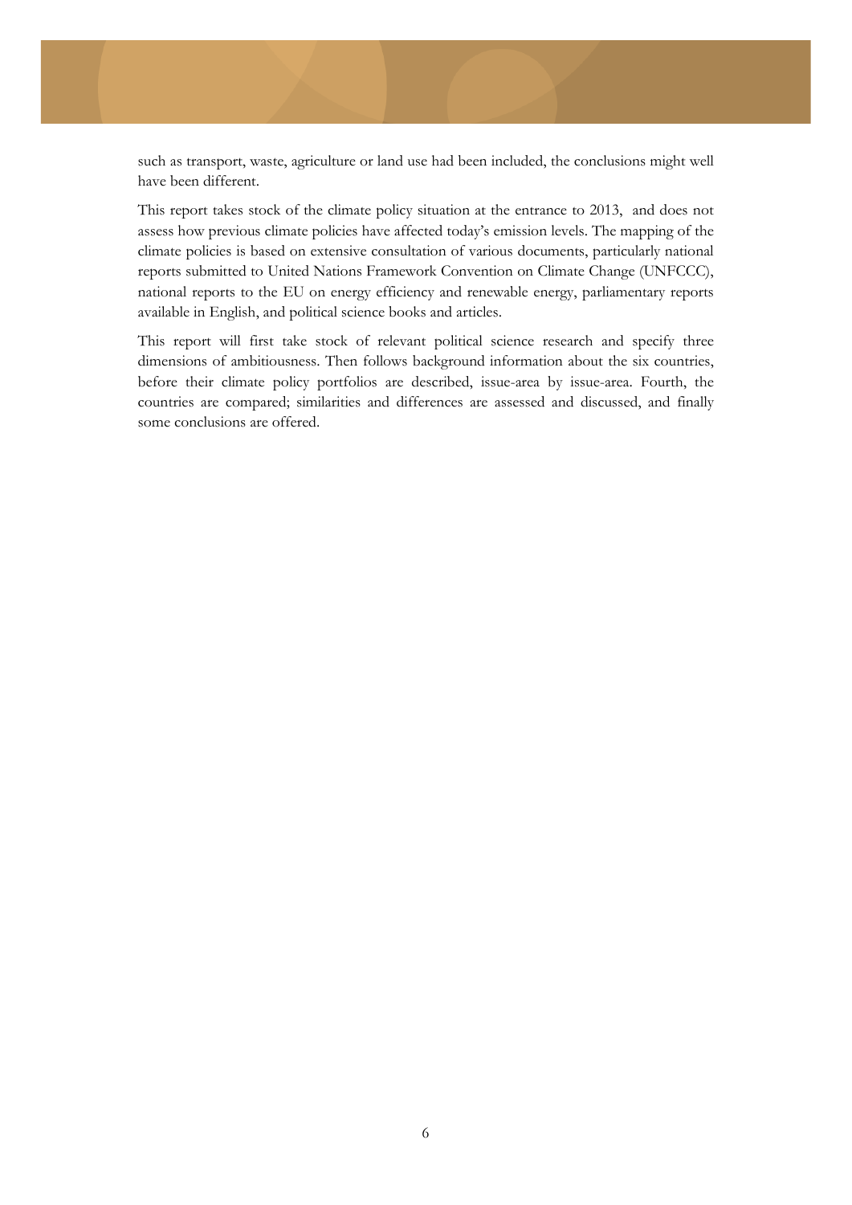such as transport, waste, agriculture or land use had been included, the conclusions might well have been different.

This report takes stock of the climate policy situation at the entrance to 2013, and does not assess how previous climate policies have affected today's emission levels. The mapping of the climate policies is based on extensive consultation of various documents, particularly national reports submitted to United Nations Framework Convention on Climate Change (UNFCCC), national reports to the EU on energy efficiency and renewable energy, parliamentary reports available in English, and political science books and articles.

This report will first take stock of relevant political science research and specify three dimensions of ambitiousness. Then follows background information about the six countries, before their climate policy portfolios are described, issue-area by issue-area. Fourth, the countries are compared; similarities and differences are assessed and discussed, and finally some conclusions are offered.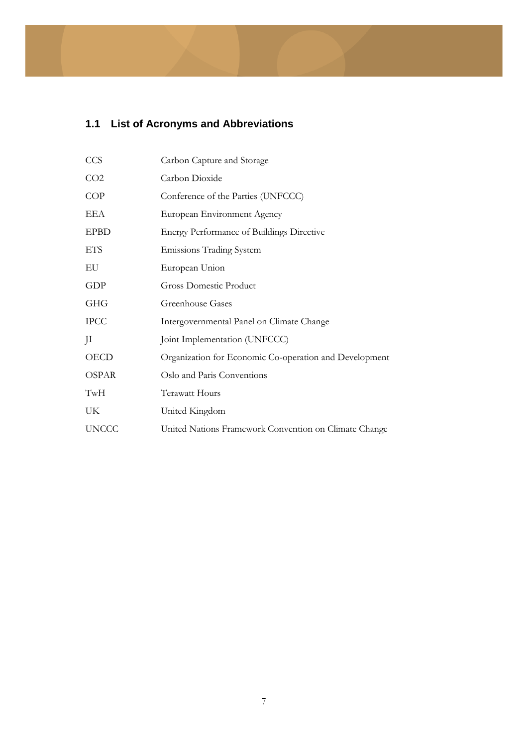## 1.1 List of Acronyms and Abbreviations

| | |
|---|---|
| CCS | Carbon Capture and Storage |
| CO2 | Carbon Dioxide |
| COP | Conference of the Parties (UNFCCC) |
| EEA | European Environment Agency |
| EPBD | Energy Performance of Buildings Directive |
| ETS | Emissions Trading System |
| EU | European Union |
| GDP | Gross Domestic Product |
| GHG | Greenhouse Gases |
| IPCC | Intergovernmental Panel on Climate Change |
| JI | Joint Implementation (UNFCCC) |
| OECD | Organization for Economic Co-operation and Development |
| OSPAR | Oslo and Paris Conventions |
| TwH | Terawatt Hours |
| UK | United Kingdom |
| UNCCC | United Nations Framework Convention on Climate Change |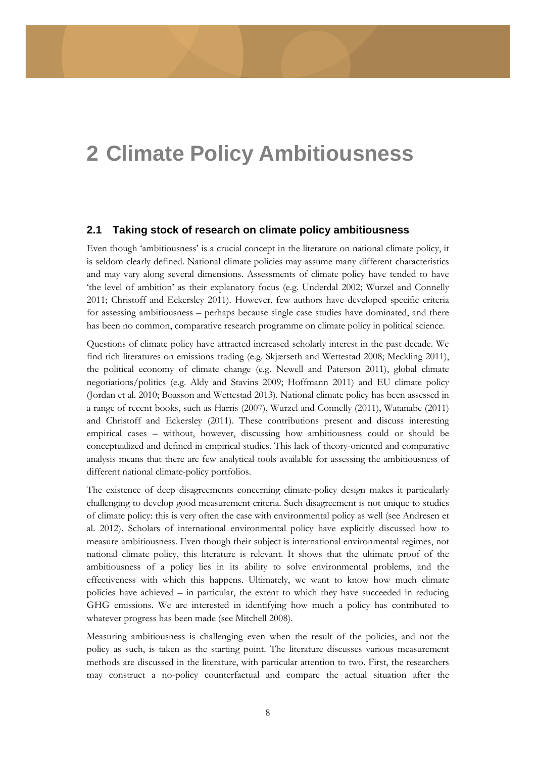# 2 Climate Policy Ambitiousness

## 2.1 Taking stock of research on climate policy ambitiousness

Even though 'ambitiousness' is a crucial concept in the literature on national climate policy, it is seldom clearly defined. National climate policies may assume many different characteristics and may vary along several dimensions. Assessments of climate policy have tended to have 'the level of ambition' as their explanatory focus (e.g. Underdal 2002; Wurzel and Connelly 2011; Christoff and Eckersley 2011). However, few authors have developed specific criteria for assessing ambitiousness – perhaps because single case studies have dominated, and there has been no common, comparative research programme on climate policy in political science.

Questions of climate policy have attracted increased scholarly interest in the past decade. We find rich literatures on emissions trading (e.g. Skjærseth and Wettestad 2008; Meckling 2011), the political economy of climate change (e.g. Newell and Paterson 2011), global climate negotiations/politics (e.g. Aldy and Stavins 2009; Hoffmann 2011) and EU climate policy (Jordan et al. 2010; Boasson and Wettestad 2013). National climate policy has been assessed in a range of recent books, such as Harris (2007), Wurzel and Connelly (2011), Watanabe (2011) and Christoff and Eckersley (2011). These contributions present and discuss interesting empirical cases – without, however, discussing how ambitiousness could or should be conceptualized and defined in empirical studies. This lack of theory-oriented and comparative analysis means that there are few analytical tools available for assessing the ambitiousness of different national climate-policy portfolios.

The existence of deep disagreements concerning climate-policy design makes it particularly challenging to develop good measurement criteria. Such disagreement is not unique to studies of climate policy: this is very often the case with environmental policy as well (see Andresen et al. 2012). Scholars of international environmental policy have explicitly discussed how to measure ambitiousness. Even though their subject is international environmental regimes, not national climate policy, this literature is relevant. It shows that the ultimate proof of the ambitiousness of a policy lies in its ability to solve environmental problems, and the effectiveness with which this happens. Ultimately, we want to know how much climate policies have achieved – in particular, the extent to which they have succeeded in reducing GHG emissions. We are interested in identifying how much a policy has contributed to whatever progress has been made (see Mitchell 2008).

Measuring ambitiousness is challenging even when the result of the policies, and not the policy as such, is taken as the starting point. The literature discusses various measurement methods are discussed in the literature, with particular attention to two. First, the researchers may construct a no-policy counterfactual and compare the actual situation after the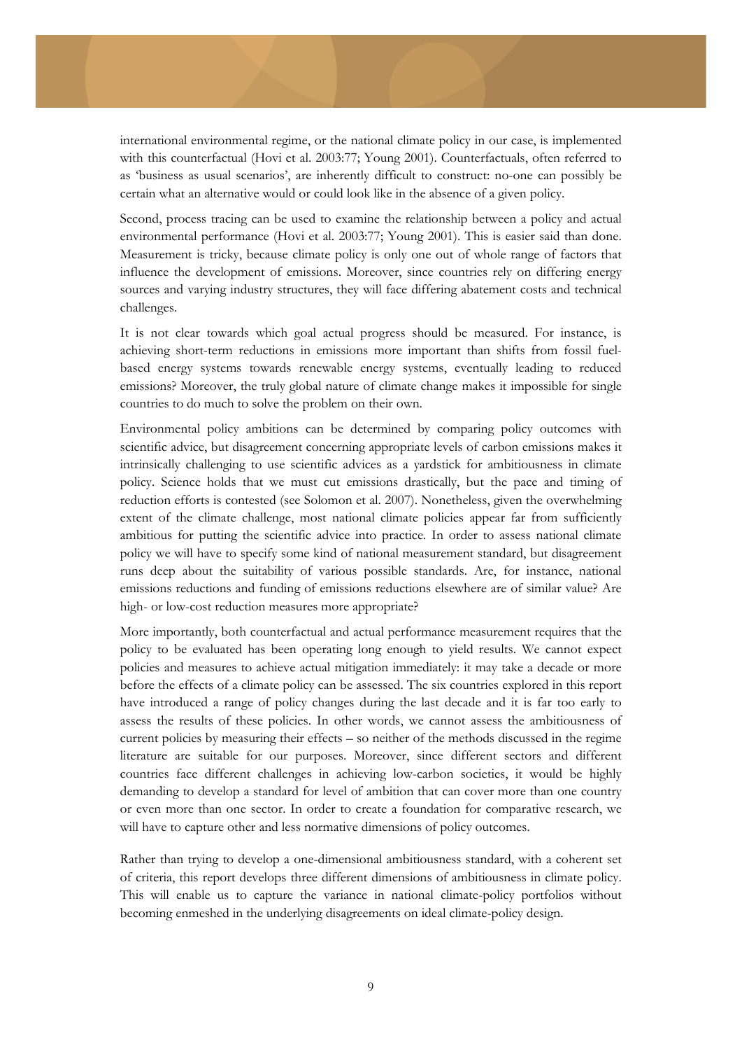international environmental regime, or the national climate policy in our case, is implemented with this counterfactual (Hovi et al. 2003:77; Young 2001). Counterfactuals, often referred to as 'business as usual scenarios', are inherently difficult to construct: no-one can possibly be certain what an alternative would or could look like in the absence of a given policy.

Second, process tracing can be used to examine the relationship between a policy and actual environmental performance (Hovi et al. 2003:77; Young 2001). This is easier said than done. Measurement is tricky, because climate policy is only one out of whole range of factors that influence the development of emissions. Moreover, since countries rely on differing energy sources and varying industry structures, they will face differing abatement costs and technical challenges.

It is not clear towards which goal actual progress should be measured. For instance, is achieving short-term reductions in emissions more important than shifts from fossil fuel-based energy systems towards renewable energy systems, eventually leading to reduced emissions? Moreover, the truly global nature of climate change makes it impossible for single countries to do much to solve the problem on their own.

Environmental policy ambitions can be determined by comparing policy outcomes with scientific advice, but disagreement concerning appropriate levels of carbon emissions makes it intrinsically challenging to use scientific advices as a yardstick for ambitiousness in climate policy. Science holds that we must cut emissions drastically, but the pace and timing of reduction efforts is contested (see Solomon et al. 2007). Nonetheless, given the overwhelming extent of the climate challenge, most national climate policies appear far from sufficiently ambitious for putting the scientific advice into practice. In order to assess national climate policy we will have to specify some kind of national measurement standard, but disagreement runs deep about the suitability of various possible standards. Are, for instance, national emissions reductions and funding of emissions reductions elsewhere are of similar value? Are high- or low-cost reduction measures more appropriate?

More importantly, both counterfactual and actual performance measurement requires that the policy to be evaluated has been operating long enough to yield results. We cannot expect policies and measures to achieve actual mitigation immediately: it may take a decade or more before the effects of a climate policy can be assessed. The six countries explored in this report have introduced a range of policy changes during the last decade and it is far too early to assess the results of these policies. In other words, we cannot assess the ambitiousness of current policies by measuring their effects – so neither of the methods discussed in the regime literature are suitable for our purposes. Moreover, since different sectors and different countries face different challenges in achieving low-carbon societies, it would be highly demanding to develop a standard for level of ambition that can cover more than one country or even more than one sector. In order to create a foundation for comparative research, we will have to capture other and less normative dimensions of policy outcomes.

Rather than trying to develop a one-dimensional ambitiousness standard, with a coherent set of criteria, this report develops three different dimensions of ambitiousness in climate policy. This will enable us to capture the variance in national climate-policy portfolios without becoming enmeshed in the underlying disagreements on ideal climate-policy design.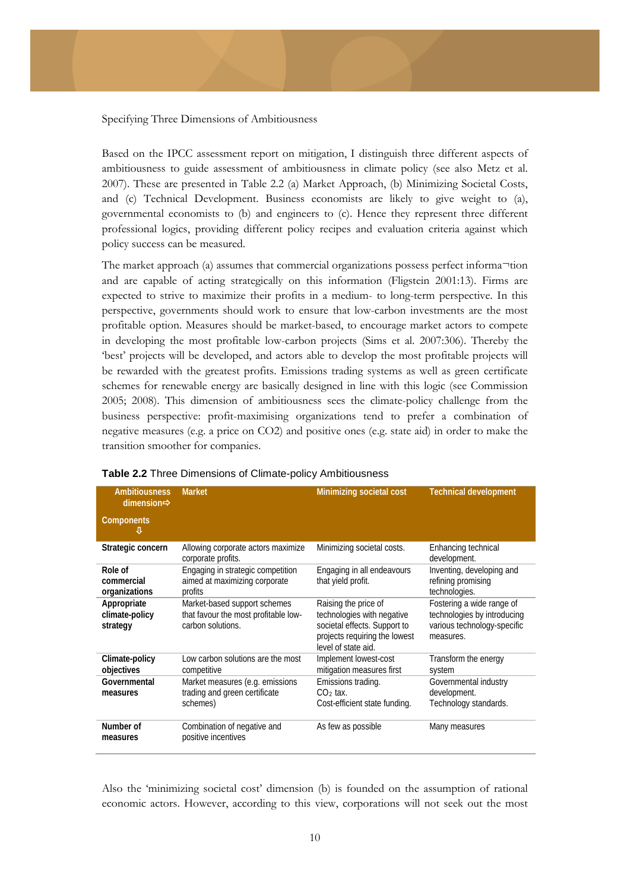Specifying Three Dimensions of Ambitiousness

Based on the IPCC assessment report on mitigation, I distinguish three different aspects of ambitiousness to guide assessment of ambitiousness in climate policy (see also Metz et al. 2007). These are presented in Table 2.2 (a) Market Approach, (b) Minimizing Societal Costs, and (c) Technical Development. Business economists are likely to give weight to (a), governmental economists to (b) and engineers to (c). Hence they represent three different professional logics, providing different policy recipes and evaluation criteria against which policy success can be measured.

The market approach (a) assumes that commercial organizations possess perfect informa¬tion and are capable of acting strategically on this information (Fligstein 2001:13). Firms are expected to strive to maximize their profits in a medium- to long-term perspective. In this perspective, governments should work to ensure that low-carbon investments are the most profitable option. Measures should be market-based, to encourage market actors to compete in developing the most profitable low-carbon projects (Sims et al. 2007:306). Thereby the 'best' projects will be developed, and actors able to develop the most profitable projects will be rewarded with the greatest profits. Emissions trading systems as well as green certificate schemes for renewable energy are basically designed in line with this logic (see Commission 2005; 2008). This dimension of ambitiousness sees the climate-policy challenge from the business perspective: profit-maximising organizations tend to prefer a combination of negative measures (e.g. a price on CO2) and positive ones (e.g. state aid) in order to make the transition smoother for companies.

**Table 2.2** Three Dimensions of Climate-policy Ambitiousness

| Ambitiousness dimension⇨ <br> Components ⇩ | Market | Minimizing societal cost | Technical development |
|---|---|---|---|
| **Strategic concern** | Allowing corporate actors maximize corporate profits. | Minimizing societal costs. | Enhancing technical development. |
| **Role of commercial organizations** | Engaging in strategic competition aimed at maximizing corporate profits | Engaging in all endeavours that yield profit. | Inventing, developing and refining promising technologies. |
| **Appropriate climate-policy strategy** | Market-based support schemes that favour the most profitable low-carbon solutions. | Raising the price of technologies with negative societal effects. Support to projects requiring the lowest level of state aid. | Fostering a wide range of technologies by introducing various technology-specific measures. |
| **Climate-policy objectives** | Low carbon solutions are the most competitive | Implement lowest-cost mitigation measures first | Transform the energy system |
| **Governmental measures** | Market measures (e.g. emissions trading and green certificate schemes) | Emissions trading. <br> $CO_2$ tax. <br> Cost-efficient state funding. | Governmental industry development. <br> Technology standards. |
| **Number of measures** | Combination of negative and positive incentives | As few as possible | Many measures |

Also the 'minimizing societal cost' dimension (b) is founded on the assumption of rational economic actors. However, according to this view, corporations will not seek out the most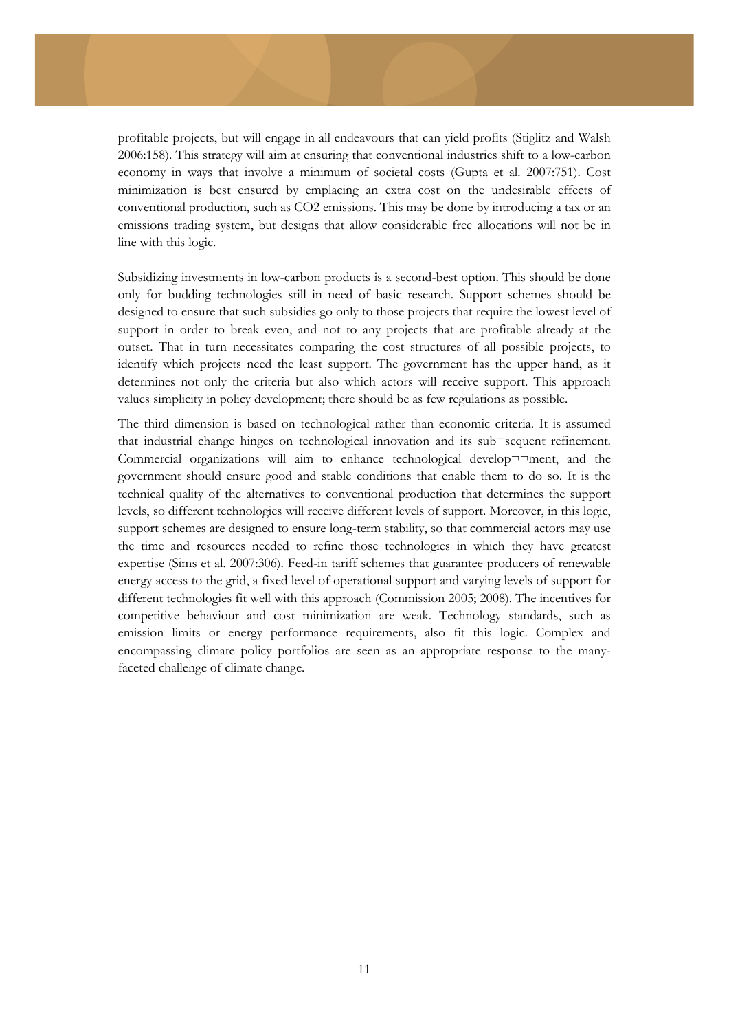profitable projects, but will engage in all endeavours that can yield profits (Stiglitz and Walsh 2006:158). This strategy will aim at ensuring that conventional industries shift to a low-carbon economy in ways that involve a minimum of societal costs (Gupta et al. 2007:751). Cost minimization is best ensured by emplacing an extra cost on the undesirable effects of conventional production, such as $CO_2$ emissions. This may be done by introducing a tax or an emissions trading system, but designs that allow considerable free allocations will not be in line with this logic.

Subsidizing investments in low-carbon products is a second-best option. This should be done only for budding technologies still in need of basic research. Support schemes should be designed to ensure that such subsidies go only to those projects that require the lowest level of support in order to break even, and not to any projects that are profitable already at the outset. That in turn necessitates comparing the cost structures of all possible projects, to identify which projects need the least support. The government has the upper hand, as it determines not only the criteria but also which actors will receive support. This approach values simplicity in policy development; there should be as few regulations as possible.

The third dimension is based on technological rather than economic criteria. It is assumed that industrial change hinges on technological innovation and its sub¬sequent refinement. Commercial organizations will aim to enhance technological develop¬¬ment, and the government should ensure good and stable conditions that enable them to do so. It is the technical quality of the alternatives to conventional production that determines the support levels, so different technologies will receive different levels of support. Moreover, in this logic, support schemes are designed to ensure long-term stability, so that commercial actors may use the time and resources needed to refine those technologies in which they have greatest expertise (Sims et al. 2007:306). Feed-in tariff schemes that guarantee producers of renewable energy access to the grid, a fixed level of operational support and varying levels of support for different technologies fit well with this approach (Commission 2005; 2008). The incentives for competitive behaviour and cost minimization are weak. Technology standards, such as emission limits or energy performance requirements, also fit this logic. Complex and encompassing climate policy portfolios are seen as an appropriate response to the many-faceted challenge of climate change.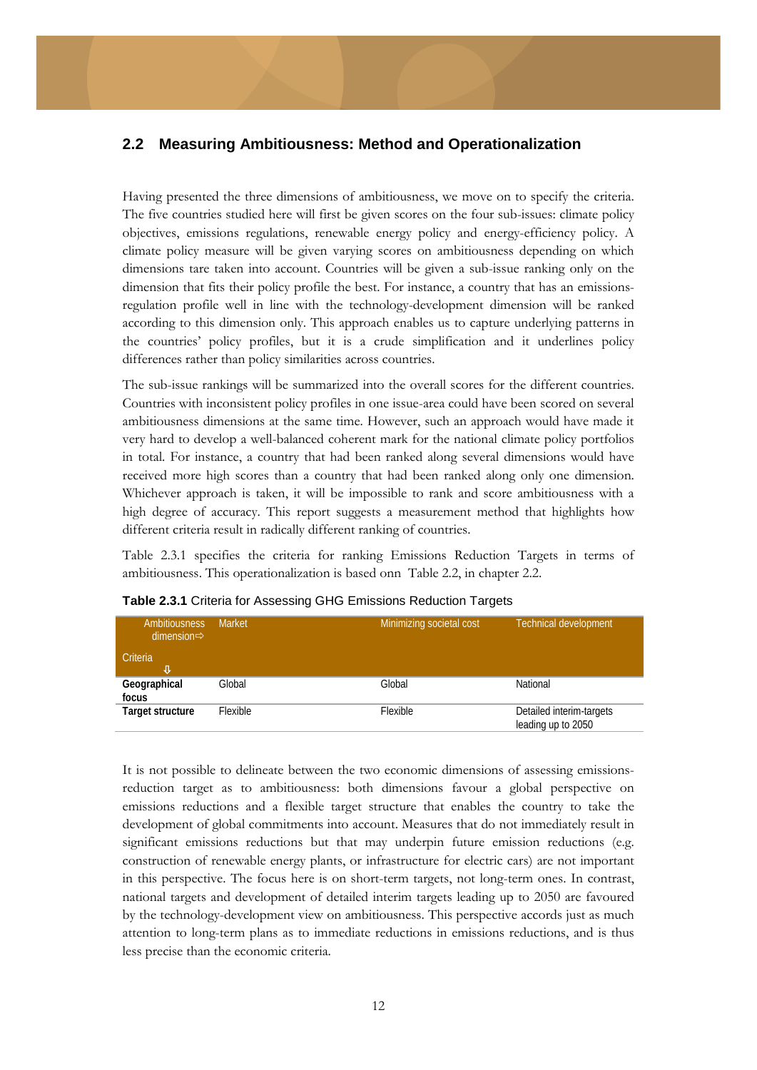## 2.2 Measuring Ambitiousness: Method and Operationalization

Having presented the three dimensions of ambitiousness, we move on to specify the criteria. The five countries studied here will first be given scores on the four sub-issues: climate policy objectives, emissions regulations, renewable energy policy and energy-efficiency policy. A climate policy measure will be given varying scores on ambitiousness depending on which dimensions tare taken into account. Countries will be given a sub-issue ranking only on the dimension that fits their policy profile the best. For instance, a country that has an emissions-regulation profile well in line with the technology-development dimension will be ranked according to this dimension only. This approach enables us to capture underlying patterns in the countries' policy profiles, but it is a crude simplification and it underlines policy differences rather than policy similarities across countries.

The sub-issue rankings will be summarized into the overall scores for the different countries. Countries with inconsistent policy profiles in one issue-area could have been scored on several ambitiousness dimensions at the same time. However, such an approach would have made it very hard to develop a well-balanced coherent mark for the national climate policy portfolios in total. For instance, a country that had been ranked along several dimensions would have received more high scores than a country that had been ranked along only one dimension. Whichever approach is taken, it will be impossible to rank and score ambitiousness with a high degree of accuracy. This report suggests a measurement method that highlights how different criteria result in radically different ranking of countries.

Table 2.3.1 specifies the criteria for ranking Emissions Reduction Targets in terms of ambitiousness. This operationalization is based onn Table 2.2, in chapter 2.2.

**Table 2.3.1** Criteria for Assessing GHG Emissions Reduction Targets

| Ambitiousness dimension⇨ <br> Criteria ⇩ | Market | Minimizing societal cost | Technical development |
|---|---|---|---|
| **Geographical focus** | Global | Global | National |
| **Target structure** | Flexible | Flexible | Detailed interim-targets leading up to 2050 |

It is not possible to delineate between the two economic dimensions of assessing emissions-reduction target as to ambitiousness: both dimensions favour a global perspective on emissions reductions and a flexible target structure that enables the country to take the development of global commitments into account. Measures that do not immediately result in significant emissions reductions but that may underpin future emission reductions (e.g. construction of renewable energy plants, or infrastructure for electric cars) are not important in this perspective. The focus here is on short-term targets, not long-term ones. In contrast, national targets and development of detailed interim targets leading up to 2050 are favoured by the technology-development view on ambitiousness. This perspective accords just as much attention to long-term plans as to immediate reductions in emissions reductions, and is thus less precise than the economic criteria.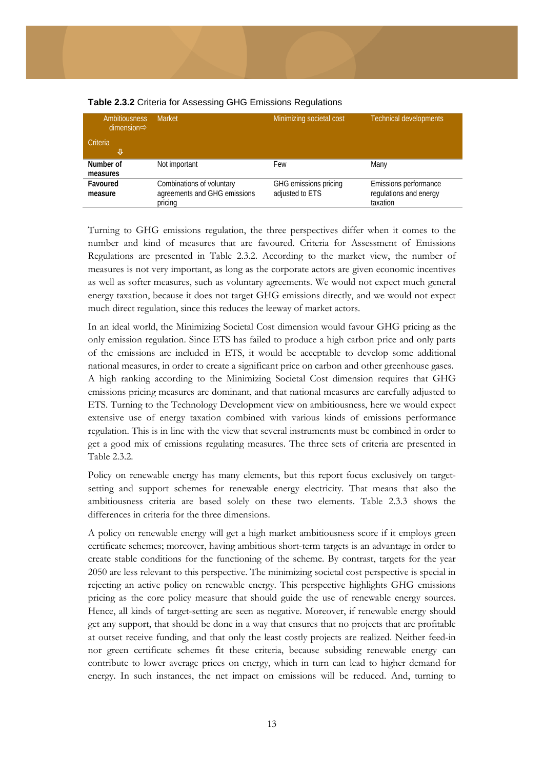**Table 2.3.2** Criteria for Assessing GHG Emissions Regulations

| Ambitiousness dimension⇨ <br> Criteria ⇩ | Market | Minimizing societal cost | Technical developments |
|---|---|---|---|
| **Number of measures** | Not important | Few | Many |
| **Favoured measure** | Combinations of voluntary agreements and GHG emissions pricing | GHG emissions pricing adjusted to ETS | Emissions performance regulations and energy taxation |

Turning to GHG emissions regulation, the three perspectives differ when it comes to the number and kind of measures that are favoured. Criteria for Assessment of Emissions Regulations are presented in Table 2.3.2. According to the market view, the number of measures is not very important, as long as the corporate actors are given economic incentives as well as softer measures, such as voluntary agreements. We would not expect much general energy taxation, because it does not target GHG emissions directly, and we would not expect much direct regulation, since this reduces the leeway of market actors.

In an ideal world, the Minimizing Societal Cost dimension would favour GHG pricing as the only emission regulation. Since ETS has failed to produce a high carbon price and only parts of the emissions are included in ETS, it would be acceptable to develop some additional national measures, in order to create a significant price on carbon and other greenhouse gases. A high ranking according to the Minimizing Societal Cost dimension requires that GHG emissions pricing measures are dominant, and that national measures are carefully adjusted to ETS. Turning to the Technology Development view on ambitiousness, here we would expect extensive use of energy taxation combined with various kinds of emissions performance regulation. This is in line with the view that several instruments must be combined in order to get a good mix of emissions regulating measures. The three sets of criteria are presented in Table 2.3.2.

Policy on renewable energy has many elements, but this report focus exclusively on target-setting and support schemes for renewable energy electricity. That means that also the ambitiousness criteria are based solely on these two elements. Table 2.3.3 shows the differences in criteria for the three dimensions.

A policy on renewable energy will get a high market ambitiousness score if it employs green certificate schemes; moreover, having ambitious short-term targets is an advantage in order to create stable conditions for the functioning of the scheme. By contrast, targets for the year 2050 are less relevant to this perspective. The minimizing societal cost perspective is special in rejecting an active policy on renewable energy. This perspective highlights GHG emissions pricing as the core policy measure that should guide the use of renewable energy sources. Hence, all kinds of target-setting are seen as negative. Moreover, if renewable energy should get any support, that should be done in a way that ensures that no projects that are profitable at outset receive funding, and that only the least costly projects are realized. Neither feed-in nor green certificate schemes fit these criteria, because subsiding renewable energy can contribute to lower average prices on energy, which in turn can lead to higher demand for energy. In such instances, the net impact on emissions will be reduced. And, turning to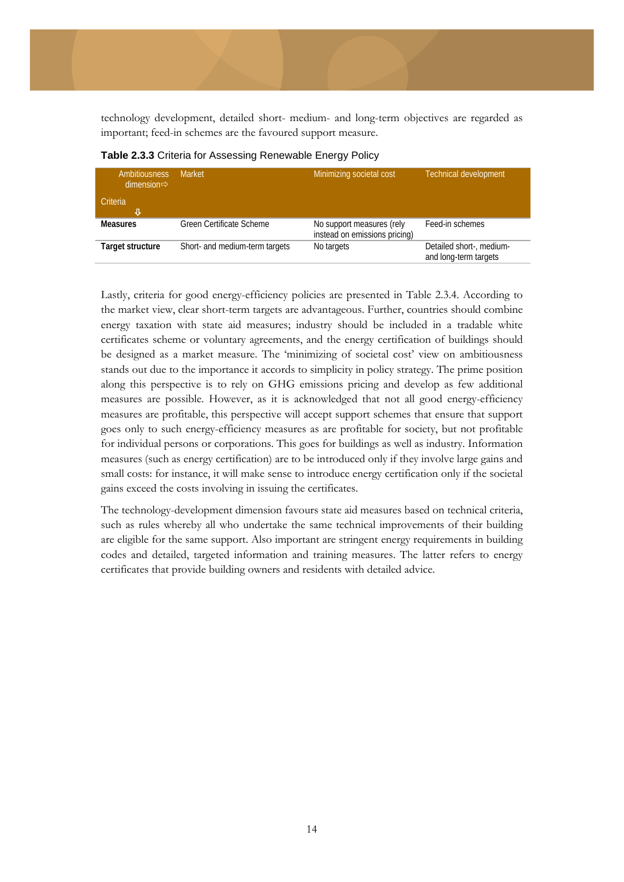technology development, detailed short- medium- and long-term objectives are regarded as important; feed-in schemes are the favoured support measure.

**Table 2.3.3** Criteria for Assessing Renewable Energy Policy

| Ambitiousness dimension⇨ Criteria ⇩ | Market | Minimizing societal cost | Technical development |
|---|---|---|---|
| **Measures** | Green Certificate Scheme | No support measures (rely instead on emissions pricing) | Feed-in schemes |
| **Target structure** | Short- and medium-term targets | No targets | Detailed short-, medium- and long-term targets |

Lastly, criteria for good energy-efficiency policies are presented in Table 2.3.4. According to the market view, clear short-term targets are advantageous. Further, countries should combine energy taxation with state aid measures; industry should be included in a tradable white certificates scheme or voluntary agreements, and the energy certification of buildings should be designed as a market measure. The 'minimizing of societal cost' view on ambitiousness stands out due to the importance it accords to simplicity in policy strategy. The prime position along this perspective is to rely on GHG emissions pricing and develop as few additional measures are possible. However, as it is acknowledged that not all good energy-efficiency measures are profitable, this perspective will accept support schemes that ensure that support goes only to such energy-efficiency measures as are profitable for society, but not profitable for individual persons or corporations. This goes for buildings as well as industry. Information measures (such as energy certification) are to be introduced only if they involve large gains and small costs: for instance, it will make sense to introduce energy certification only if the societal gains exceed the costs involving in issuing the certificates.

The technology-development dimension favours state aid measures based on technical criteria, such as rules whereby all who undertake the same technical improvements of their building are eligible for the same support. Also important are stringent energy requirements in building codes and detailed, targeted information and training measures. The latter refers to energy certificates that provide building owners and residents with detailed advice.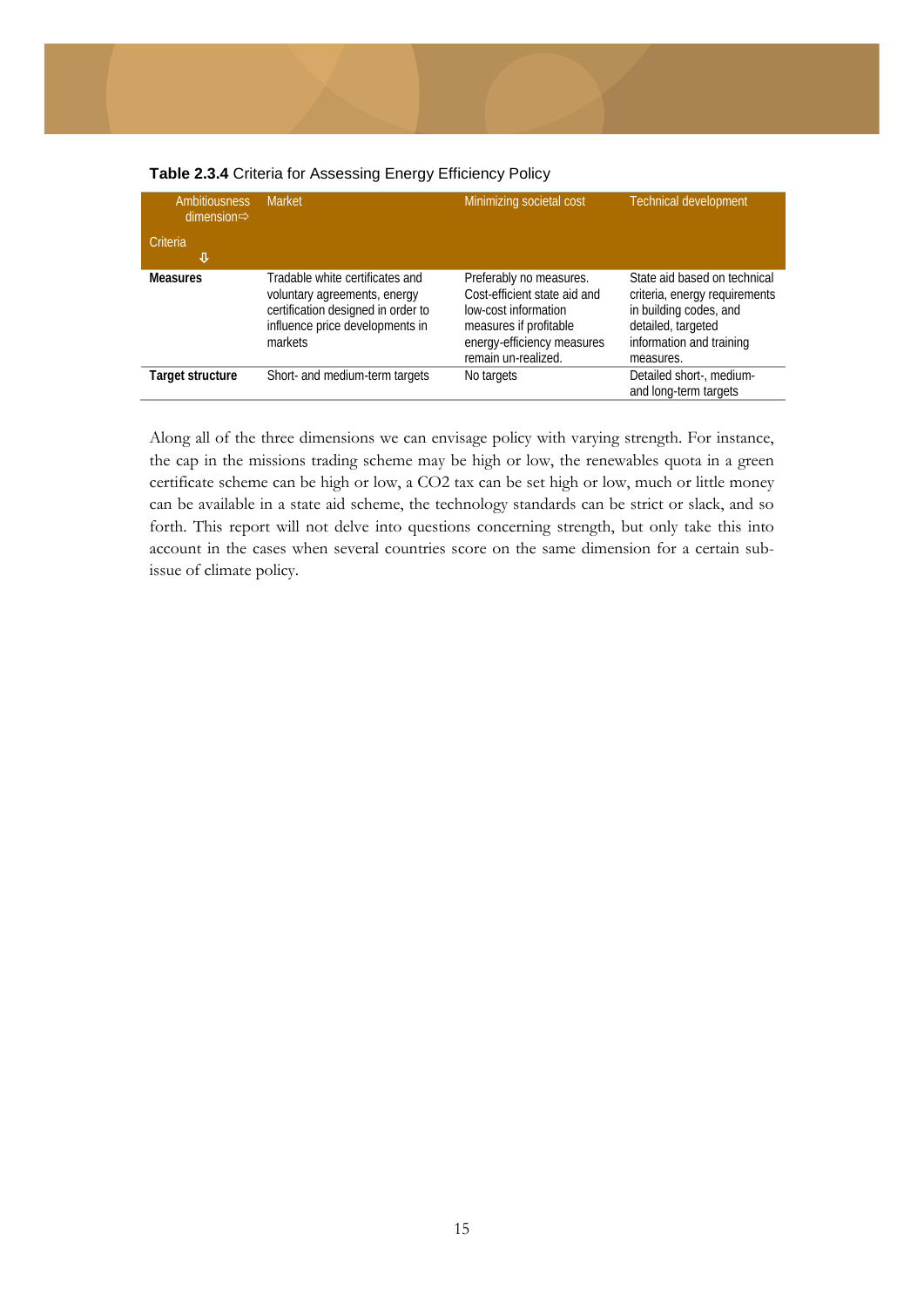**Table 2.3.4** Criteria for Assessing Energy Efficiency Policy

| Ambitiousness dimension⇨ <br> Criteria ⇩ | Market | Minimizing societal cost | Technical development |
|---|---|---|---|
| **Measures** | Tradable white certificates and voluntary agreements, energy certification designed in order to influence price developments in markets | Preferably no measures. Cost-efficient state aid and low-cost information measures if profitable energy-efficiency measures remain un-realized. | State aid based on technical criteria, energy requirements in building codes, and detailed, targeted information and training measures. |
| **Target structure** | Short- and medium-term targets | No targets | Detailed short-, medium- and long-term targets |

Along all of the three dimensions we can envisage policy with varying strength. For instance, the cap in the missions trading scheme may be high or low, the renewables quota in a green certificate scheme can be high or low, a CO2 tax can be set high or low, much or little money can be available in a state aid scheme, the technology standards can be strict or slack, and so forth. This report will not delve into questions concerning strength, but only take this into account in the cases when several countries score on the same dimension for a certain sub-issue of climate policy.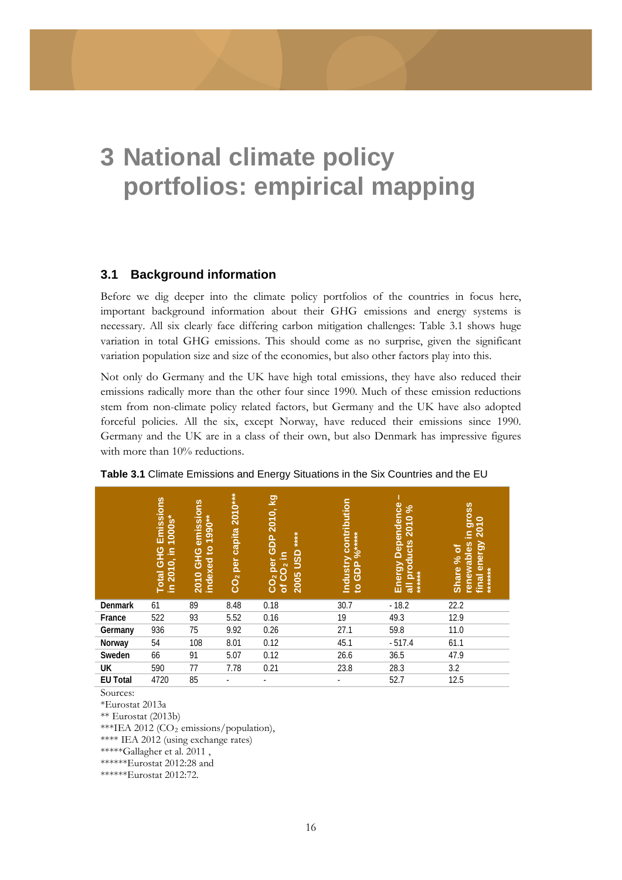# 3 National climate policy portfolios: empirical mapping

## 3.1 Background information

Before we dig deeper into the climate policy portfolios of the countries in focus here, important background information about their GHG emissions and energy systems is necessary. All six clearly face differing carbon mitigation challenges: Table 3.1 shows huge variation in total GHG emissions. This should come as no surprise, given the significant variation population size and size of the economies, but also other factors play into this.

Not only do Germany and the UK have high total emissions, they have also reduced their emissions radically more than the other four since 1990. Much of these emission reductions stem from non-climate policy related factors, but Germany and the UK have also adopted forceful policies. All the six, except Norway, have reduced their emissions since 1990. Germany and the UK are in a class of their own, but also Denmark has impressive figures with more than 10% reductions.

**Table 3.1** Climate Emissions and Energy Situations in the Six Countries and the EU

| | Total GHG Emissions in 2010, in 1000s* | 2010 GHG emissions indexed to 1990** | $CO_2$ per capita 2010*** | $CO_2$ per GDP 2010, kg of $CO_2$ in 2005 USD **** | Industry contribution to GDP %***** | Energy Dependence – all products 2010 % ****** | Share % of renewables in gross final energy 2010 ****** |
|---|---|---|---|---|---|---|---|
| **Denmark** | 61 | 89 | 8.48 | 0.18 | 30.7 | - 18.2 | 22.2 |
| **France** | 522 | 93 | 5.52 | 0.16 | 19 | 49.3 | 12.9 |
| **Germany** | 936 | 75 | 9.92 | 0.26 | 27.1 | 59.8 | 11.0 |
| **Norway** | 54 | 108 | 8.01 | 0.12 | 45.1 | - 517.4 | 61.1 |
| **Sweden** | 66 | 91 | 5.07 | 0.12 | 26.6 | 36.5 | 47.9 |
| **UK** | 590 | 77 | 7.78 | 0.21 | 23.8 | 28.3 | 3.2 |
| **EU Total** | 4720 | 85 | - | - | - | 52.7 | 12.5 |

Sources:

*Eurostat 2013a

** Eurostat (2013b)

***IEA 2012 ($CO_2$ emissions/population),

**** IEA 2012 (using exchange rates)

*****Gallagher et al. 2011 ,

******Eurostat 2012:28 and

******Eurostat 2012:72.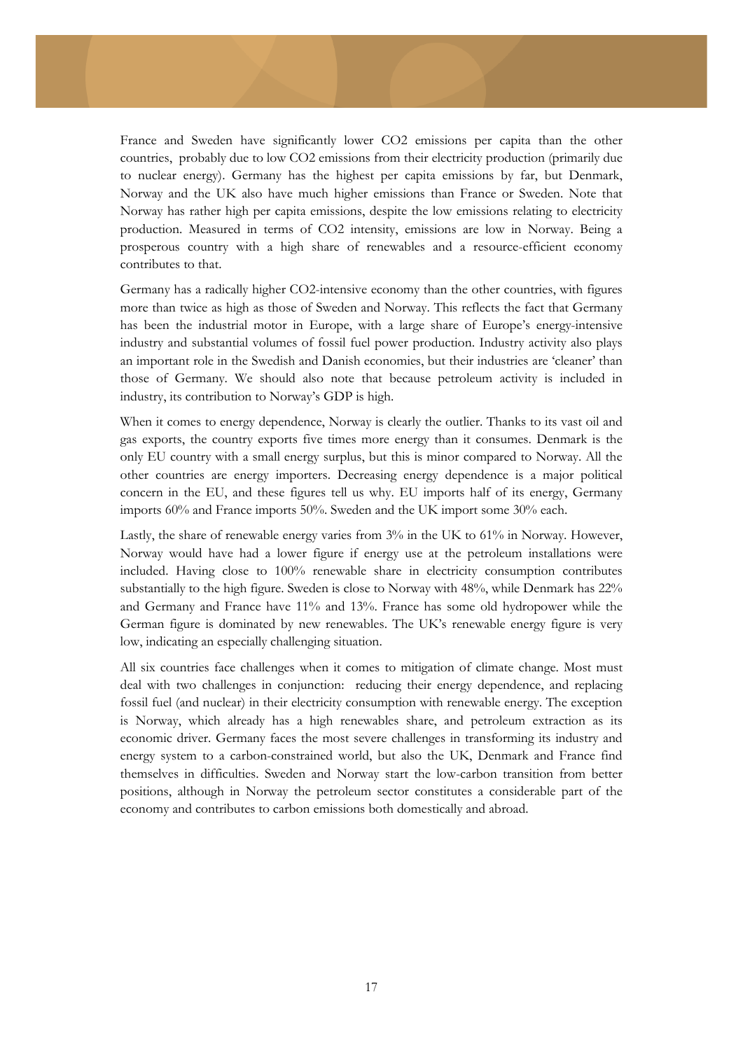France and Sweden have significantly lower $CO_2$ emissions per capita than the other countries, probably due to low $CO_2$ emissions from their electricity production (primarily due to nuclear energy). Germany has the highest per capita emissions by far, but Denmark, Norway and the UK also have much higher emissions than France or Sweden. Note that Norway has rather high per capita emissions, despite the low emissions relating to electricity production. Measured in terms of $CO_2$ intensity, emissions are low in Norway. Being a prosperous country with a high share of renewables and a resource-efficient economy contributes to that.

Germany has a radically higher $CO_2$-intensive economy than the other countries, with figures more than twice as high as those of Sweden and Norway. This reflects the fact that Germany has been the industrial motor in Europe, with a large share of Europe's energy-intensive industry and substantial volumes of fossil fuel power production. Industry activity also plays an important role in the Swedish and Danish economies, but their industries are 'cleaner' than those of Germany. We should also note that because petroleum activity is included in industry, its contribution to Norway's GDP is high.

When it comes to energy dependence, Norway is clearly the outlier. Thanks to its vast oil and gas exports, the country exports five times more energy than it consumes. Denmark is the only EU country with a small energy surplus, but this is minor compared to Norway. All the other countries are energy importers. Decreasing energy dependence is a major political concern in the EU, and these figures tell us why. EU imports half of its energy, Germany imports 60% and France imports 50%. Sweden and the UK import some 30% each.

Lastly, the share of renewable energy varies from 3% in the UK to 61% in Norway. However, Norway would have had a lower figure if energy use at the petroleum installations were included. Having close to 100% renewable share in electricity consumption contributes substantially to the high figure. Sweden is close to Norway with 48%, while Denmark has 22% and Germany and France have 11% and 13%. France has some old hydropower while the German figure is dominated by new renewables. The UK's renewable energy figure is very low, indicating an especially challenging situation.

All six countries face challenges when it comes to mitigation of climate change. Most must deal with two challenges in conjunction: reducing their energy dependence, and replacing fossil fuel (and nuclear) in their electricity consumption with renewable energy. The exception is Norway, which already has a high renewables share, and petroleum extraction as its economic driver. Germany faces the most severe challenges in transforming its industry and energy system to a carbon-constrained world, but also the UK, Denmark and France find themselves in difficulties. Sweden and Norway start the low-carbon transition from better positions, although in Norway the petroleum sector constitutes a considerable part of the economy and contributes to carbon emissions both domestically and abroad.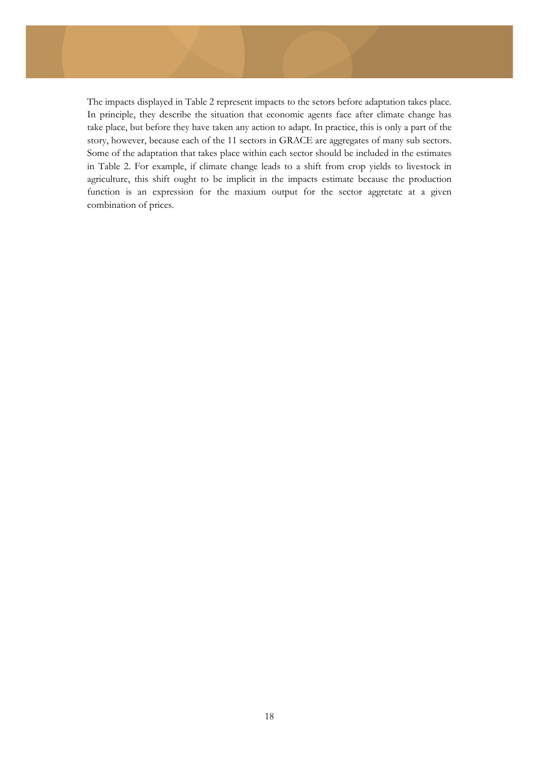The impacts displayed in Table 2 represent impacts to the setors before adaptation takes place. In principle, they describe the situation that economic agents face after climate change has take place, but before they have taken any action to adapt. In practice, this is only a part of the story, however, because each of the 11 sectors in GRACE are aggregates of many sub sectors. Some of the adaptation that takes place within each sector should be included in the estimates in Table 2. For example, if climate change leads to a shift from crop yields to livestock in agriculture, this shift ought to be implicit in the impacts estimate because the production function is an expression for the maxium output for the sector aggretate at a given combination of prices.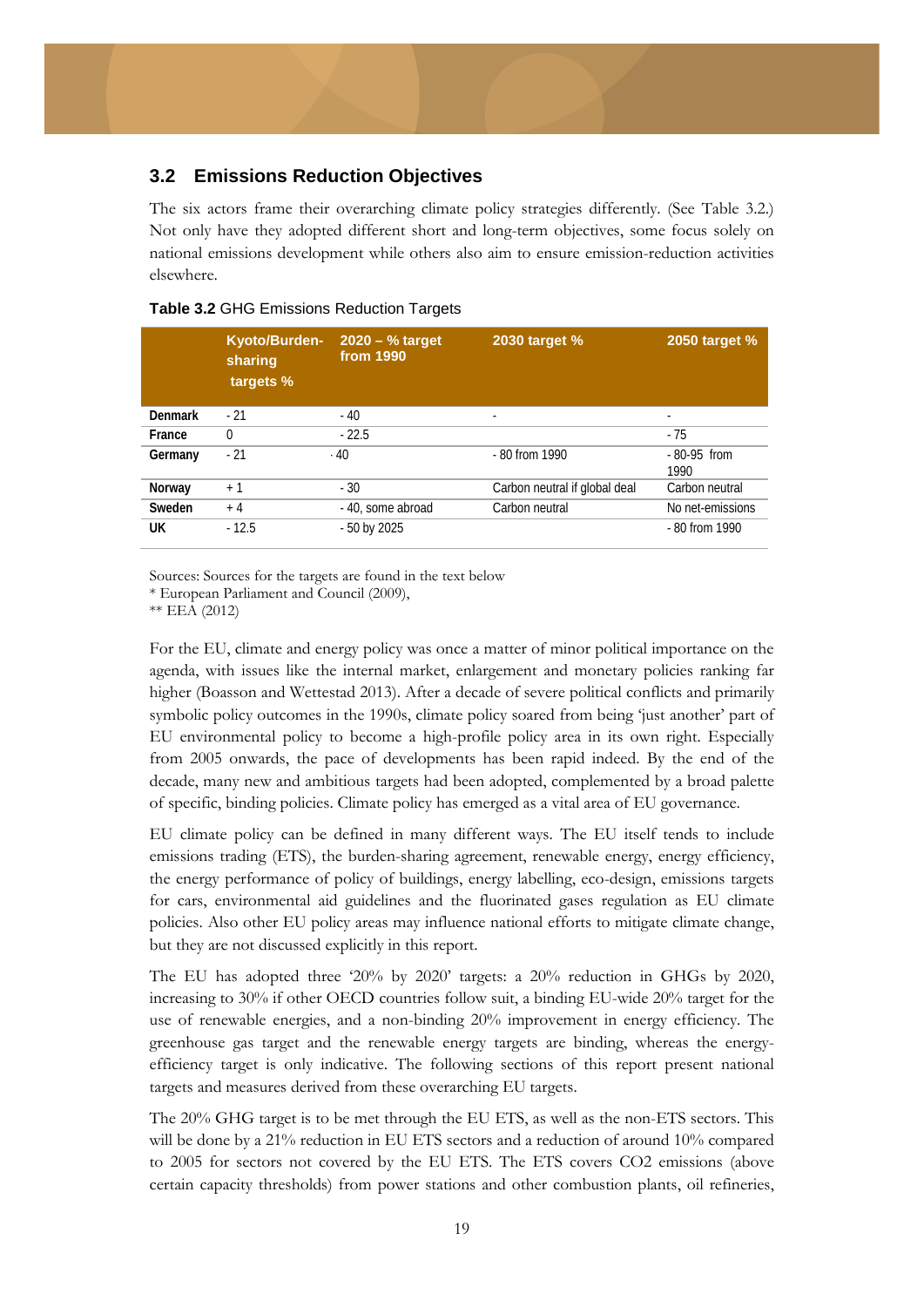## 3.2 Emissions Reduction Objectives

The six actors frame their overarching climate policy strategies differently. (See Table 3.2.) Not only have they adopted different short and long-term objectives, some focus solely on national emissions development while others also aim to ensure emission-reduction activities elsewhere.

**Table 3.2** GHG Emissions Reduction Targets

| | Kyoto/Burden-sharing targets % | 2020 – % target from 1990 | 2030 target % | 2050 target % |
|---|---|---|---|---|
| **Denmark** | - 21 | - 40 | - | - |
| **France** | 0 | - 22.5 | | - 75 |
| **Germany** | - 21 | - 40 | - 80 from 1990 | - 80-95 from 1990 |
| **Norway** | + 1 | - 30 | Carbon neutral if global deal | Carbon neutral |
| **Sweden** | + 4 | - 40, some abroad | Carbon neutral | No net-emissions |
| **UK** | - 12.5 | - 50 by 2025 | | - 80 from 1990 |

Sources: Sources for the targets are found in the text below
* European Parliament and Council (2009),
** EEA (2012)

For the EU, climate and energy policy was once a matter of minor political importance on the agenda, with issues like the internal market, enlargement and monetary policies ranking far higher (Boasson and Wettestad 2013). After a decade of severe political conflicts and primarily symbolic policy outcomes in the 1990s, climate policy soared from being 'just another' part of EU environmental policy to become a high-profile policy area in its own right. Especially from 2005 onwards, the pace of developments has been rapid indeed. By the end of the decade, many new and ambitious targets had been adopted, complemented by a broad palette of specific, binding policies. Climate policy has emerged as a vital area of EU governance.

EU climate policy can be defined in many different ways. The EU itself tends to include emissions trading (ETS), the burden-sharing agreement, renewable energy, energy efficiency, the energy performance of policy of buildings, energy labelling, eco-design, emissions targets for cars, environmental aid guidelines and the fluorinated gases regulation as EU climate policies. Also other EU policy areas may influence national efforts to mitigate climate change, but they are not discussed explicitly in this report.

The EU has adopted three '20% by 2020' targets: a 20% reduction in GHGs by 2020, increasing to 30% if other OECD countries follow suit, a binding EU-wide 20% target for the use of renewable energies, and a non-binding 20% improvement in energy efficiency. The greenhouse gas target and the renewable energy targets are binding, whereas the energy-efficiency target is only indicative. The following sections of this report present national targets and measures derived from these overarching EU targets.

The 20% GHG target is to be met through the EU ETS, as well as the non-ETS sectors. This will be done by a 21% reduction in EU ETS sectors and a reduction of around 10% compared to 2005 for sectors not covered by the EU ETS. The ETS covers $CO_2$ emissions (above certain capacity thresholds) from power stations and other combustion plants, oil refineries,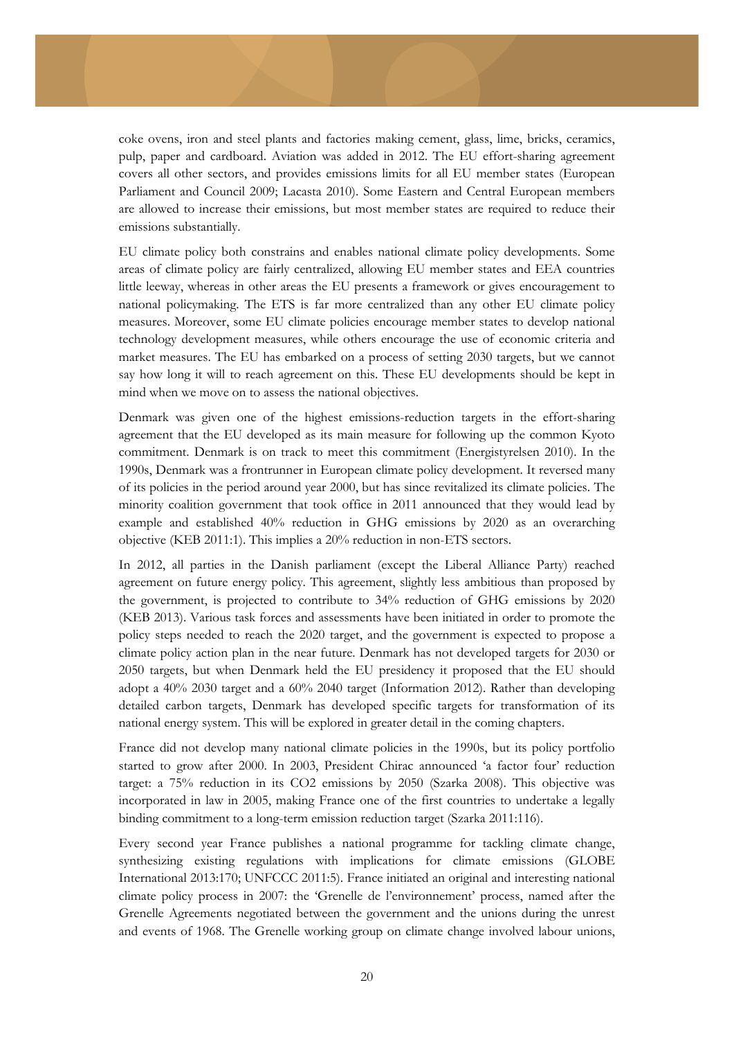coke ovens, iron and steel plants and factories making cement, glass, lime, bricks, ceramics, pulp, paper and cardboard. Aviation was added in 2012. The EU effort-sharing agreement covers all other sectors, and provides emissions limits for all EU member states (European Parliament and Council 2009; Lacasta 2010). Some Eastern and Central European members are allowed to increase their emissions, but most member states are required to reduce their emissions substantially.

EU climate policy both constrains and enables national climate policy developments. Some areas of climate policy are fairly centralized, allowing EU member states and EEA countries little leeway, whereas in other areas the EU presents a framework or gives encouragement to national policymaking. The ETS is far more centralized than any other EU climate policy measures. Moreover, some EU climate policies encourage member states to develop national technology development measures, while others encourage the use of economic criteria and market measures. The EU has embarked on a process of setting 2030 targets, but we cannot say how long it will to reach agreement on this. These EU developments should be kept in mind when we move on to assess the national objectives.

Denmark was given one of the highest emissions-reduction targets in the effort-sharing agreement that the EU developed as its main measure for following up the common Kyoto commitment. Denmark is on track to meet this commitment (Energistyrelsen 2010). In the 1990s, Denmark was a frontrunner in European climate policy development. It reversed many of its policies in the period around year 2000, but has since revitalized its climate policies. The minority coalition government that took office in 2011 announced that they would lead by example and established 40% reduction in GHG emissions by 2020 as an overarching objective (KEB 2011:1). This implies a 20% reduction in non-ETS sectors.

In 2012, all parties in the Danish parliament (except the Liberal Alliance Party) reached agreement on future energy policy. This agreement, slightly less ambitious than proposed by the government, is projected to contribute to 34% reduction of GHG emissions by 2020 (KEB 2013). Various task forces and assessments have been initiated in order to promote the policy steps needed to reach the 2020 target, and the government is expected to propose a climate policy action plan in the near future. Denmark has not developed targets for 2030 or 2050 targets, but when Denmark held the EU presidency it proposed that the EU should adopt a 40% 2030 target and a 60% 2040 target (Information 2012). Rather than developing detailed carbon targets, Denmark has developed specific targets for transformation of its national energy system. This will be explored in greater detail in the coming chapters.

France did not develop many national climate policies in the 1990s, but its policy portfolio started to grow after 2000. In 2003, President Chirac announced 'a factor four' reduction target: a 75% reduction in its $CO_2$ emissions by 2050 (Szarka 2008). This objective was incorporated in law in 2005, making France one of the first countries to undertake a legally binding commitment to a long-term emission reduction target (Szarka 2011:116).

Every second year France publishes a national programme for tackling climate change, synthesizing existing regulations with implications for climate emissions (GLOBE International 2013:170; UNFCCC 2011:5). France initiated an original and interesting national climate policy process in 2007: the 'Grenelle de l'environnement' process, named after the Grenelle Agreements negotiated between the government and the unions during the unrest and events of 1968. The Grenelle working group on climate change involved labour unions,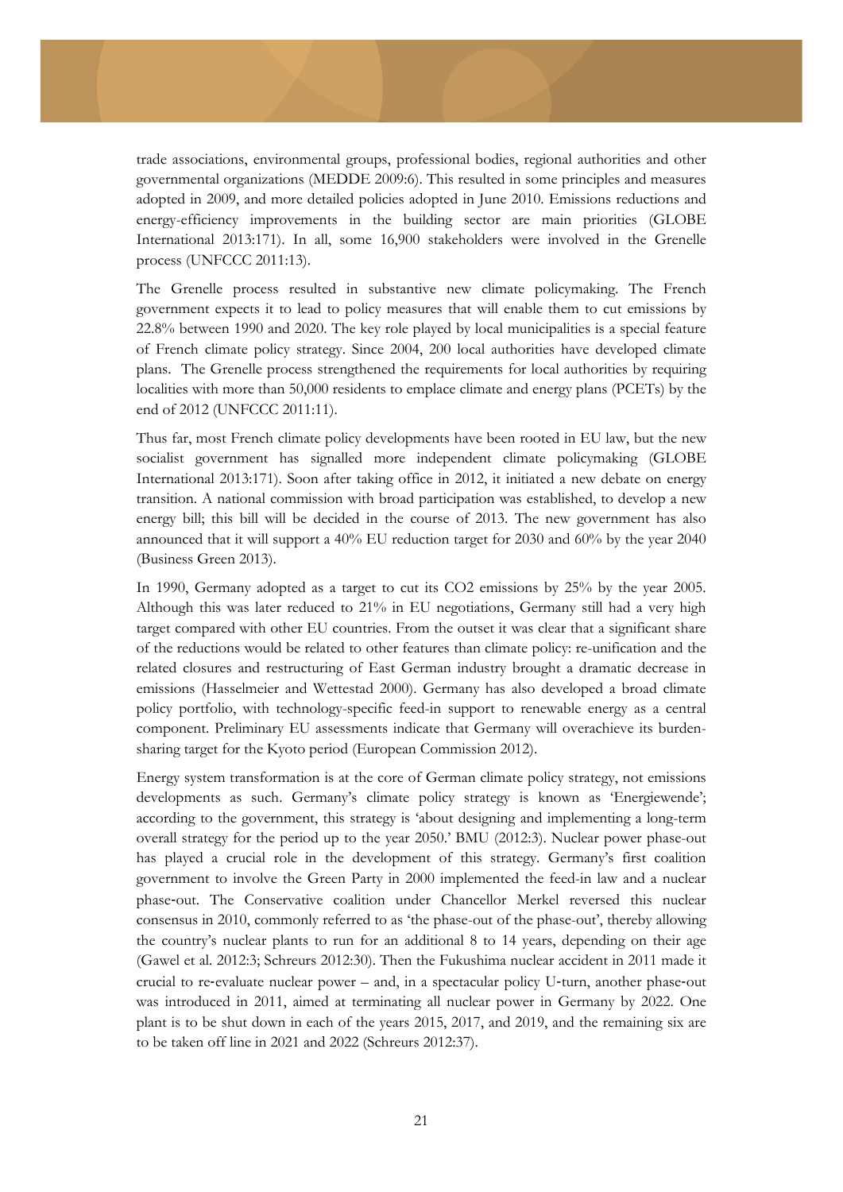trade associations, environmental groups, professional bodies, regional authorities and other governmental organizations (MEDDE 2009:6). This resulted in some principles and measures adopted in 2009, and more detailed policies adopted in June 2010. Emissions reductions and energy-efficiency improvements in the building sector are main priorities (GLOBE International 2013:171). In all, some 16,900 stakeholders were involved in the Grenelle process (UNFCCC 2011:13).

The Grenelle process resulted in substantive new climate policymaking. The French government expects it to lead to policy measures that will enable them to cut emissions by 22.8% between 1990 and 2020. The key role played by local municipalities is a special feature of French climate policy strategy. Since 2004, 200 local authorities have developed climate plans. The Grenelle process strengthened the requirements for local authorities by requiring localities with more than 50,000 residents to emplace climate and energy plans (PCETs) by the end of 2012 (UNFCCC 2011:11).

Thus far, most French climate policy developments have been rooted in EU law, but the new socialist government has signalled more independent climate policymaking (GLOBE International 2013:171). Soon after taking office in 2012, it initiated a new debate on energy transition. A national commission with broad participation was established, to develop a new energy bill; this bill will be decided in the course of 2013. The new government has also announced that it will support a 40% EU reduction target for 2030 and 60% by the year 2040 (Business Green 2013).

In 1990, Germany adopted as a target to cut its $CO_2$ emissions by 25% by the year 2005. Although this was later reduced to 21% in EU negotiations, Germany still had a very high target compared with other EU countries. From the outset it was clear that a significant share of the reductions would be related to other features than climate policy: re-unification and the related closures and restructuring of East German industry brought a dramatic decrease in emissions (Hasselmeier and Wettestad 2000). Germany has also developed a broad climate policy portfolio, with technology-specific feed-in support to renewable energy as a central component. Preliminary EU assessments indicate that Germany will overachieve its burden-sharing target for the Kyoto period (European Commission 2012).

Energy system transformation is at the core of German climate policy strategy, not emissions developments as such. Germany's climate policy strategy is known as 'Energiewende'; according to the government, this strategy is 'about designing and implementing a long-term overall strategy for the period up to the year 2050.' BMU (2012:3). Nuclear power phase-out has played a crucial role in the development of this strategy. Germany's first coalition government to involve the Green Party in 2000 implemented the feed-in law and a nuclear phase-out. The Conservative coalition under Chancellor Merkel reversed this nuclear consensus in 2010, commonly referred to as 'the phase-out of the phase-out', thereby allowing the country's nuclear plants to run for an additional 8 to 14 years, depending on their age (Gawel et al. 2012:3; Schreurs 2012:30). Then the Fukushima nuclear accident in 2011 made it crucial to re-evaluate nuclear power – and, in a spectacular policy U-turn, another phase-out was introduced in 2011, aimed at terminating all nuclear power in Germany by 2022. One plant is to be shut down in each of the years 2015, 2017, and 2019, and the remaining six are to be taken off line in 2021 and 2022 (Schreurs 2012:37).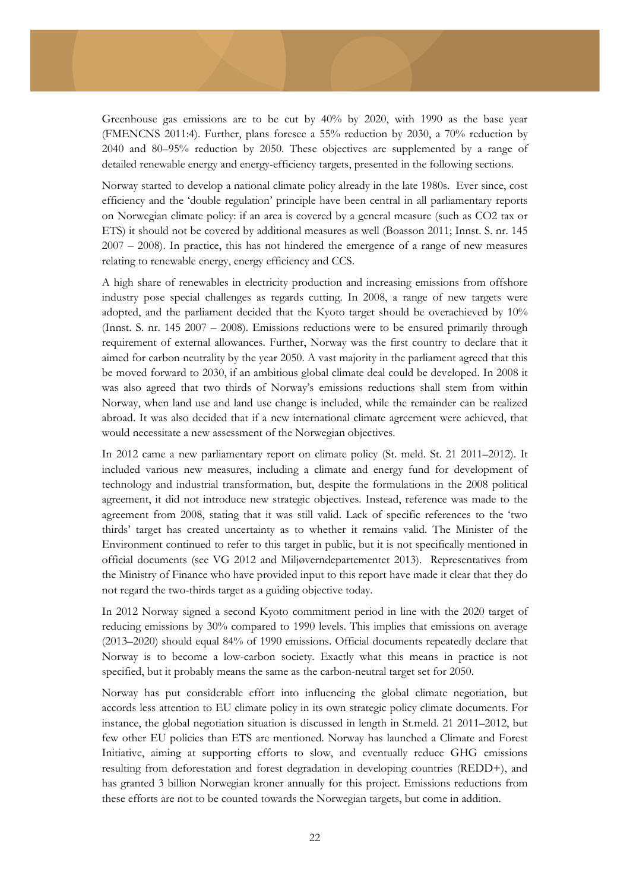Greenhouse gas emissions are to be cut by 40% by 2020, with 1990 as the base year (FMENCNS 2011:4). Further, plans foresee a 55% reduction by 2030, a 70% reduction by 2040 and 80–95% reduction by 2050. These objectives are supplemented by a range of detailed renewable energy and energy-efficiency targets, presented in the following sections.

Norway started to develop a national climate policy already in the late 1980s. Ever since, cost efficiency and the 'double regulation' principle have been central in all parliamentary reports on Norwegian climate policy: if an area is covered by a general measure (such as CO2 tax or ETS) it should not be covered by additional measures as well (Boasson 2011; Innst. S. nr. 145 2007 – 2008). In practice, this has not hindered the emergence of a range of new measures relating to renewable energy, energy efficiency and CCS.

A high share of renewables in electricity production and increasing emissions from offshore industry pose special challenges as regards cutting. In 2008, a range of new targets were adopted, and the parliament decided that the Kyoto target should be overachieved by 10% (Innst. S. nr. 145 2007 – 2008). Emissions reductions were to be ensured primarily through requirement of external allowances. Further, Norway was the first country to declare that it aimed for carbon neutrality by the year 2050. A vast majority in the parliament agreed that this be moved forward to 2030, if an ambitious global climate deal could be developed. In 2008 it was also agreed that two thirds of Norway's emissions reductions shall stem from within Norway, when land use and land use change is included, while the remainder can be realized abroad. It was also decided that if a new international climate agreement were achieved, that would necessitate a new assessment of the Norwegian objectives.

In 2012 came a new parliamentary report on climate policy (St. meld. St. 21 2011–2012). It included various new measures, including a climate and energy fund for development of technology and industrial transformation, but, despite the formulations in the 2008 political agreement, it did not introduce new strategic objectives. Instead, reference was made to the agreement from 2008, stating that it was still valid. Lack of specific references to the 'two thirds' target has created uncertainty as to whether it remains valid. The Minister of the Environment continued to refer to this target in public, but it is not specifically mentioned in official documents (see VG 2012 and Miljøverndepartementet 2013). Representatives from the Ministry of Finance who have provided input to this report have made it clear that they do not regard the two-thirds target as a guiding objective today.

In 2012 Norway signed a second Kyoto commitment period in line with the 2020 target of reducing emissions by 30% compared to 1990 levels. This implies that emissions on average (2013–2020) should equal 84% of 1990 emissions. Official documents repeatedly declare that Norway is to become a low-carbon society. Exactly what this means in practice is not specified, but it probably means the same as the carbon-neutral target set for 2050.

Norway has put considerable effort into influencing the global climate negotiation, but accords less attention to EU climate policy in its own strategic policy climate documents. For instance, the global negotiation situation is discussed in length in St.meld. 21 2011–2012, but few other EU policies than ETS are mentioned. Norway has launched a Climate and Forest Initiative, aiming at supporting efforts to slow, and eventually reduce GHG emissions resulting from deforestation and forest degradation in developing countries (REDD+), and has granted 3 billion Norwegian kroner annually for this project. Emissions reductions from these efforts are not to be counted towards the Norwegian targets, but come in addition.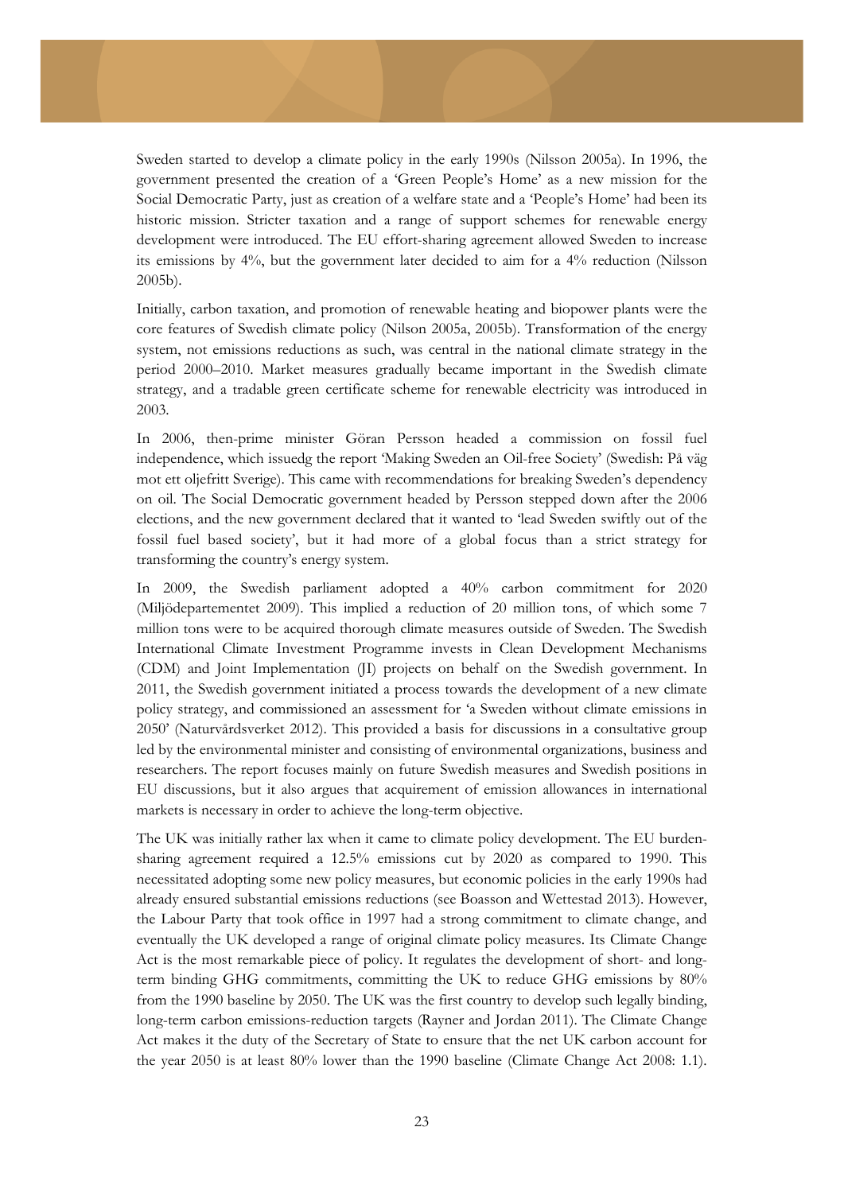Sweden started to develop a climate policy in the early 1990s (Nilsson 2005a). In 1996, the government presented the creation of a 'Green People's Home' as a new mission for the Social Democratic Party, just as creation of a welfare state and a 'People's Home' had been its historic mission. Stricter taxation and a range of support schemes for renewable energy development were introduced. The EU effort-sharing agreement allowed Sweden to increase its emissions by 4%, but the government later decided to aim for a 4% reduction (Nilsson 2005b).

Initially, carbon taxation, and promotion of renewable heating and biopower plants were the core features of Swedish climate policy (Nilson 2005a, 2005b). Transformation of the energy system, not emissions reductions as such, was central in the national climate strategy in the period 2000–2010. Market measures gradually became important in the Swedish climate strategy, and a tradable green certificate scheme for renewable electricity was introduced in 2003.

In 2006, then-prime minister Göran Persson headed a commission on fossil fuel independence, which issuedg the report 'Making Sweden an Oil-free Society' (Swedish: På väg mot ett oljefritt Sverige). This came with recommendations for breaking Sweden's dependency on oil. The Social Democratic government headed by Persson stepped down after the 2006 elections, and the new government declared that it wanted to 'lead Sweden swiftly out of the fossil fuel based society', but it had more of a global focus than a strict strategy for transforming the country's energy system.

In 2009, the Swedish parliament adopted a 40% carbon commitment for 2020 (Miljödepartementet 2009). This implied a reduction of 20 million tons, of which some 7 million tons were to be acquired thorough climate measures outside of Sweden. The Swedish International Climate Investment Programme invests in Clean Development Mechanisms (CDM) and Joint Implementation (JI) projects on behalf on the Swedish government. In 2011, the Swedish government initiated a process towards the development of a new climate policy strategy, and commissioned an assessment for 'a Sweden without climate emissions in 2050' (Naturvårdsverket 2012). This provided a basis for discussions in a consultative group led by the environmental minister and consisting of environmental organizations, business and researchers. The report focuses mainly on future Swedish measures and Swedish positions in EU discussions, but it also argues that acquirement of emission allowances in international markets is necessary in order to achieve the long-term objective.

The UK was initially rather lax when it came to climate policy development. The EU burden-sharing agreement required a 12.5% emissions cut by 2020 as compared to 1990. This necessitated adopting some new policy measures, but economic policies in the early 1990s had already ensured substantial emissions reductions (see Boasson and Wettestad 2013). However, the Labour Party that took office in 1997 had a strong commitment to climate change, and eventually the UK developed a range of original climate policy measures. Its Climate Change Act is the most remarkable piece of policy. It regulates the development of short- and long-term binding GHG commitments, committing the UK to reduce GHG emissions by 80% from the 1990 baseline by 2050. The UK was the first country to develop such legally binding, long-term carbon emissions-reduction targets (Rayner and Jordan 2011). The Climate Change Act makes it the duty of the Secretary of State to ensure that the net UK carbon account for the year 2050 is at least 80% lower than the 1990 baseline (Climate Change Act 2008: 1.1).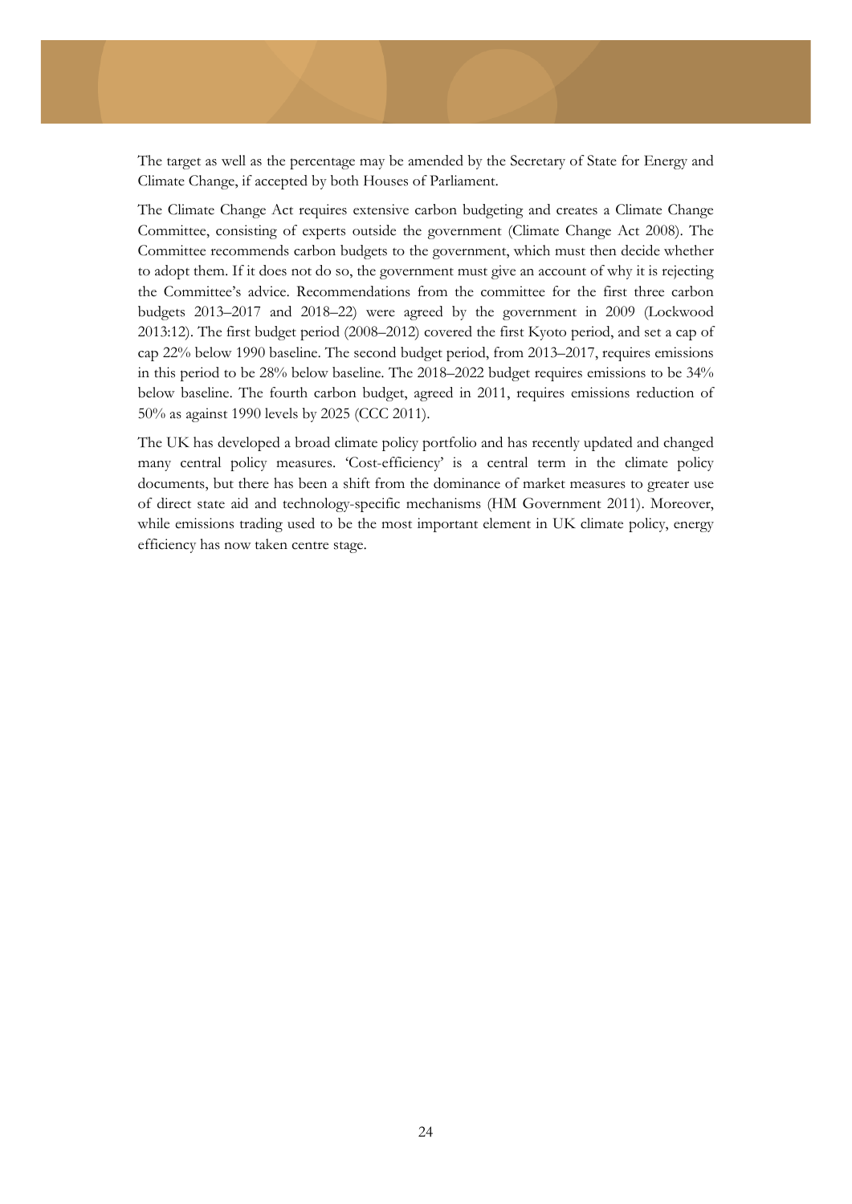The target as well as the percentage may be amended by the Secretary of State for Energy and Climate Change, if accepted by both Houses of Parliament.

The Climate Change Act requires extensive carbon budgeting and creates a Climate Change Committee, consisting of experts outside the government (Climate Change Act 2008). The Committee recommends carbon budgets to the government, which must then decide whether to adopt them. If it does not do so, the government must give an account of why it is rejecting the Committee's advice. Recommendations from the committee for the first three carbon budgets 2013–2017 and 2018–22) were agreed by the government in 2009 (Lockwood 2013:12). The first budget period (2008–2012) covered the first Kyoto period, and set a cap of cap 22% below 1990 baseline. The second budget period, from 2013–2017, requires emissions in this period to be 28% below baseline. The 2018–2022 budget requires emissions to be 34% below baseline. The fourth carbon budget, agreed in 2011, requires emissions reduction of 50% as against 1990 levels by 2025 (CCC 2011).

The UK has developed a broad climate policy portfolio and has recently updated and changed many central policy measures. 'Cost-efficiency' is a central term in the climate policy documents, but there has been a shift from the dominance of market measures to greater use of direct state aid and technology-specific mechanisms (HM Government 2011). Moreover, while emissions trading used to be the most important element in UK climate policy, energy efficiency has now taken centre stage.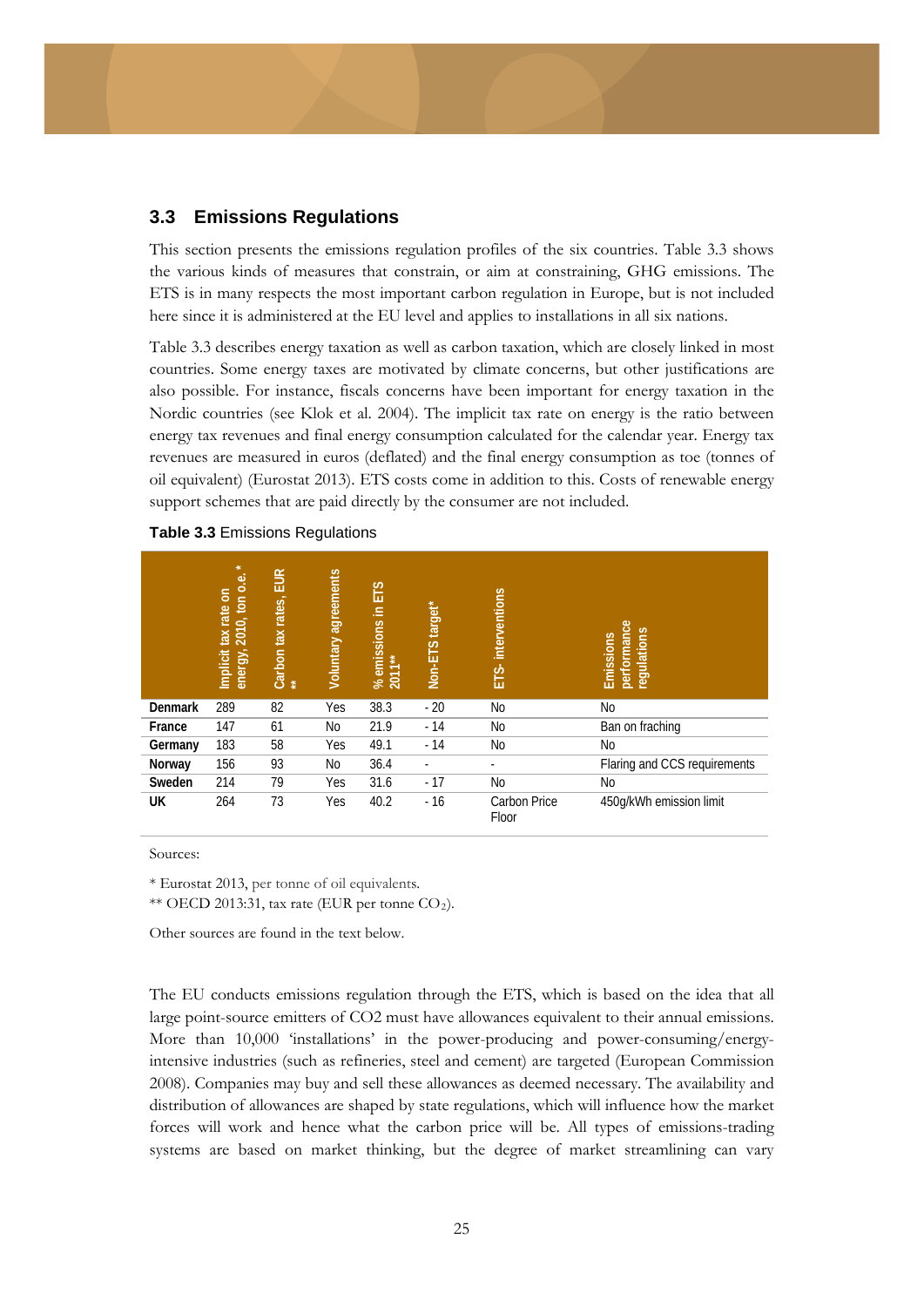## 3.3 Emissions Regulations

This section presents the emissions regulation profiles of the six countries. Table 3.3 shows the various kinds of measures that constrain, or aim at constraining, GHG emissions. The ETS is in many respects the most important carbon regulation in Europe, but is not included here since it is administered at the EU level and applies to installations in all six nations.

Table 3.3 describes energy taxation as well as carbon taxation, which are closely linked in most countries. Some energy taxes are motivated by climate concerns, but other justifications are also possible. For instance, fiscals concerns have been important for energy taxation in the Nordic countries (see Klok et al. 2004). The implicit tax rate on energy is the ratio between energy tax revenues and final energy consumption calculated for the calendar year. Energy tax revenues are measured in euros (deflated) and the final energy consumption as toe (tonnes of oil equivalent) (Eurostat 2013). ETS costs come in addition to this. Costs of renewable energy support schemes that are paid directly by the consumer are not included.

**Table 3.3** Emissions Regulations

| | Implicit tax rate on energy, 2010, ton o.e. * | Carbon tax rates, EUR ** | Voluntary agreements | % emissions in ETS 2011** | Non-ETS target* | ETS- interventions | Emissions performance regulations |
|---|---|---|---|---|---|---|---|
| **Denmark** | 289 | 82 | Yes | 38.3 | - 20 | No | No |
| **France** | 147 | 61 | No | 21.9 | - 14 | No | Ban on fraching |
| **Germany** | 183 | 58 | Yes | 49.1 | - 14 | No | No |
| **Norway** | 156 | 93 | No | 36.4 | - | - | Flaring and CCS requirements |
| **Sweden** | 214 | 79 | Yes | 31.6 | - 17 | No | No |
| **UK** | 264 | 73 | Yes | 40.2 | - 16 | Carbon Price Floor | 450g/kWh emission limit |

Sources:

* Eurostat 2013, per tonne of oil equivalents.

** OECD 2013:31, tax rate (EUR per tonne $CO_2$).

Other sources are found in the text below.

The EU conducts emissions regulation through the ETS, which is based on the idea that all large point-source emitters of CO2 must have allowances equivalent to their annual emissions. More than 10,000 'installations' in the power-producing and power-consuming/energy-intensive industries (such as refineries, steel and cement) are targeted (European Commission 2008). Companies may buy and sell these allowances as deemed necessary. The availability and distribution of allowances are shaped by state regulations, which will influence how the market forces will work and hence what the carbon price will be. All types of emissions-trading systems are based on market thinking, but the degree of market streamlining can vary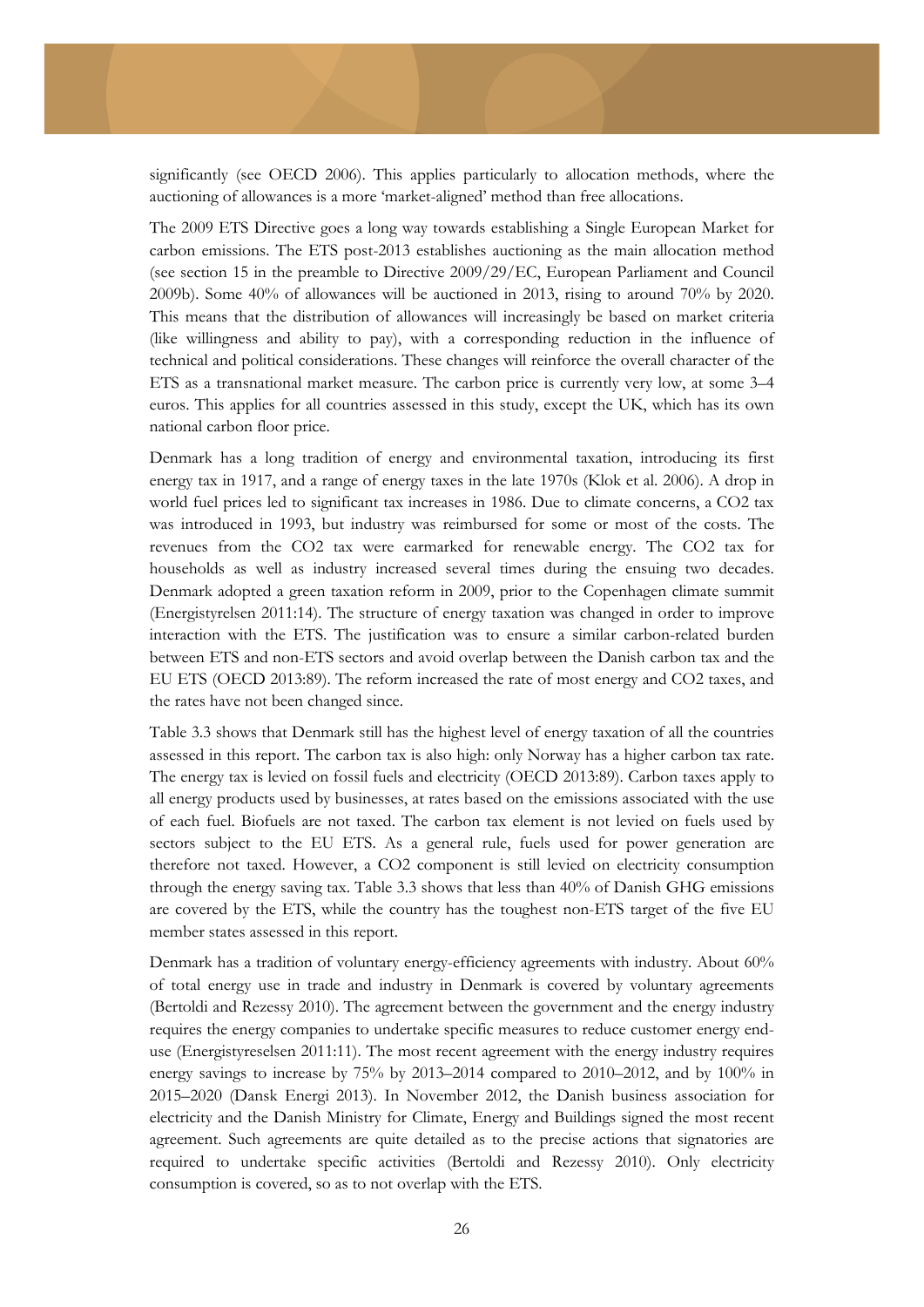significantly (see OECD 2006). This applies particularly to allocation methods, where the auctioning of allowances is a more 'market-aligned' method than free allocations.

The 2009 ETS Directive goes a long way towards establishing a Single European Market for carbon emissions. The ETS post-2013 establishes auctioning as the main allocation method (see section 15 in the preamble to Directive 2009/29/EC, European Parliament and Council 2009b). Some 40% of allowances will be auctioned in 2013, rising to around 70% by 2020. This means that the distribution of allowances will increasingly be based on market criteria (like willingness and ability to pay), with a corresponding reduction in the influence of technical and political considerations. These changes will reinforce the overall character of the ETS as a transnational market measure. The carbon price is currently very low, at some 3–4 euros. This applies for all countries assessed in this study, except the UK, which has its own national carbon floor price.

Denmark has a long tradition of energy and environmental taxation, introducing its first energy tax in 1917, and a range of energy taxes in the late 1970s (Klok et al. 2006). A drop in world fuel prices led to significant tax increases in 1986. Due to climate concerns, a $CO_2$ tax was introduced in 1993, but industry was reimbursed for some or most of the costs. The revenues from the $CO_2$ tax were earmarked for renewable energy. The $CO_2$ tax for households as well as industry increased several times during the ensuing two decades. Denmark adopted a green taxation reform in 2009, prior to the Copenhagen climate summit (Energistyrelsen 2011:14). The structure of energy taxation was changed in order to improve interaction with the ETS. The justification was to ensure a similar carbon-related burden between ETS and non-ETS sectors and avoid overlap between the Danish carbon tax and the EU ETS (OECD 2013:89). The reform increased the rate of most energy and $CO_2$ taxes, and the rates have not been changed since.

Table 3.3 shows that Denmark still has the highest level of energy taxation of all the countries assessed in this report. The carbon tax is also high: only Norway has a higher carbon tax rate. The energy tax is levied on fossil fuels and electricity (OECD 2013:89). Carbon taxes apply to all energy products used by businesses, at rates based on the emissions associated with the use of each fuel. Biofuels are not taxed. The carbon tax element is not levied on fuels used by sectors subject to the EU ETS. As a general rule, fuels used for power generation are therefore not taxed. However, a $CO_2$ component is still levied on electricity consumption through the energy saving tax. Table 3.3 shows that less than 40% of Danish GHG emissions are covered by the ETS, while the country has the toughest non-ETS target of the five EU member states assessed in this report.

Denmark has a tradition of voluntary energy-efficiency agreements with industry. About 60% of total energy use in trade and industry in Denmark is covered by voluntary agreements (Bertoldi and Rezessy 2010). The agreement between the government and the energy industry requires the energy companies to undertake specific measures to reduce customer energy end-use (Energistyreselsen 2011:11). The most recent agreement with the energy industry requires energy savings to increase by 75% by 2013–2014 compared to 2010–2012, and by 100% in 2015–2020 (Dansk Energi 2013). In November 2012, the Danish business association for electricity and the Danish Ministry for Climate, Energy and Buildings signed the most recent agreement. Such agreements are quite detailed as to the precise actions that signatories are required to undertake specific activities (Bertoldi and Rezessy 2010). Only electricity consumption is covered, so as to not overlap with the ETS.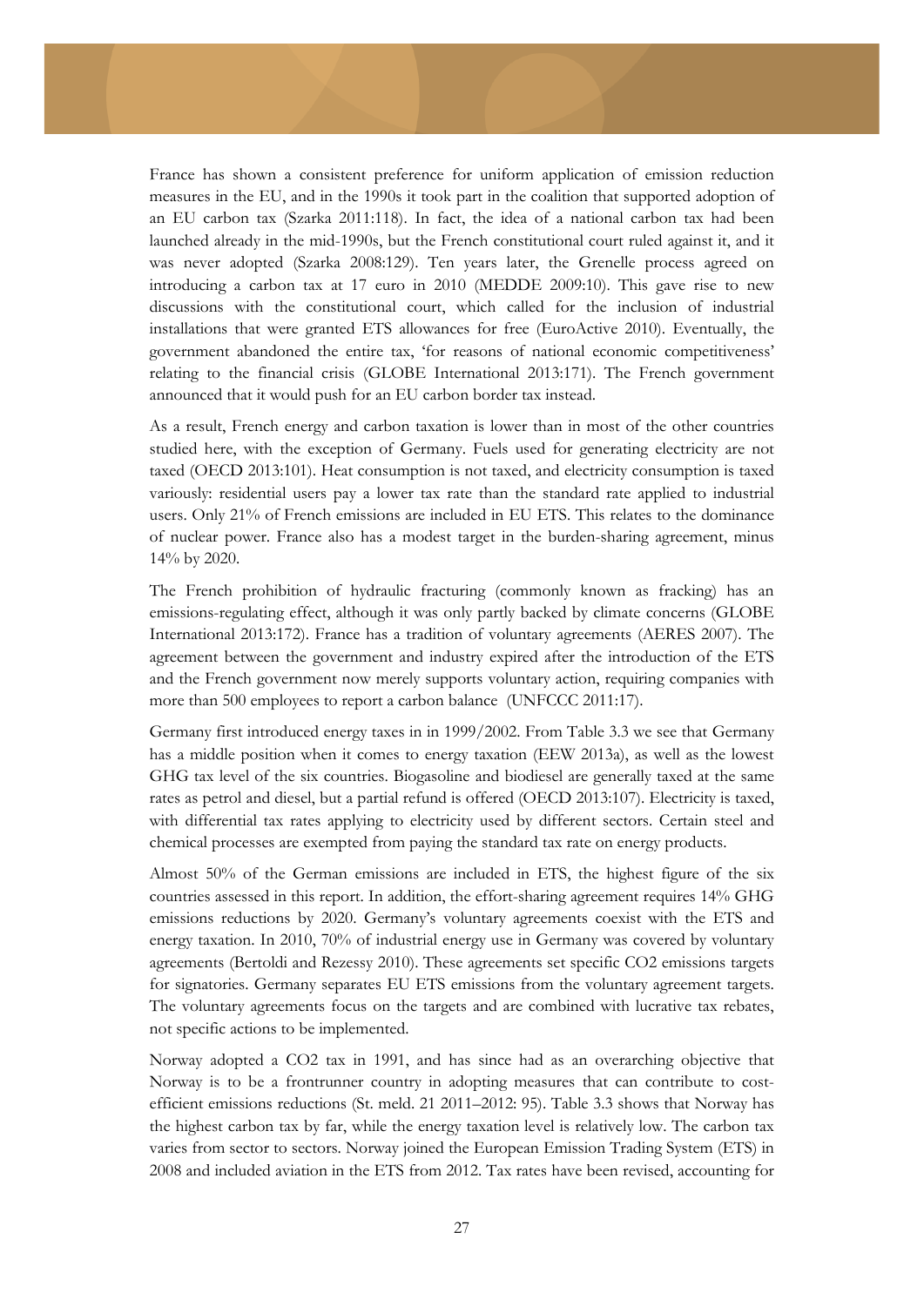France has shown a consistent preference for uniform application of emission reduction measures in the EU, and in the 1990s it took part in the coalition that supported adoption of an EU carbon tax (Szarka 2011:118). In fact, the idea of a national carbon tax had been launched already in the mid-1990s, but the French constitutional court ruled against it, and it was never adopted (Szarka 2008:129). Ten years later, the Grenelle process agreed on introducing a carbon tax at 17 euro in 2010 (MEDDE 2009:10). This gave rise to new discussions with the constitutional court, which called for the inclusion of industrial installations that were granted ETS allowances for free (EuroActive 2010). Eventually, the government abandoned the entire tax, 'for reasons of national economic competitiveness' relating to the financial crisis (GLOBE International 2013:171). The French government announced that it would push for an EU carbon border tax instead.

As a result, French energy and carbon taxation is lower than in most of the other countries studied here, with the exception of Germany. Fuels used for generating electricity are not taxed (OECD 2013:101). Heat consumption is not taxed, and electricity consumption is taxed variously: residential users pay a lower tax rate than the standard rate applied to industrial users. Only 21% of French emissions are included in EU ETS. This relates to the dominance of nuclear power. France also has a modest target in the burden-sharing agreement, minus 14% by 2020.

The French prohibition of hydraulic fracturing (commonly known as fracking) has an emissions-regulating effect, although it was only partly backed by climate concerns (GLOBE International 2013:172). France has a tradition of voluntary agreements (AERES 2007). The agreement between the government and industry expired after the introduction of the ETS and the French government now merely supports voluntary action, requiring companies with more than 500 employees to report a carbon balance (UNFCCC 2011:17).

Germany first introduced energy taxes in in 1999/2002. From Table 3.3 we see that Germany has a middle position when it comes to energy taxation (EEW 2013a), as well as the lowest GHG tax level of the six countries. Biogasoline and biodiesel are generally taxed at the same rates as petrol and diesel, but a partial refund is offered (OECD 2013:107). Electricity is taxed, with differential tax rates applying to electricity used by different sectors. Certain steel and chemical processes are exempted from paying the standard tax rate on energy products.

Almost 50% of the German emissions are included in ETS, the highest figure of the six countries assessed in this report. In addition, the effort-sharing agreement requires 14% GHG emissions reductions by 2020. Germany's voluntary agreements coexist with the ETS and energy taxation. In 2010, 70% of industrial energy use in Germany was covered by voluntary agreements (Bertoldi and Rezessy 2010). These agreements set specific CO2 emissions targets for signatories. Germany separates EU ETS emissions from the voluntary agreement targets. The voluntary agreements focus on the targets and are combined with lucrative tax rebates, not specific actions to be implemented.

Norway adopted a CO2 tax in 1991, and has since had as an overarching objective that Norway is to be a frontrunner country in adopting measures that can contribute to cost-efficient emissions reductions (St. meld. 21 2011–2012: 95). Table 3.3 shows that Norway has the highest carbon tax by far, while the energy taxation level is relatively low. The carbon tax varies from sector to sectors. Norway joined the European Emission Trading System (ETS) in 2008 and included aviation in the ETS from 2012. Tax rates have been revised, accounting for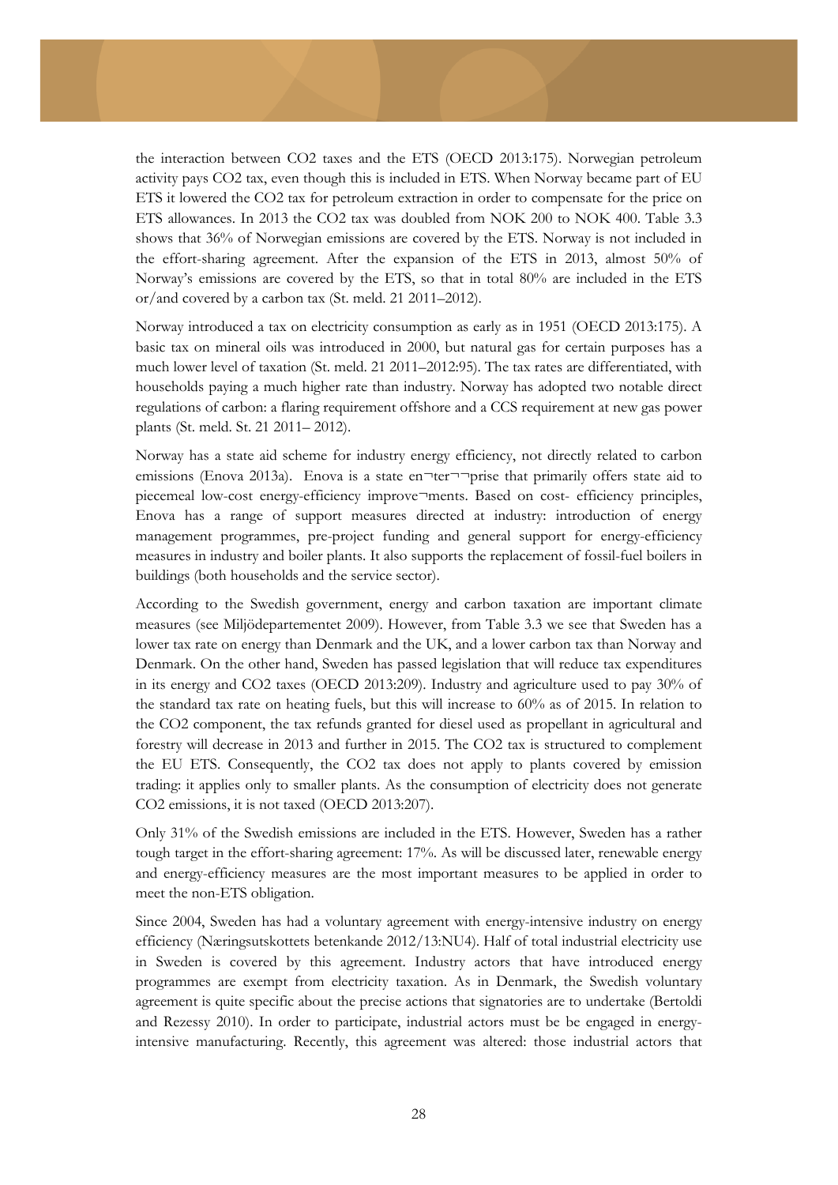the interaction between $CO_2$ taxes and the ETS (OECD 2013:175). Norwegian petroleum activity pays $CO_2$ tax, even though this is included in ETS. When Norway became part of EU ETS it lowered the $CO_2$ tax for petroleum extraction in order to compensate for the price on ETS allowances. In 2013 the $CO_2$ tax was doubled from NOK 200 to NOK 400. Table 3.3 shows that 36% of Norwegian emissions are covered by the ETS. Norway is not included in the effort-sharing agreement. After the expansion of the ETS in 2013, almost 50% of Norway's emissions are covered by the ETS, so that in total 80% are included in the ETS or/and covered by a carbon tax (St. meld. 21 2011–2012).

Norway introduced a tax on electricity consumption as early as in 1951 (OECD 2013:175). A basic tax on mineral oils was introduced in 2000, but natural gas for certain purposes has a much lower level of taxation (St. meld. 21 2011–2012:95). The tax rates are differentiated, with households paying a much higher rate than industry. Norway has adopted two notable direct regulations of carbon: a flaring requirement offshore and a CCS requirement at new gas power plants (St. meld. St. 21 2011– 2012).

Norway has a state aid scheme for industry energy efficiency, not directly related to carbon emissions (Enova 2013a). Enova is a state en¬ter¬¬prise that primarily offers state aid to piecemeal low-cost energy-efficiency improve¬ments. Based on cost- efficiency principles, Enova has a range of support measures directed at industry: introduction of energy management programmes, pre-project funding and general support for energy-efficiency measures in industry and boiler plants. It also supports the replacement of fossil-fuel boilers in buildings (both households and the service sector).

According to the Swedish government, energy and carbon taxation are important climate measures (see Miljödepartementet 2009). However, from Table 3.3 we see that Sweden has a lower tax rate on energy than Denmark and the UK, and a lower carbon tax than Norway and Denmark. On the other hand, Sweden has passed legislation that will reduce tax expenditures in its energy and $CO_2$ taxes (OECD 2013:209). Industry and agriculture used to pay 30% of the standard tax rate on heating fuels, but this will increase to 60% as of 2015. In relation to the $CO_2$ component, the tax refunds granted for diesel used as propellant in agricultural and forestry will decrease in 2013 and further in 2015. The $CO_2$ tax is structured to complement the EU ETS. Consequently, the $CO_2$ tax does not apply to plants covered by emission trading: it applies only to smaller plants. As the consumption of electricity does not generate $CO_2$ emissions, it is not taxed (OECD 2013:207).

Only 31% of the Swedish emissions are included in the ETS. However, Sweden has a rather tough target in the effort-sharing agreement: 17%. As will be discussed later, renewable energy and energy-efficiency measures are the most important measures to be applied in order to meet the non-ETS obligation.

Since 2004, Sweden has had a voluntary agreement with energy-intensive industry on energy efficiency (Næringsutskottets betenkande 2012/13:NU4). Half of total industrial electricity use in Sweden is covered by this agreement. Industry actors that have introduced energy programmes are exempt from electricity taxation. As in Denmark, the Swedish voluntary agreement is quite specific about the precise actions that signatories are to undertake (Bertoldi and Rezessy 2010). In order to participate, industrial actors must be be engaged in energy-intensive manufacturing. Recently, this agreement was altered: those industrial actors that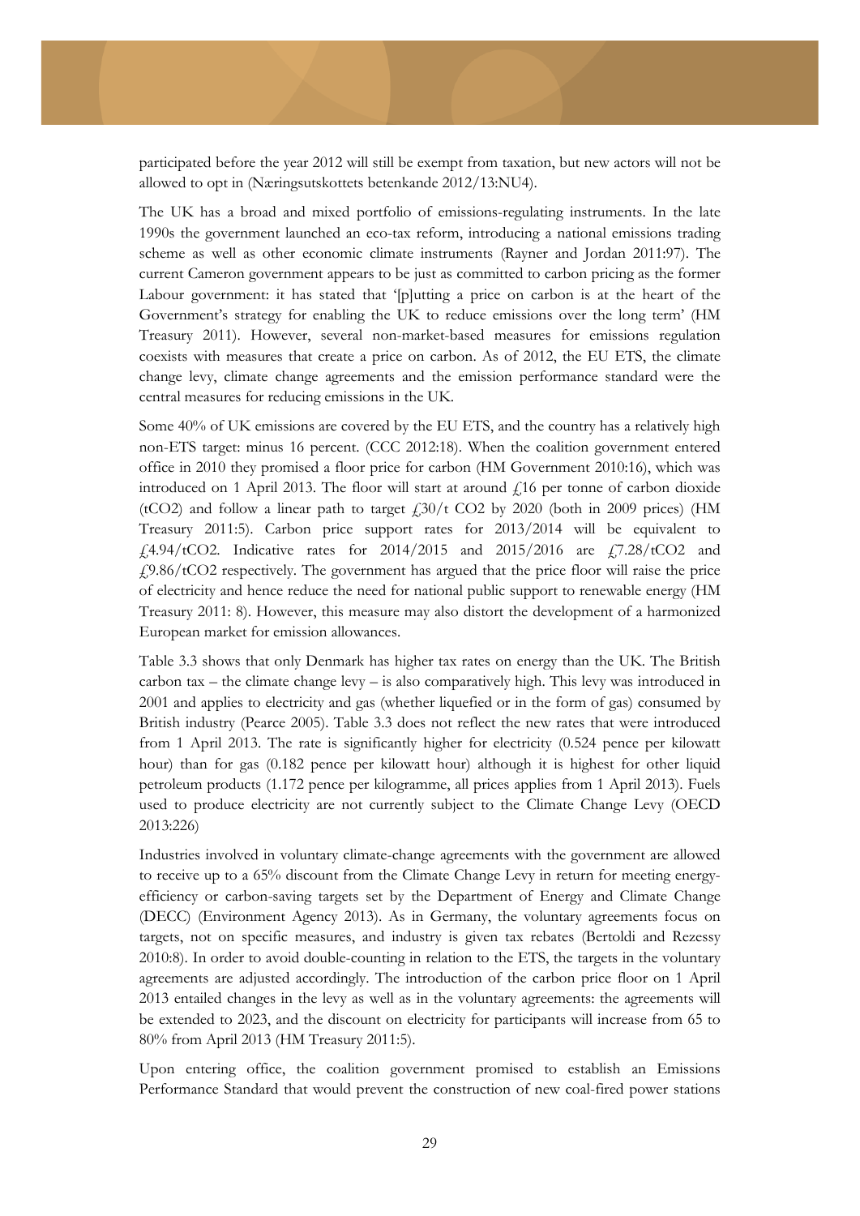participated before the year 2012 will still be exempt from taxation, but new actors will not be allowed to opt in (Næringsutskottets betenkande 2012/13:NU4).

The UK has a broad and mixed portfolio of emissions-regulating instruments. In the late 1990s the government launched an eco-tax reform, introducing a national emissions trading scheme as well as other economic climate instruments (Rayner and Jordan 2011:97). The current Cameron government appears to be just as committed to carbon pricing as the former Labour government: it has stated that '[p]utting a price on carbon is at the heart of the Government's strategy for enabling the UK to reduce emissions over the long term' (HM Treasury 2011). However, several non-market-based measures for emissions regulation coexists with measures that create a price on carbon. As of 2012, the EU ETS, the climate change levy, climate change agreements and the emission performance standard were the central measures for reducing emissions in the UK.

Some 40% of UK emissions are covered by the EU ETS, and the country has a relatively high non-ETS target: minus 16 percent. (CCC 2012:18). When the coalition government entered office in 2010 they promised a floor price for carbon (HM Government 2010:16), which was introduced on 1 April 2013. The floor will start at around £16 per tonne of carbon dioxide ($tCO_2$) and follow a linear path to target £30/t $CO_2$ by 2020 (both in 2009 prices) (HM Treasury 2011:5). Carbon price support rates for 2013/2014 will be equivalent to £4.94/$tCO_2$. Indicative rates for 2014/2015 and 2015/2016 are £7.28/$tCO_2$ and £9.86/$tCO_2$ respectively. The government has argued that the price floor will raise the price of electricity and hence reduce the need for national public support to renewable energy (HM Treasury 2011: 8). However, this measure may also distort the development of a harmonized European market for emission allowances.

Table 3.3 shows that only Denmark has higher tax rates on energy than the UK. The British carbon tax – the climate change levy – is also comparatively high. This levy was introduced in 2001 and applies to electricity and gas (whether liquefied or in the form of gas) consumed by British industry (Pearce 2005). Table 3.3 does not reflect the new rates that were introduced from 1 April 2013. The rate is significantly higher for electricity (0.524 pence per kilowatt hour) than for gas (0.182 pence per kilowatt hour) although it is highest for other liquid petroleum products (1.172 pence per kilogramme, all prices applies from 1 April 2013). Fuels used to produce electricity are not currently subject to the Climate Change Levy (OECD 2013:226)

Industries involved in voluntary climate-change agreements with the government are allowed to receive up to a 65% discount from the Climate Change Levy in return for meeting energy-efficiency or carbon-saving targets set by the Department of Energy and Climate Change (DECC) (Environment Agency 2013). As in Germany, the voluntary agreements focus on targets, not on specific measures, and industry is given tax rebates (Bertoldi and Rezessy 2010:8). In order to avoid double-counting in relation to the ETS, the targets in the voluntary agreements are adjusted accordingly. The introduction of the carbon price floor on 1 April 2013 entailed changes in the levy as well as in the voluntary agreements: the agreements will be extended to 2023, and the discount on electricity for participants will increase from 65 to 80% from April 2013 (HM Treasury 2011:5).

Upon entering office, the coalition government promised to establish an Emissions Performance Standard that would prevent the construction of new coal-fired power stations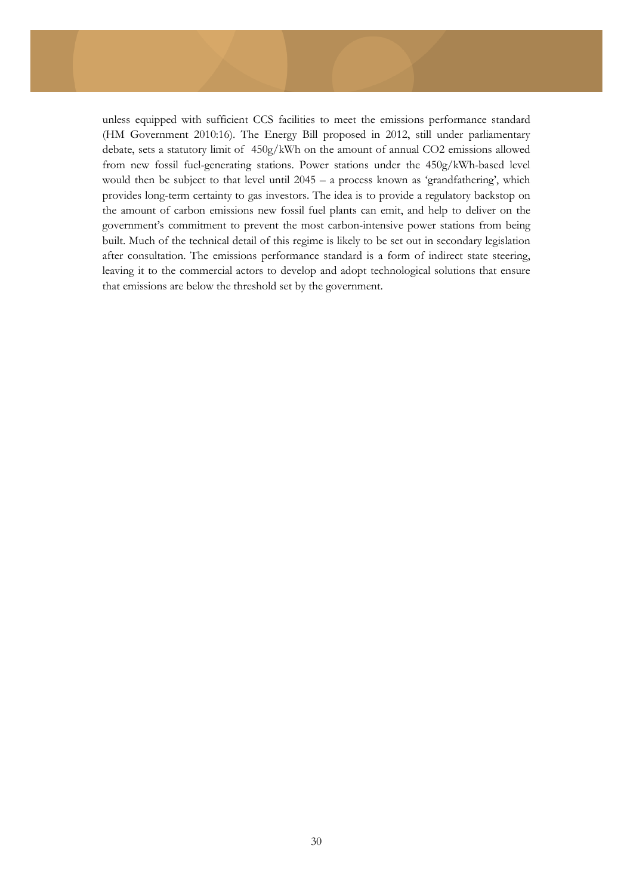unless equipped with sufficient CCS facilities to meet the emissions performance standard (HM Government 2010:16). The Energy Bill proposed in 2012, still under parliamentary debate, sets a statutory limit of 450g/kWh on the amount of annual $CO_2$ emissions allowed from new fossil fuel-generating stations. Power stations under the 450g/kWh-based level would then be subject to that level until 2045 – a process known as 'grandfathering', which provides long-term certainty to gas investors. The idea is to provide a regulatory backstop on the amount of carbon emissions new fossil fuel plants can emit, and help to deliver on the government's commitment to prevent the most carbon-intensive power stations from being built. Much of the technical detail of this regime is likely to be set out in secondary legislation after consultation. The emissions performance standard is a form of indirect state steering, leaving it to the commercial actors to develop and adopt technological solutions that ensure that emissions are below the threshold set by the government.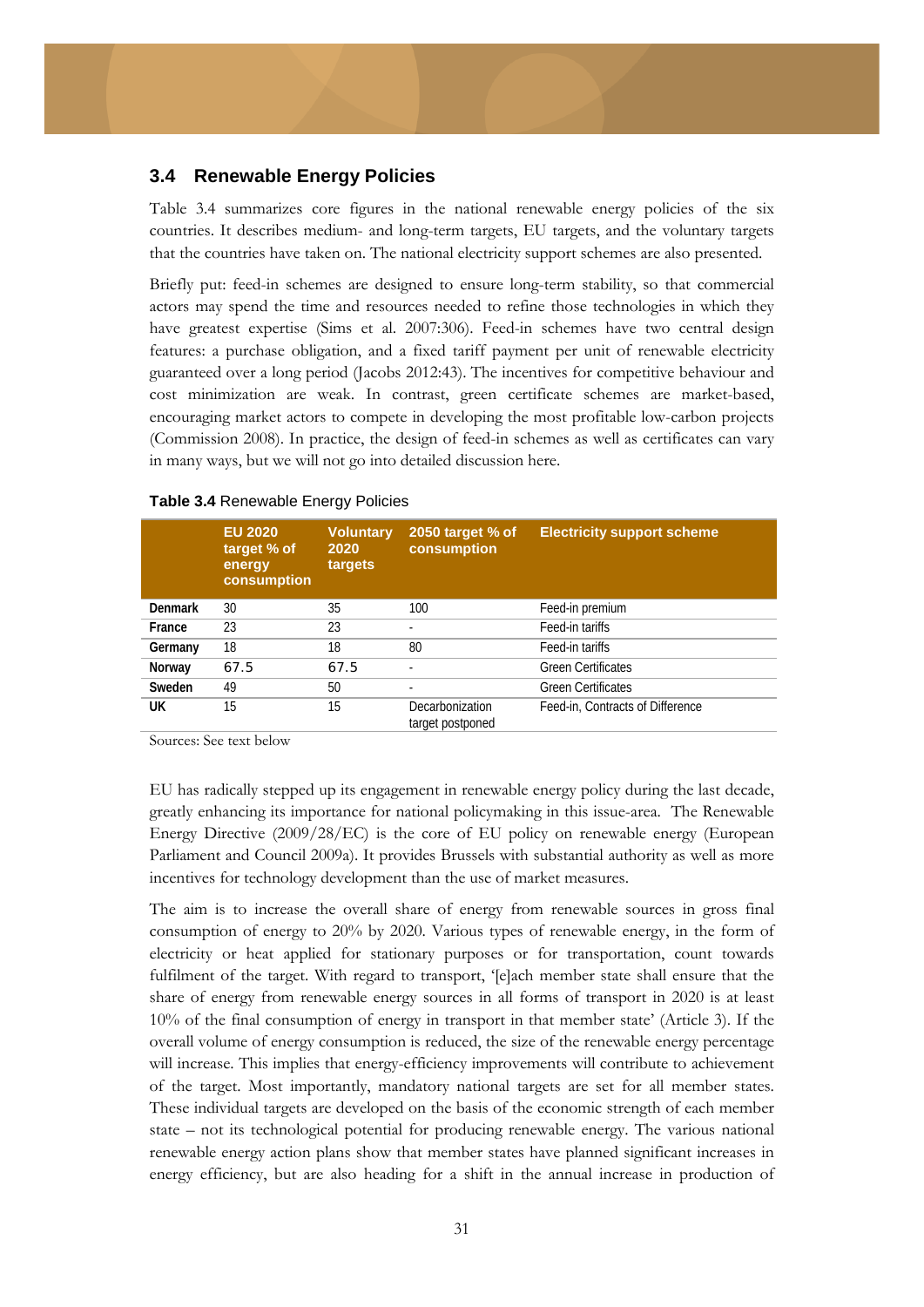## 3.4 Renewable Energy Policies

Table 3.4 summarizes core figures in the national renewable energy policies of the six countries. It describes medium- and long-term targets, EU targets, and the voluntary targets that the countries have taken on. The national electricity support schemes are also presented.

Briefly put: feed-in schemes are designed to ensure long-term stability, so that commercial actors may spend the time and resources needed to refine those technologies in which they have greatest expertise (Sims et al. 2007:306). Feed-in schemes have two central design features: a purchase obligation, and a fixed tariff payment per unit of renewable electricity guaranteed over a long period (Jacobs 2012:43). The incentives for competitive behaviour and cost minimization are weak. In contrast, green certificate schemes are market-based, encouraging market actors to compete in developing the most profitable low-carbon projects (Commission 2008). In practice, the design of feed-in schemes as well as certificates can vary in many ways, but we will not go into detailed discussion here.

**Table 3.4** Renewable Energy Policies

| | EU 2020 target % of energy consumption | Voluntary 2020 targets | 2050 target % of consumption | Electricity support scheme |
|---|---|---|---|---|
| **Denmark** | 30 | 35 | 100 | Feed-in premium |
| **France** | 23 | 23 | - | Feed-in tariffs |
| **Germany** | 18 | 18 | 80 | Feed-in tariffs |
| **Norway** | 67.5 | 67.5 | - | Green Certificates |
| **Sweden** | 49 | 50 | - | Green Certificates |
| **UK** | 15 | 15 | Decarbonization target postponed | Feed-in, Contracts of Difference |

Sources: See text below

EU has radically stepped up its engagement in renewable energy policy during the last decade, greatly enhancing its importance for national policymaking in this issue-area. The Renewable Energy Directive (2009/28/EC) is the core of EU policy on renewable energy (European Parliament and Council 2009a). It provides Brussels with substantial authority as well as more incentives for technology development than the use of market measures.

The aim is to increase the overall share of energy from renewable sources in gross final consumption of energy to 20% by 2020. Various types of renewable energy, in the form of electricity or heat applied for stationary purposes or for transportation, count towards fulfilment of the target. With regard to transport, '[e]ach member state shall ensure that the share of energy from renewable energy sources in all forms of transport in 2020 is at least 10% of the final consumption of energy in transport in that member state' (Article 3). If the overall volume of energy consumption is reduced, the size of the renewable energy percentage will increase. This implies that energy-efficiency improvements will contribute to achievement of the target. Most importantly, mandatory national targets are set for all member states. These individual targets are developed on the basis of the economic strength of each member state – not its technological potential for producing renewable energy. The various national renewable energy action plans show that member states have planned significant increases in energy efficiency, but are also heading for a shift in the annual increase in production of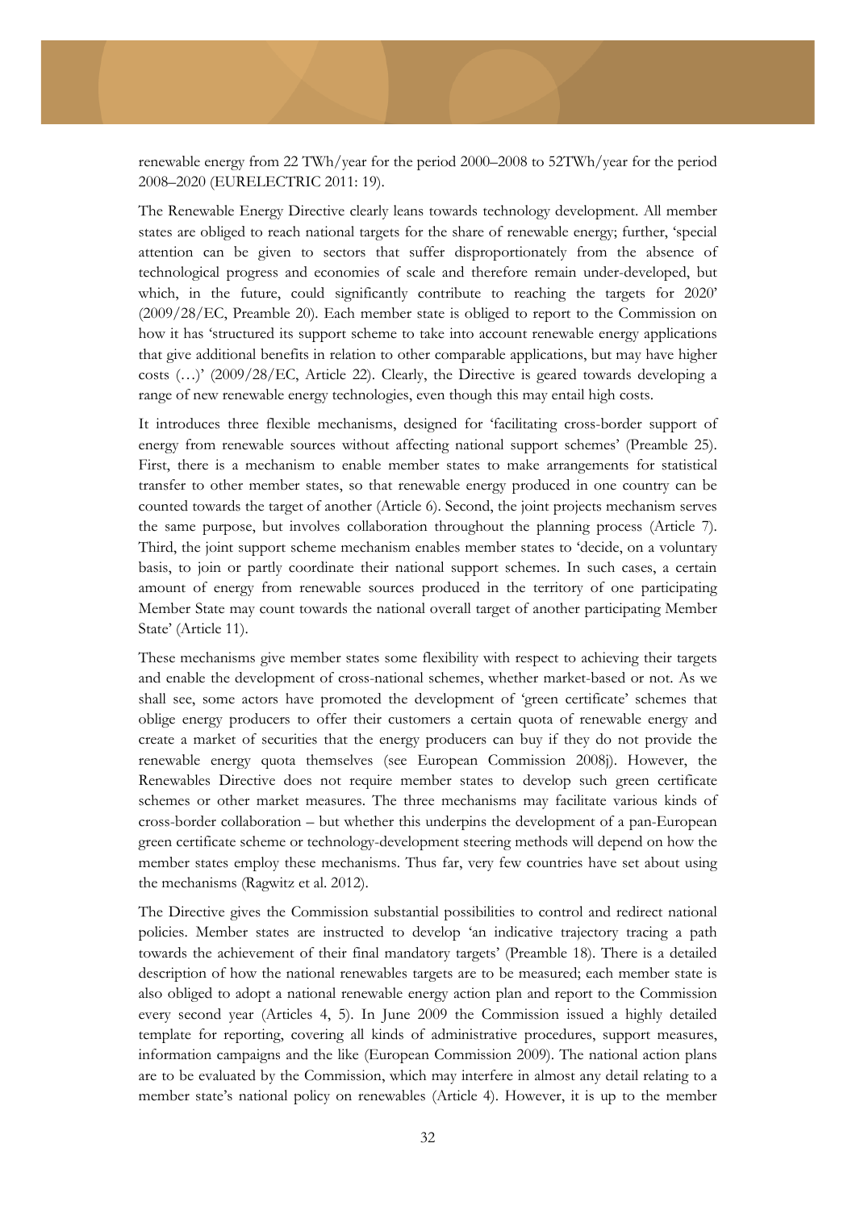renewable energy from 22 TWh/year for the period 2000–2008 to 52TWh/year for the period 2008–2020 (EURELECTRIC 2011: 19).

The Renewable Energy Directive clearly leans towards technology development. All member states are obliged to reach national targets for the share of renewable energy; further, 'special attention can be given to sectors that suffer disproportionately from the absence of technological progress and economies of scale and therefore remain under-developed, but which, in the future, could significantly contribute to reaching the targets for 2020' (2009/28/EC, Preamble 20). Each member state is obliged to report to the Commission on how it has 'structured its support scheme to take into account renewable energy applications that give additional benefits in relation to other comparable applications, but may have higher costs (…)' (2009/28/EC, Article 22). Clearly, the Directive is geared towards developing a range of new renewable energy technologies, even though this may entail high costs.

It introduces three flexible mechanisms, designed for 'facilitating cross-border support of energy from renewable sources without affecting national support schemes' (Preamble 25). First, there is a mechanism to enable member states to make arrangements for statistical transfer to other member states, so that renewable energy produced in one country can be counted towards the target of another (Article 6). Second, the joint projects mechanism serves the same purpose, but involves collaboration throughout the planning process (Article 7). Third, the joint support scheme mechanism enables member states to 'decide, on a voluntary basis, to join or partly coordinate their national support schemes. In such cases, a certain amount of energy from renewable sources produced in the territory of one participating Member State may count towards the national overall target of another participating Member State' (Article 11).

These mechanisms give member states some flexibility with respect to achieving their targets and enable the development of cross-national schemes, whether market-based or not. As we shall see, some actors have promoted the development of 'green certificate' schemes that oblige energy producers to offer their customers a certain quota of renewable energy and create a market of securities that the energy producers can buy if they do not provide the renewable energy quota themselves (see European Commission 2008j). However, the Renewables Directive does not require member states to develop such green certificate schemes or other market measures. The three mechanisms may facilitate various kinds of cross-border collaboration – but whether this underpins the development of a pan-European green certificate scheme or technology-development steering methods will depend on how the member states employ these mechanisms. Thus far, very few countries have set about using the mechanisms (Ragwitz et al. 2012).

The Directive gives the Commission substantial possibilities to control and redirect national policies. Member states are instructed to develop 'an indicative trajectory tracing a path towards the achievement of their final mandatory targets' (Preamble 18). There is a detailed description of how the national renewables targets are to be measured; each member state is also obliged to adopt a national renewable energy action plan and report to the Commission every second year (Articles 4, 5). In June 2009 the Commission issued a highly detailed template for reporting, covering all kinds of administrative procedures, support measures, information campaigns and the like (European Commission 2009). The national action plans are to be evaluated by the Commission, which may interfere in almost any detail relating to a member state's national policy on renewables (Article 4). However, it is up to the member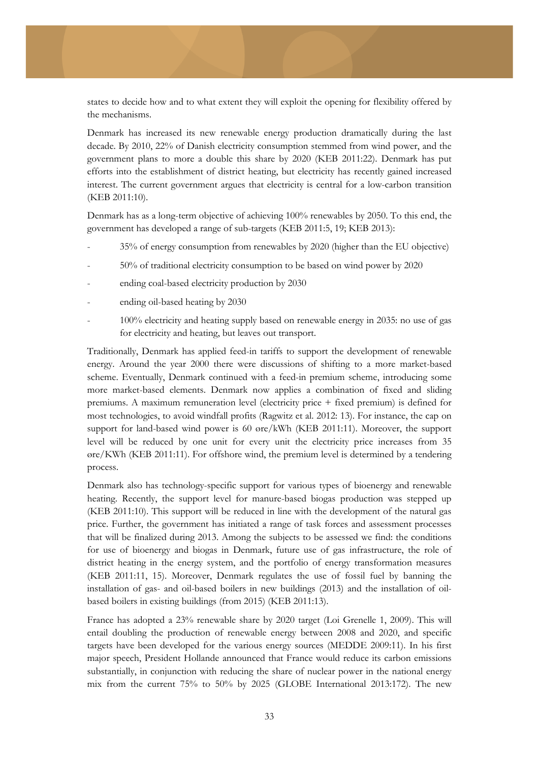states to decide how and to what extent they will exploit the opening for flexibility offered by the mechanisms.

Denmark has increased its new renewable energy production dramatically during the last decade. By 2010, 22% of Danish electricity consumption stemmed from wind power, and the government plans to more a double this share by 2020 (KEB 2011:22). Denmark has put efforts into the establishment of district heating, but electricity has recently gained increased interest. The current government argues that electricity is central for a low-carbon transition (KEB 2011:10).

Denmark has as a long-term objective of achieving 100% renewables by 2050. To this end, the government has developed a range of sub-targets (KEB 2011:5, 19; KEB 2013):

- 35% of energy consumption from renewables by 2020 (higher than the EU objective)
- 50% of traditional electricity consumption to be based on wind power by 2020
- ending coal-based electricity production by 2030
- ending oil-based heating by 2030
- 100% electricity and heating supply based on renewable energy in 2035: no use of gas for electricity and heating, but leaves out transport.

Traditionally, Denmark has applied feed-in tariffs to support the development of renewable energy. Around the year 2000 there were discussions of shifting to a more market-based scheme. Eventually, Denmark continued with a feed-in premium scheme, introducing some more market-based elements. Denmark now applies a combination of fixed and sliding premiums. A maximum remuneration level (electricity price + fixed premium) is defined for most technologies, to avoid windfall profits (Ragwitz et al. 2012: 13). For instance, the cap on support for land-based wind power is 60 øre/kWh (KEB 2011:11). Moreover, the support level will be reduced by one unit for every unit the electricity price increases from 35 øre/KWh (KEB 2011:11). For offshore wind, the premium level is determined by a tendering process.

Denmark also has technology-specific support for various types of bioenergy and renewable heating. Recently, the support level for manure-based biogas production was stepped up (KEB 2011:10). This support will be reduced in line with the development of the natural gas price. Further, the government has initiated a range of task forces and assessment processes that will be finalized during 2013. Among the subjects to be assessed we find: the conditions for use of bioenergy and biogas in Denmark, future use of gas infrastructure, the role of district heating in the energy system, and the portfolio of energy transformation measures (KEB 2011:11, 15). Moreover, Denmark regulates the use of fossil fuel by banning the installation of gas- and oil-based boilers in new buildings (2013) and the installation of oil-based boilers in existing buildings (from 2015) (KEB 2011:13).

France has adopted a 23% renewable share by 2020 target (Loi Grenelle 1, 2009). This will entail doubling the production of renewable energy between 2008 and 2020, and specific targets have been developed for the various energy sources (MEDDE 2009:11). In his first major speech, President Hollande announced that France would reduce its carbon emissions substantially, in conjunction with reducing the share of nuclear power in the national energy mix from the current 75% to 50% by 2025 (GLOBE International 2013:172). The new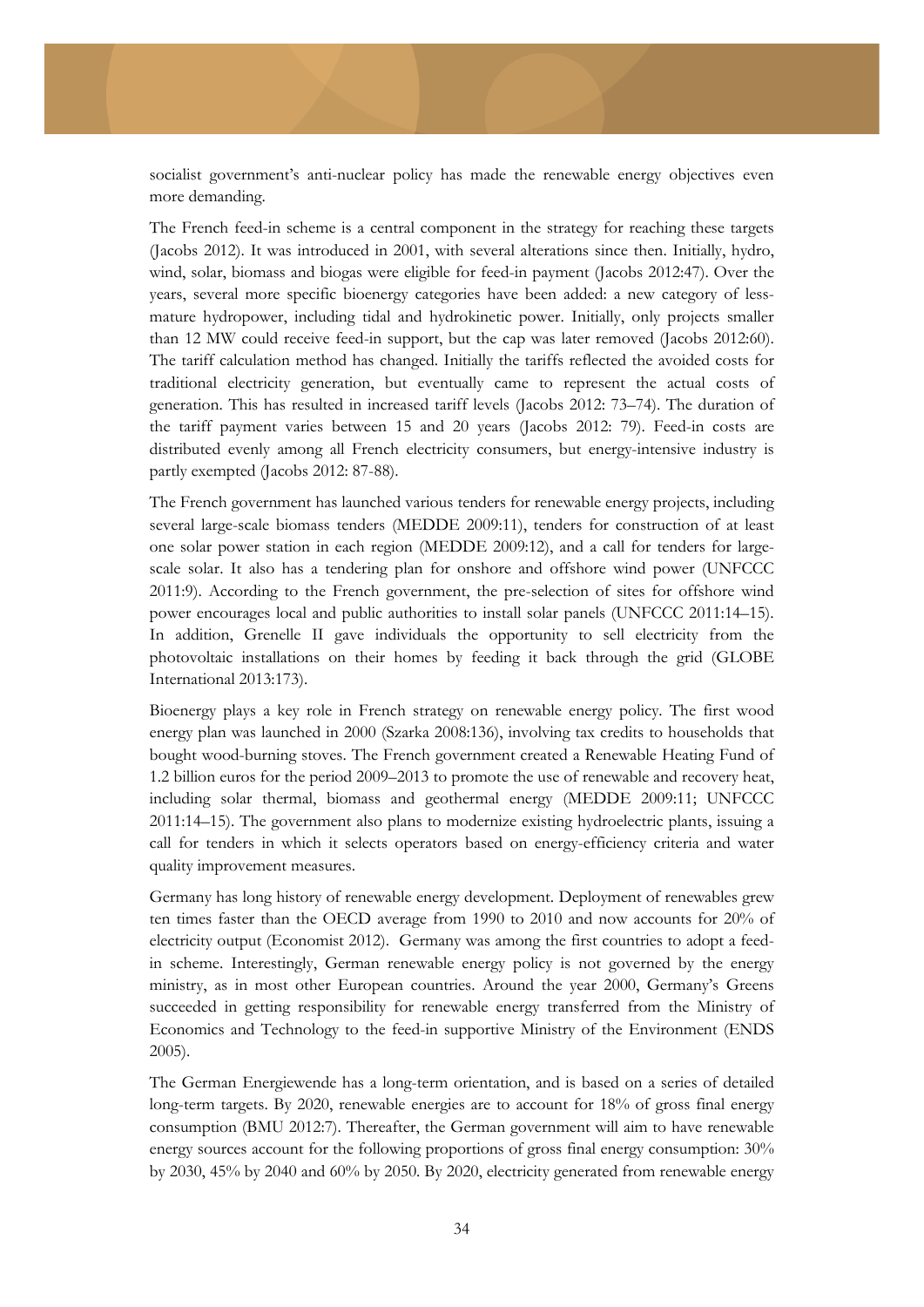socialist government's anti-nuclear policy has made the renewable energy objectives even more demanding.

The French feed-in scheme is a central component in the strategy for reaching these targets (Jacobs 2012). It was introduced in 2001, with several alterations since then. Initially, hydro, wind, solar, biomass and biogas were eligible for feed-in payment (Jacobs 2012:47). Over the years, several more specific bioenergy categories have been added: a new category of less-mature hydropower, including tidal and hydrokinetic power. Initially, only projects smaller than 12 MW could receive feed-in support, but the cap was later removed (Jacobs 2012:60). The tariff calculation method has changed. Initially the tariffs reflected the avoided costs for traditional electricity generation, but eventually came to represent the actual costs of generation. This has resulted in increased tariff levels (Jacobs 2012: 73–74). The duration of the tariff payment varies between 15 and 20 years (Jacobs 2012: 79). Feed-in costs are distributed evenly among all French electricity consumers, but energy-intensive industry is partly exempted (Jacobs 2012: 87-88).

The French government has launched various tenders for renewable energy projects, including several large-scale biomass tenders (MEDDE 2009:11), tenders for construction of at least one solar power station in each region (MEDDE 2009:12), and a call for tenders for large-scale solar. It also has a tendering plan for onshore and offshore wind power (UNFCCC 2011:9). According to the French government, the pre-selection of sites for offshore wind power encourages local and public authorities to install solar panels (UNFCCC 2011:14–15). In addition, Grenelle II gave individuals the opportunity to sell electricity from the photovoltaic installations on their homes by feeding it back through the grid (GLOBE International 2013:173).

Bioenergy plays a key role in French strategy on renewable energy policy. The first wood energy plan was launched in 2000 (Szarka 2008:136), involving tax credits to households that bought wood-burning stoves. The French government created a Renewable Heating Fund of 1.2 billion euros for the period 2009–2013 to promote the use of renewable and recovery heat, including solar thermal, biomass and geothermal energy (MEDDE 2009:11; UNFCCC 2011:14–15). The government also plans to modernize existing hydroelectric plants, issuing a call for tenders in which it selects operators based on energy-efficiency criteria and water quality improvement measures.

Germany has long history of renewable energy development. Deployment of renewables grew ten times faster than the OECD average from 1990 to 2010 and now accounts for 20% of electricity output (Economist 2012). Germany was among the first countries to adopt a feed-in scheme. Interestingly, German renewable energy policy is not governed by the energy ministry, as in most other European countries. Around the year 2000, Germany's Greens succeeded in getting responsibility for renewable energy transferred from the Ministry of Economics and Technology to the feed-in supportive Ministry of the Environment (ENDS 2005).

The German Energiewende has a long-term orientation, and is based on a series of detailed long-term targets. By 2020, renewable energies are to account for 18% of gross final energy consumption (BMU 2012:7). Thereafter, the German government will aim to have renewable energy sources account for the following proportions of gross final energy consumption: 30% by 2030, 45% by 2040 and 60% by 2050. By 2020, electricity generated from renewable energy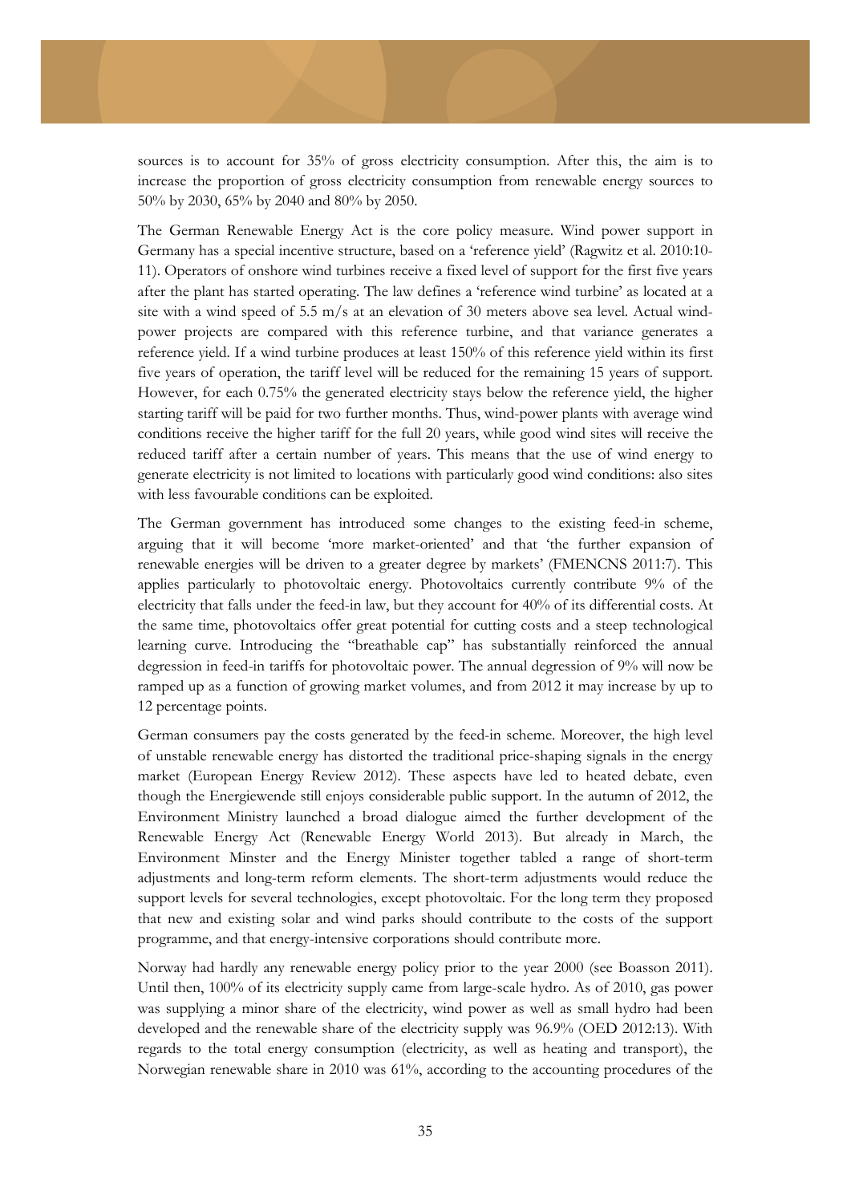sources is to account for 35% of gross electricity consumption. After this, the aim is to increase the proportion of gross electricity consumption from renewable energy sources to 50% by 2030, 65% by 2040 and 80% by 2050.

The German Renewable Energy Act is the core policy measure. Wind power support in Germany has a special incentive structure, based on a 'reference yield' (Ragwitz et al. 2010:10-11). Operators of onshore wind turbines receive a fixed level of support for the first five years after the plant has started operating. The law defines a 'reference wind turbine' as located at a site with a wind speed of 5.5 m/s at an elevation of 30 meters above sea level. Actual wind-power projects are compared with this reference turbine, and that variance generates a reference yield. If a wind turbine produces at least 150% of this reference yield within its first five years of operation, the tariff level will be reduced for the remaining 15 years of support. However, for each 0.75% the generated electricity stays below the reference yield, the higher starting tariff will be paid for two further months. Thus, wind-power plants with average wind conditions receive the higher tariff for the full 20 years, while good wind sites will receive the reduced tariff after a certain number of years. This means that the use of wind energy to generate electricity is not limited to locations with particularly good wind conditions: also sites with less favourable conditions can be exploited.

The German government has introduced some changes to the existing feed-in scheme, arguing that it will become 'more market-oriented' and that 'the further expansion of renewable energies will be driven to a greater degree by markets' (FMENCNS 2011:7). This applies particularly to photovoltaic energy. Photovoltaics currently contribute 9% of the electricity that falls under the feed-in law, but they account for 40% of its differential costs. At the same time, photovoltaics offer great potential for cutting costs and a steep technological learning curve. Introducing the "breathable cap" has substantially reinforced the annual degression in feed-in tariffs for photovoltaic power. The annual degression of 9% will now be ramped up as a function of growing market volumes, and from 2012 it may increase by up to 12 percentage points.

German consumers pay the costs generated by the feed-in scheme. Moreover, the high level of unstable renewable energy has distorted the traditional price-shaping signals in the energy market (European Energy Review 2012). These aspects have led to heated debate, even though the Energiewende still enjoys considerable public support. In the autumn of 2012, the Environment Ministry launched a broad dialogue aimed the further development of the Renewable Energy Act (Renewable Energy World 2013). But already in March, the Environment Minster and the Energy Minister together tabled a range of short-term adjustments and long-term reform elements. The short-term adjustments would reduce the support levels for several technologies, except photovoltaic. For the long term they proposed that new and existing solar and wind parks should contribute to the costs of the support programme, and that energy-intensive corporations should contribute more.

Norway had hardly any renewable energy policy prior to the year 2000 (see Boasson 2011). Until then, 100% of its electricity supply came from large-scale hydro. As of 2010, gas power was supplying a minor share of the electricity, wind power as well as small hydro had been developed and the renewable share of the electricity supply was 96.9% (OED 2012:13). With regards to the total energy consumption (electricity, as well as heating and transport), the Norwegian renewable share in 2010 was 61%, according to the accounting procedures of the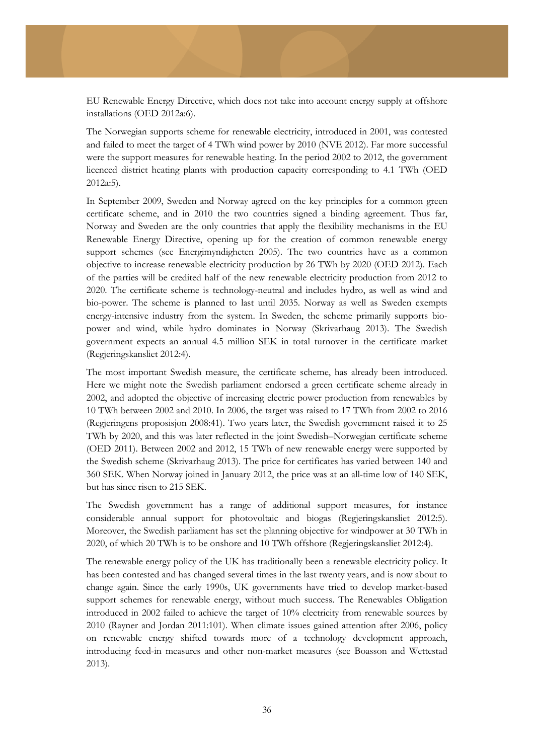EU Renewable Energy Directive, which does not take into account energy supply at offshore installations (OED 2012a:6).

The Norwegian supports scheme for renewable electricity, introduced in 2001, was contested and failed to meet the target of 4 TWh wind power by 2010 (NVE 2012). Far more successful were the support measures for renewable heating. In the period 2002 to 2012, the government licenced district heating plants with production capacity corresponding to 4.1 TWh (OED 2012a:5).

In September 2009, Sweden and Norway agreed on the key principles for a common green certificate scheme, and in 2010 the two countries signed a binding agreement. Thus far, Norway and Sweden are the only countries that apply the flexibility mechanisms in the EU Renewable Energy Directive, opening up for the creation of common renewable energy support schemes (see Energimyndigheten 2005). The two countries have as a common objective to increase renewable electricity production by 26 TWh by 2020 (OED 2012). Each of the parties will be credited half of the new renewable electricity production from 2012 to 2020. The certificate scheme is technology-neutral and includes hydro, as well as wind and bio-power. The scheme is planned to last until 2035. Norway as well as Sweden exempts energy-intensive industry from the system. In Sweden, the scheme primarily supports bio-power and wind, while hydro dominates in Norway (Skrivarhaug 2013). The Swedish government expects an annual 4.5 million SEK in total turnover in the certificate market (Regjeringskansliet 2012:4).

The most important Swedish measure, the certificate scheme, has already been introduced. Here we might note the Swedish parliament endorsed a green certificate scheme already in 2002, and adopted the objective of increasing electric power production from renewables by 10 TWh between 2002 and 2010. In 2006, the target was raised to 17 TWh from 2002 to 2016 (Regjeringens proposisjon 2008:41). Two years later, the Swedish government raised it to 25 TWh by 2020, and this was later reflected in the joint Swedish–Norwegian certificate scheme (OED 2011). Between 2002 and 2012, 15 TWh of new renewable energy were supported by the Swedish scheme (Skrivarhaug 2013). The price for certificates has varied between 140 and 360 SEK. When Norway joined in January 2012, the price was at an all-time low of 140 SEK, but has since risen to 215 SEK.

The Swedish government has a range of additional support measures, for instance considerable annual support for photovoltaic and biogas (Regjeringskansliet 2012:5). Moreover, the Swedish parliament has set the planning objective for windpower at 30 TWh in 2020, of which 20 TWh is to be onshore and 10 TWh offshore (Regjeringskansliet 2012:4).

The renewable energy policy of the UK has traditionally been a renewable electricity policy. It has been contested and has changed several times in the last twenty years, and is now about to change again. Since the early 1990s, UK governments have tried to develop market-based support schemes for renewable energy, without much success. The Renewables Obligation introduced in 2002 failed to achieve the target of 10% electricity from renewable sources by 2010 (Rayner and Jordan 2011:101). When climate issues gained attention after 2006, policy on renewable energy shifted towards more of a technology development approach, introducing feed-in measures and other non-market measures (see Boasson and Wettestad 2013).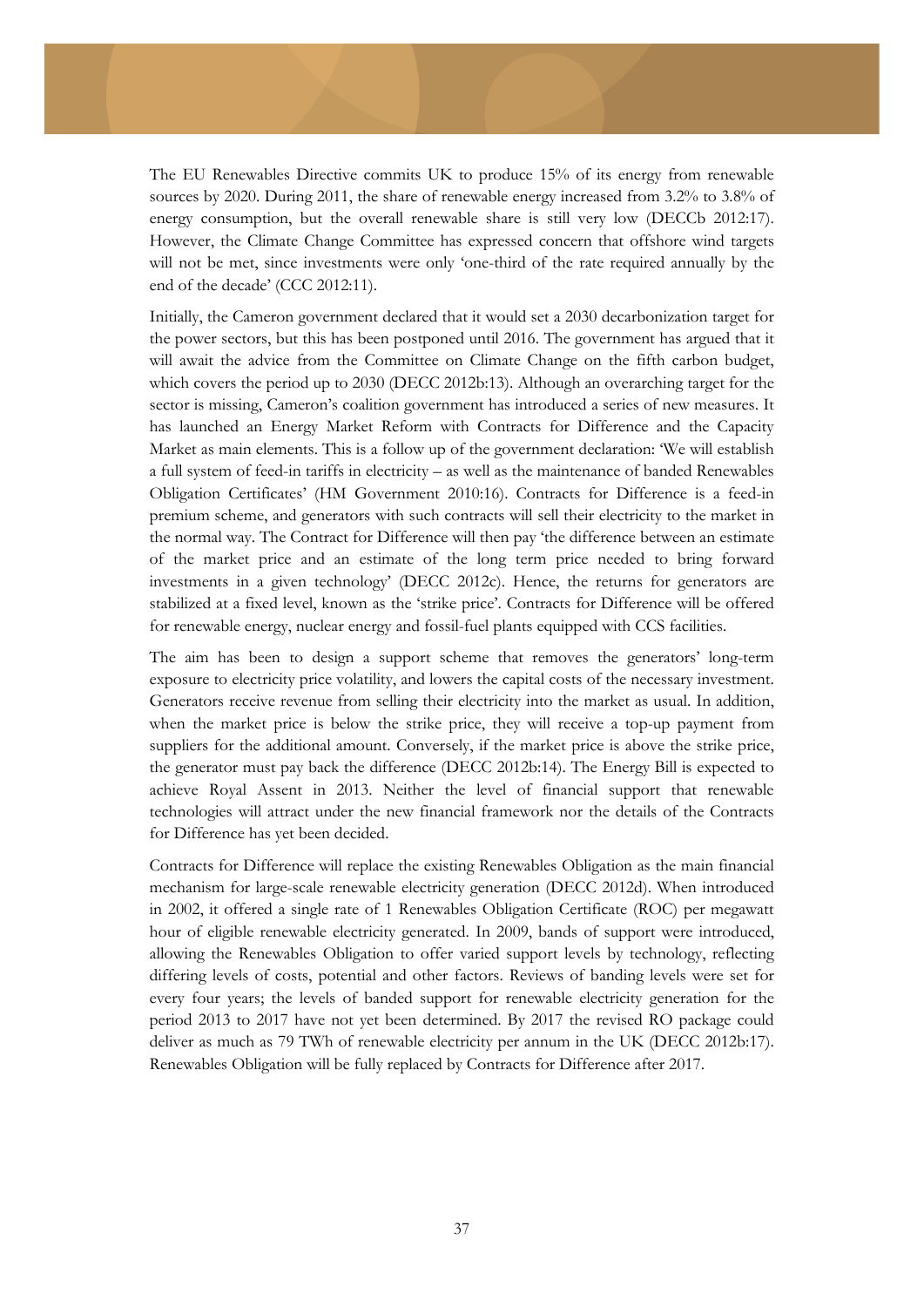The EU Renewables Directive commits UK to produce 15% of its energy from renewable sources by 2020. During 2011, the share of renewable energy increased from 3.2% to 3.8% of energy consumption, but the overall renewable share is still very low (DECCb 2012:17). However, the Climate Change Committee has expressed concern that offshore wind targets will not be met, since investments were only 'one-third of the rate required annually by the end of the decade' (CCC 2012:11).

Initially, the Cameron government declared that it would set a 2030 decarbonization target for the power sectors, but this has been postponed until 2016. The government has argued that it will await the advice from the Committee on Climate Change on the fifth carbon budget, which covers the period up to 2030 (DECC 2012b:13). Although an overarching target for the sector is missing, Cameron's coalition government has introduced a series of new measures. It has launched an Energy Market Reform with Contracts for Difference and the Capacity Market as main elements. This is a follow up of the government declaration: 'We will establish a full system of feed-in tariffs in electricity – as well as the maintenance of banded Renewables Obligation Certificates' (HM Government 2010:16). Contracts for Difference is a feed-in premium scheme, and generators with such contracts will sell their electricity to the market in the normal way. The Contract for Difference will then pay 'the difference between an estimate of the market price and an estimate of the long term price needed to bring forward investments in a given technology' (DECC 2012c). Hence, the returns for generators are stabilized at a fixed level, known as the 'strike price'. Contracts for Difference will be offered for renewable energy, nuclear energy and fossil-fuel plants equipped with CCS facilities.

The aim has been to design a support scheme that removes the generators' long-term exposure to electricity price volatility, and lowers the capital costs of the necessary investment. Generators receive revenue from selling their electricity into the market as usual. In addition, when the market price is below the strike price, they will receive a top-up payment from suppliers for the additional amount. Conversely, if the market price is above the strike price, the generator must pay back the difference (DECC 2012b:14). The Energy Bill is expected to achieve Royal Assent in 2013. Neither the level of financial support that renewable technologies will attract under the new financial framework nor the details of the Contracts for Difference has yet been decided.

Contracts for Difference will replace the existing Renewables Obligation as the main financial mechanism for large-scale renewable electricity generation (DECC 2012d). When introduced in 2002, it offered a single rate of 1 Renewables Obligation Certificate (ROC) per megawatt hour of eligible renewable electricity generated. In 2009, bands of support were introduced, allowing the Renewables Obligation to offer varied support levels by technology, reflecting differing levels of costs, potential and other factors. Reviews of banding levels were set for every four years; the levels of banded support for renewable electricity generation for the period 2013 to 2017 have not yet been determined. By 2017 the revised RO package could deliver as much as 79 TWh of renewable electricity per annum in the UK (DECC 2012b:17). Renewables Obligation will be fully replaced by Contracts for Difference after 2017.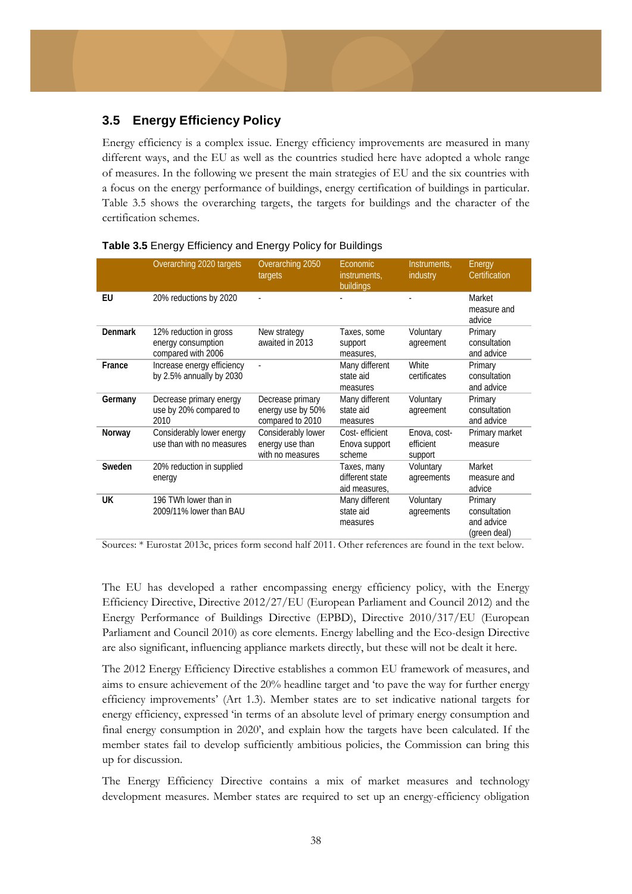## 3.5 Energy Efficiency Policy

Energy efficiency is a complex issue. Energy efficiency improvements are measured in many different ways, and the EU as well as the countries studied here have adopted a whole range of measures. In the following we present the main strategies of EU and the six countries with a focus on the energy performance of buildings, energy certification of buildings in particular. Table 3.5 shows the overarching targets, the targets for buildings and the character of the certification schemes.

**Table 3.5** Energy Efficiency and Energy Policy for Buildings

| | Overarching 2020 targets | Overarching 2050 targets | Economic instruments, buildings | Instruments, industry | Energy Certification |
|---|---|---|---|---|---|
| **EU** | 20% reductions by 2020 | - | - | - | Market measure and advice |
| **Denmark** | 12% reduction in gross energy consumption compared with 2006 | New strategy awaited in 2013 | Taxes, some support measures, | Voluntary agreement | Primary consultation and advice |
| **France** | Increase energy efficiency by 2.5% annually by 2030 | - | Many different state aid measures | White certificates | Primary consultation and advice |
| **Germany** | Decrease primary energy use by 20% compared to 2010 | Decrease primary energy use by 50% compared to 2010 | Many different state aid measures | Voluntary agreement | Primary consultation and advice |
| **Norway** | Considerably lower energy use than with no measures | Considerably lower energy use than with no measures | Cost- efficient Enova support scheme | Enova, cost-efficient support | Primary market measure |
| **Sweden** | 20% reduction in supplied energy | | Taxes, many different state aid measures, | Voluntary agreements | Market measure and advice |
| **UK** | 196 TWh lower than in 2009/11% lower than BAU | | Many different state aid measures | Voluntary agreements | Primary consultation and advice (green deal) |

Sources: * Eurostat 2013c, prices form second half 2011. Other references are found in the text below.

The EU has developed a rather encompassing energy efficiency policy, with the Energy Efficiency Directive, Directive 2012/27/EU (European Parliament and Council 2012) and the Energy Performance of Buildings Directive (EPBD), Directive 2010/317/EU (European Parliament and Council 2010) as core elements. Energy labelling and the Eco-design Directive are also significant, influencing appliance markets directly, but these will not be dealt it here.

The 2012 Energy Efficiency Directive establishes a common EU framework of measures, and aims to ensure achievement of the 20% headline target and 'to pave the way for further energy efficiency improvements' (Art 1.3). Member states are to set indicative national targets for energy efficiency, expressed 'in terms of an absolute level of primary energy consumption and final energy consumption in 2020', and explain how the targets have been calculated. If the member states fail to develop sufficiently ambitious policies, the Commission can bring this up for discussion.

The Energy Efficiency Directive contains a mix of market measures and technology development measures. Member states are required to set up an energy-efficiency obligation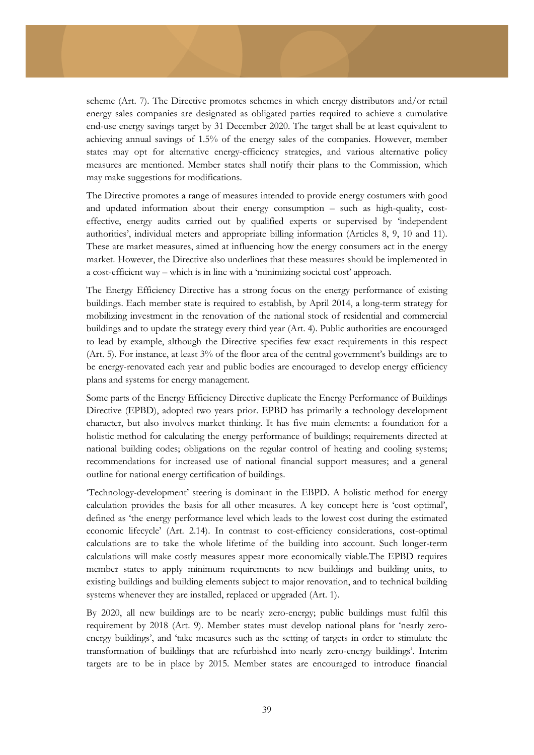scheme (Art. 7). The Directive promotes schemes in which energy distributors and/or retail energy sales companies are designated as obligated parties required to achieve a cumulative end-use energy savings target by 31 December 2020. The target shall be at least equivalent to achieving annual savings of 1.5% of the energy sales of the companies. However, member states may opt for alternative energy-efficiency strategies, and various alternative policy measures are mentioned. Member states shall notify their plans to the Commission, which may make suggestions for modifications.

The Directive promotes a range of measures intended to provide energy costumers with good and updated information about their energy consumption – such as high-quality, cost-effective, energy audits carried out by qualified experts or supervised by 'independent authorities', individual meters and appropriate billing information (Articles 8, 9, 10 and 11). These are market measures, aimed at influencing how the energy consumers act in the energy market. However, the Directive also underlines that these measures should be implemented in a cost-efficient way – which is in line with a 'minimizing societal cost' approach.

The Energy Efficiency Directive has a strong focus on the energy performance of existing buildings. Each member state is required to establish, by April 2014, a long-term strategy for mobilizing investment in the renovation of the national stock of residential and commercial buildings and to update the strategy every third year (Art. 4). Public authorities are encouraged to lead by example, although the Directive specifies few exact requirements in this respect (Art. 5). For instance, at least 3% of the floor area of the central government's buildings are to be energy-renovated each year and public bodies are encouraged to develop energy efficiency plans and systems for energy management.

Some parts of the Energy Efficiency Directive duplicate the Energy Performance of Buildings Directive (EPBD), adopted two years prior. EPBD has primarily a technology development character, but also involves market thinking. It has five main elements: a foundation for a holistic method for calculating the energy performance of buildings; requirements directed at national building codes; obligations on the regular control of heating and cooling systems; recommendations for increased use of national financial support measures; and a general outline for national energy certification of buildings.

'Technology-development' steering is dominant in the EBPD. A holistic method for energy calculation provides the basis for all other measures. A key concept here is 'cost optimal', defined as 'the energy performance level which leads to the lowest cost during the estimated economic lifecycle' (Art. 2.14). In contrast to cost-efficiency considerations, cost-optimal calculations are to take the whole lifetime of the building into account. Such longer-term calculations will make costly measures appear more economically viable.The EPBD requires member states to apply minimum requirements to new buildings and building units, to existing buildings and building elements subject to major renovation, and to technical building systems whenever they are installed, replaced or upgraded (Art. 1).

By 2020, all new buildings are to be nearly zero-energy; public buildings must fulfil this requirement by 2018 (Art. 9). Member states must develop national plans for 'nearly zero-energy buildings', and 'take measures such as the setting of targets in order to stimulate the transformation of buildings that are refurbished into nearly zero-energy buildings'. Interim targets are to be in place by 2015. Member states are encouraged to introduce financial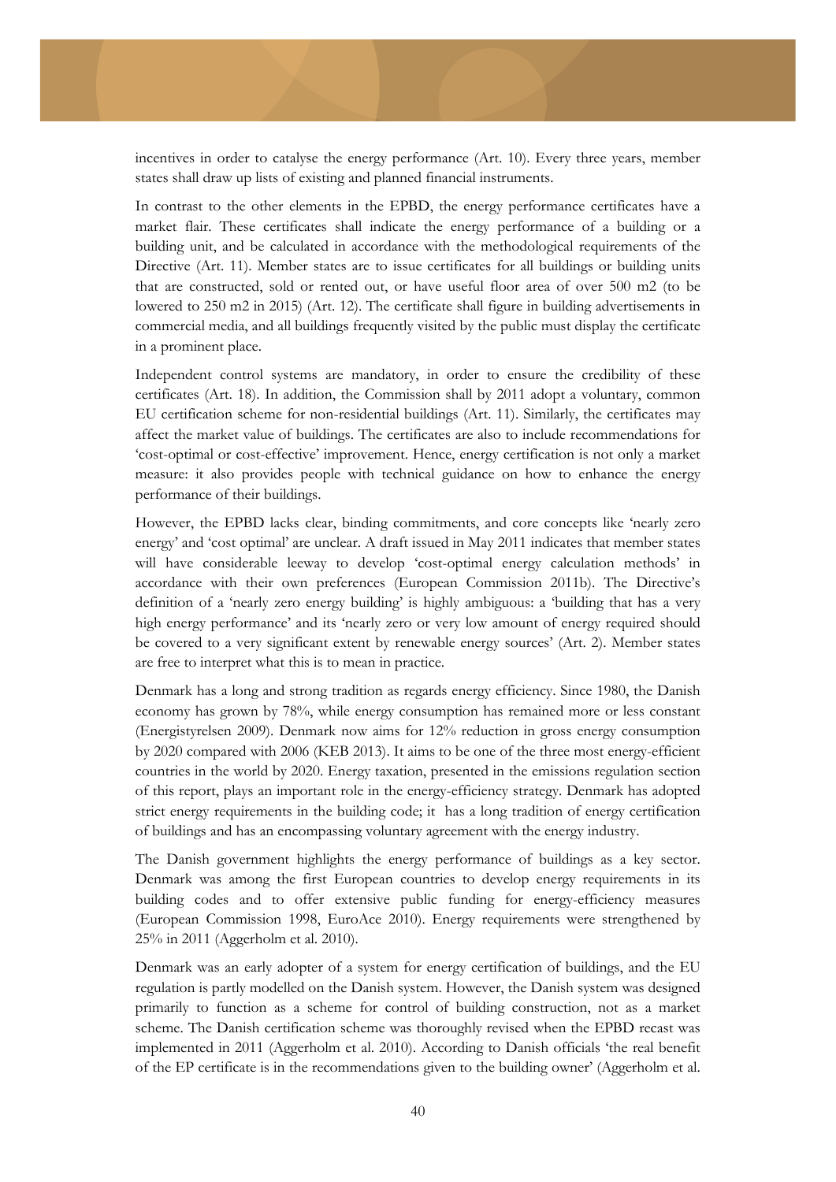incentives in order to catalyse the energy performance (Art. 10). Every three years, member states shall draw up lists of existing and planned financial instruments.

In contrast to the other elements in the EPBD, the energy performance certificates have a market flair. These certificates shall indicate the energy performance of a building or a building unit, and be calculated in accordance with the methodological requirements of the Directive (Art. 11). Member states are to issue certificates for all buildings or building units that are constructed, sold or rented out, or have useful floor area of over 500 m2 (to be lowered to 250 m2 in 2015) (Art. 12). The certificate shall figure in building advertisements in commercial media, and all buildings frequently visited by the public must display the certificate in a prominent place.

Independent control systems are mandatory, in order to ensure the credibility of these certificates (Art. 18). In addition, the Commission shall by 2011 adopt a voluntary, common EU certification scheme for non-residential buildings (Art. 11). Similarly, the certificates may affect the market value of buildings. The certificates are also to include recommendations for 'cost-optimal or cost-effective' improvement. Hence, energy certification is not only a market measure: it also provides people with technical guidance on how to enhance the energy performance of their buildings.

However, the EPBD lacks clear, binding commitments, and core concepts like 'nearly zero energy' and 'cost optimal' are unclear. A draft issued in May 2011 indicates that member states will have considerable leeway to develop 'cost-optimal energy calculation methods' in accordance with their own preferences (European Commission 2011b). The Directive's definition of a 'nearly zero energy building' is highly ambiguous: a 'building that has a very high energy performance' and its 'nearly zero or very low amount of energy required should be covered to a very significant extent by renewable energy sources' (Art. 2). Member states are free to interpret what this is to mean in practice.

Denmark has a long and strong tradition as regards energy efficiency. Since 1980, the Danish economy has grown by 78%, while energy consumption has remained more or less constant (Energistyrelsen 2009). Denmark now aims for 12% reduction in gross energy consumption by 2020 compared with 2006 (KEB 2013). It aims to be one of the three most energy-efficient countries in the world by 2020. Energy taxation, presented in the emissions regulation section of this report, plays an important role in the energy-efficiency strategy. Denmark has adopted strict energy requirements in the building code; it has a long tradition of energy certification of buildings and has an encompassing voluntary agreement with the energy industry.

The Danish government highlights the energy performance of buildings as a key sector. Denmark was among the first European countries to develop energy requirements in its building codes and to offer extensive public funding for energy-efficiency measures (European Commission 1998, EuroAce 2010). Energy requirements were strengthened by 25% in 2011 (Aggerholm et al. 2010).

Denmark was an early adopter of a system for energy certification of buildings, and the EU regulation is partly modelled on the Danish system. However, the Danish system was designed primarily to function as a scheme for control of building construction, not as a market scheme. The Danish certification scheme was thoroughly revised when the EPBD recast was implemented in 2011 (Aggerholm et al. 2010). According to Danish officials 'the real benefit of the EP certificate is in the recommendations given to the building owner' (Aggerholm et al.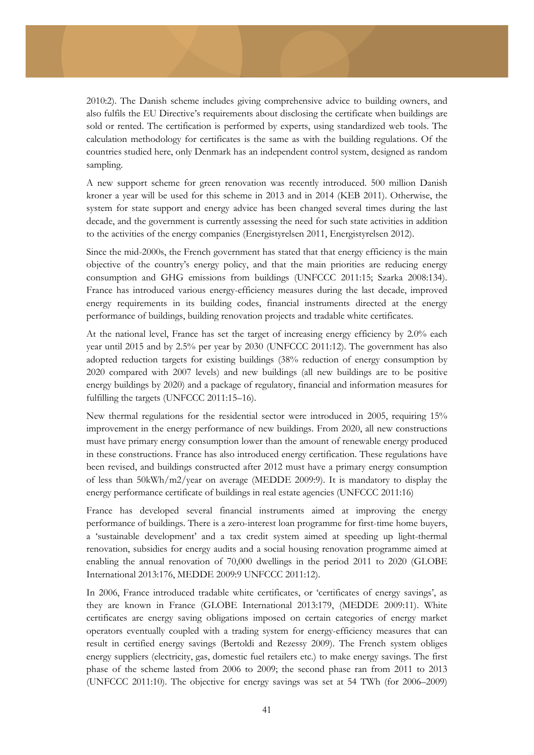2010:2). The Danish scheme includes giving comprehensive advice to building owners, and also fulfils the EU Directive's requirements about disclosing the certificate when buildings are sold or rented. The certification is performed by experts, using standardized web tools. The calculation methodology for certificates is the same as with the building regulations. Of the countries studied here, only Denmark has an independent control system, designed as random sampling.

A new support scheme for green renovation was recently introduced. 500 million Danish kroner a year will be used for this scheme in 2013 and in 2014 (KEB 2011). Otherwise, the system for state support and energy advice has been changed several times during the last decade, and the government is currently assessing the need for such state activities in addition to the activities of the energy companies (Energistyrelsen 2011, Energistyrelsen 2012).

Since the mid-2000s, the French government has stated that that energy efficiency is the main objective of the country's energy policy, and that the main priorities are reducing energy consumption and GHG emissions from buildings (UNFCCC 2011:15; Szarka 2008:134). France has introduced various energy-efficiency measures during the last decade, improved energy requirements in its building codes, financial instruments directed at the energy performance of buildings, building renovation projects and tradable white certificates.

At the national level, France has set the target of increasing energy efficiency by 2.0% each year until 2015 and by 2.5% per year by 2030 (UNFCCC 2011:12). The government has also adopted reduction targets for existing buildings (38% reduction of energy consumption by 2020 compared with 2007 levels) and new buildings (all new buildings are to be positive energy buildings by 2020) and a package of regulatory, financial and information measures for fulfilling the targets (UNFCCC 2011:15–16).

New thermal regulations for the residential sector were introduced in 2005, requiring 15% improvement in the energy performance of new buildings. From 2020, all new constructions must have primary energy consumption lower than the amount of renewable energy produced in these constructions. France has also introduced energy certification. These regulations have been revised, and buildings constructed after 2012 must have a primary energy consumption of less than 50kWh/m2/year on average (MEDDE 2009:9). It is mandatory to display the energy performance certificate of buildings in real estate agencies (UNFCCC 2011:16)

France has developed several financial instruments aimed at improving the energy performance of buildings. There is a zero-interest loan programme for first-time home buyers, a 'sustainable development' and a tax credit system aimed at speeding up light-thermal renovation, subsidies for energy audits and a social housing renovation programme aimed at enabling the annual renovation of 70,000 dwellings in the period 2011 to 2020 (GLOBE International 2013:176, MEDDE 2009:9 UNFCCC 2011:12).

In 2006, France introduced tradable white certificates, or 'certificates of energy savings', as they are known in France (GLOBE International 2013:179, (MEDDE 2009:11). White certificates are energy saving obligations imposed on certain categories of energy market operators eventually coupled with a trading system for energy-efficiency measures that can result in certified energy savings (Bertoldi and Rezessy 2009). The French system obliges energy suppliers (electricity, gas, domestic fuel retailers etc.) to make energy savings. The first phase of the scheme lasted from 2006 to 2009; the second phase ran from 2011 to 2013 (UNFCCC 2011:10). The objective for energy savings was set at 54 TWh (for 2006–2009)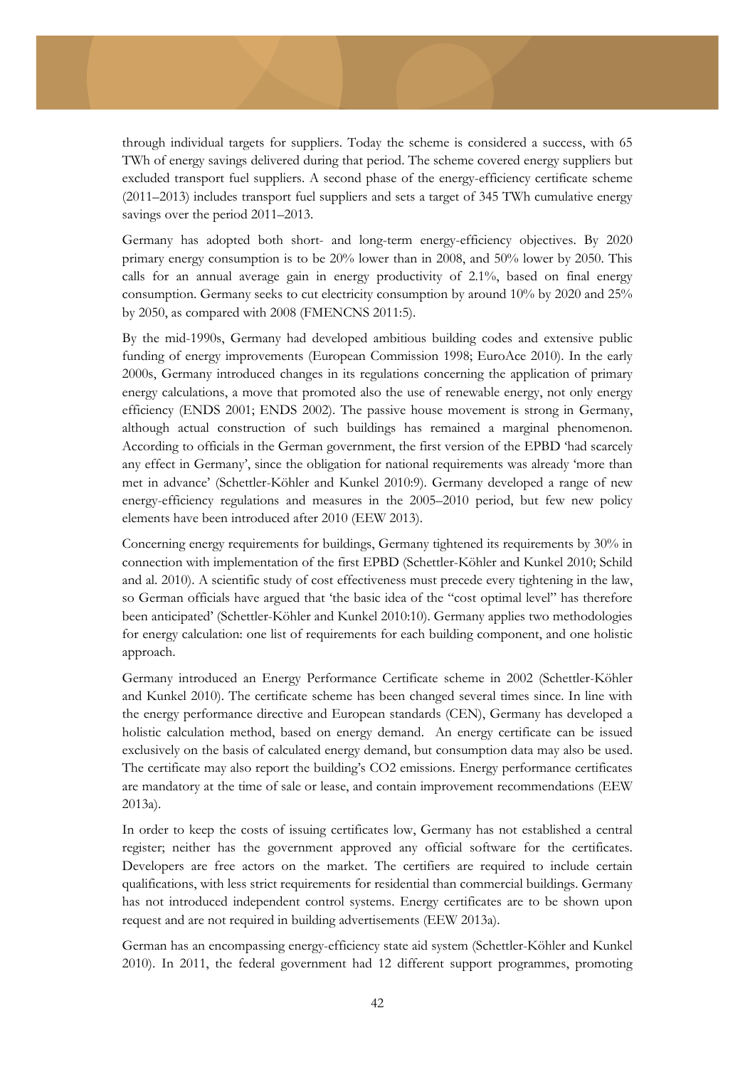through individual targets for suppliers. Today the scheme is considered a success, with 65 TWh of energy savings delivered during that period. The scheme covered energy suppliers but excluded transport fuel suppliers. A second phase of the energy-efficiency certificate scheme (2011–2013) includes transport fuel suppliers and sets a target of 345 TWh cumulative energy savings over the period 2011–2013.

Germany has adopted both short- and long-term energy-efficiency objectives. By 2020 primary energy consumption is to be 20% lower than in 2008, and 50% lower by 2050. This calls for an annual average gain in energy productivity of 2.1%, based on final energy consumption. Germany seeks to cut electricity consumption by around 10% by 2020 and 25% by 2050, as compared with 2008 (FMENCNS 2011:5).

By the mid-1990s, Germany had developed ambitious building codes and extensive public funding of energy improvements (European Commission 1998; EuroAce 2010). In the early 2000s, Germany introduced changes in its regulations concerning the application of primary energy calculations, a move that promoted also the use of renewable energy, not only energy efficiency (ENDS 2001; ENDS 2002). The passive house movement is strong in Germany, although actual construction of such buildings has remained a marginal phenomenon. According to officials in the German government, the first version of the EPBD 'had scarcely any effect in Germany', since the obligation for national requirements was already 'more than met in advance' (Schettler-Köhler and Kunkel 2010:9). Germany developed a range of new energy-efficiency regulations and measures in the 2005–2010 period, but few new policy elements have been introduced after 2010 (EEW 2013).

Concerning energy requirements for buildings, Germany tightened its requirements by 30% in connection with implementation of the first EPBD (Schettler-Köhler and Kunkel 2010; Schild and al. 2010). A scientific study of cost effectiveness must precede every tightening in the law, so German officials have argued that 'the basic idea of the "cost optimal level" has therefore been anticipated' (Schettler-Köhler and Kunkel 2010:10). Germany applies two methodologies for energy calculation: one list of requirements for each building component, and one holistic approach.

Germany introduced an Energy Performance Certificate scheme in 2002 (Schettler-Köhler and Kunkel 2010). The certificate scheme has been changed several times since. In line with the energy performance directive and European standards (CEN), Germany has developed a holistic calculation method, based on energy demand. An energy certificate can be issued exclusively on the basis of calculated energy demand, but consumption data may also be used. The certificate may also report the building's $CO_2$ emissions. Energy performance certificates are mandatory at the time of sale or lease, and contain improvement recommendations (EEW 2013a).

In order to keep the costs of issuing certificates low, Germany has not established a central register; neither has the government approved any official software for the certificates. Developers are free actors on the market. The certifiers are required to include certain qualifications, with less strict requirements for residential than commercial buildings. Germany has not introduced independent control systems. Energy certificates are to be shown upon request and are not required in building advertisements (EEW 2013a).

German has an encompassing energy-efficiency state aid system (Schettler-Köhler and Kunkel 2010). In 2011, the federal government had 12 different support programmes, promoting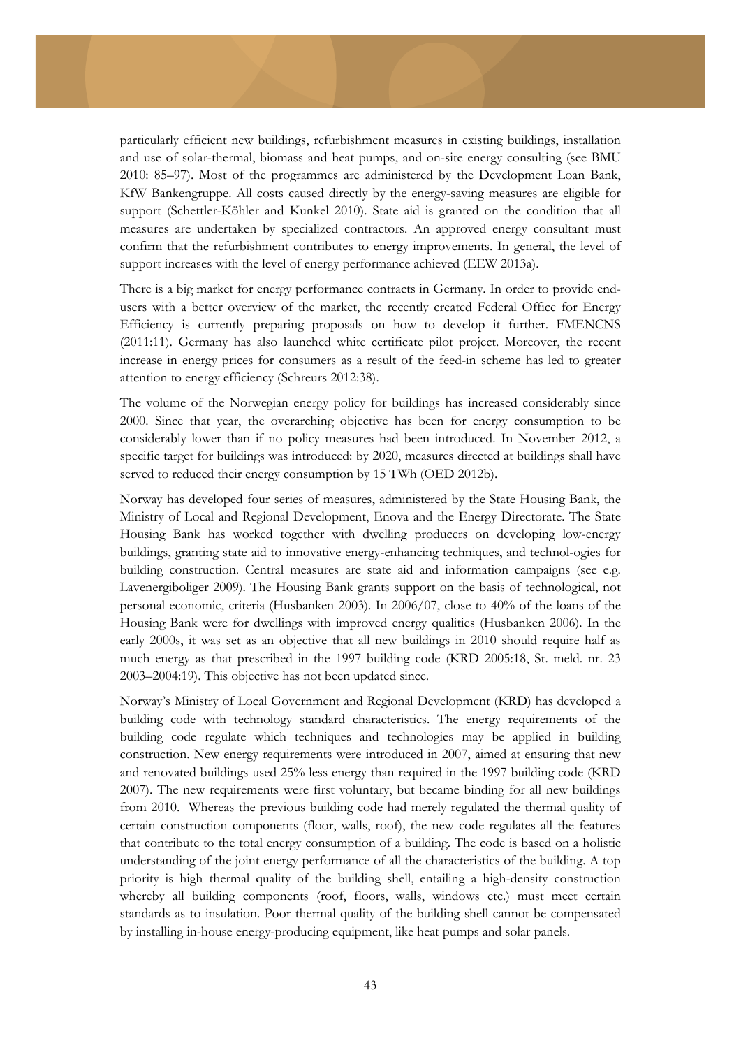particularly efficient new buildings, refurbishment measures in existing buildings, installation and use of solar-thermal, biomass and heat pumps, and on-site energy consulting (see BMU 2010: 85–97). Most of the programmes are administered by the Development Loan Bank, KfW Bankengruppe. All costs caused directly by the energy-saving measures are eligible for support (Schettler-Köhler and Kunkel 2010). State aid is granted on the condition that all measures are undertaken by specialized contractors. An approved energy consultant must confirm that the refurbishment contributes to energy improvements. In general, the level of support increases with the level of energy performance achieved (EEW 2013a).

There is a big market for energy performance contracts in Germany. In order to provide end-users with a better overview of the market, the recently created Federal Office for Energy Efficiency is currently preparing proposals on how to develop it further. FMENCNS (2011:11). Germany has also launched white certificate pilot project. Moreover, the recent increase in energy prices for consumers as a result of the feed-in scheme has led to greater attention to energy efficiency (Schreurs 2012:38).

The volume of the Norwegian energy policy for buildings has increased considerably since 2000. Since that year, the overarching objective has been for energy consumption to be considerably lower than if no policy measures had been introduced. In November 2012, a specific target for buildings was introduced: by 2020, measures directed at buildings shall have served to reduced their energy consumption by 15 TWh (OED 2012b).

Norway has developed four series of measures, administered by the State Housing Bank, the Ministry of Local and Regional Development, Enova and the Energy Directorate. The State Housing Bank has worked together with dwelling producers on developing low-energy buildings, granting state aid to innovative energy-enhancing techniques, and technol-ogies for building construction. Central measures are state aid and information campaigns (see e.g. Lavenergiboliger 2009). The Housing Bank grants support on the basis of technological, not personal economic, criteria (Husbanken 2003). In 2006/07, close to 40% of the loans of the Housing Bank were for dwellings with improved energy qualities (Husbanken 2006). In the early 2000s, it was set as an objective that all new buildings in 2010 should require half as much energy as that prescribed in the 1997 building code (KRD 2005:18, St. meld. nr. 23 2003–2004:19). This objective has not been updated since.

Norway's Ministry of Local Government and Regional Development (KRD) has developed a building code with technology standard characteristics. The energy requirements of the building code regulate which techniques and technologies may be applied in building construction. New energy requirements were introduced in 2007, aimed at ensuring that new and renovated buildings used 25% less energy than required in the 1997 building code (KRD 2007). The new requirements were first voluntary, but became binding for all new buildings from 2010. Whereas the previous building code had merely regulated the thermal quality of certain construction components (floor, walls, roof), the new code regulates all the features that contribute to the total energy consumption of a building. The code is based on a holistic understanding of the joint energy performance of all the characteristics of the building. A top priority is high thermal quality of the building shell, entailing a high-density construction whereby all building components (roof, floors, walls, windows etc.) must meet certain standards as to insulation. Poor thermal quality of the building shell cannot be compensated by installing in-house energy-producing equipment, like heat pumps and solar panels.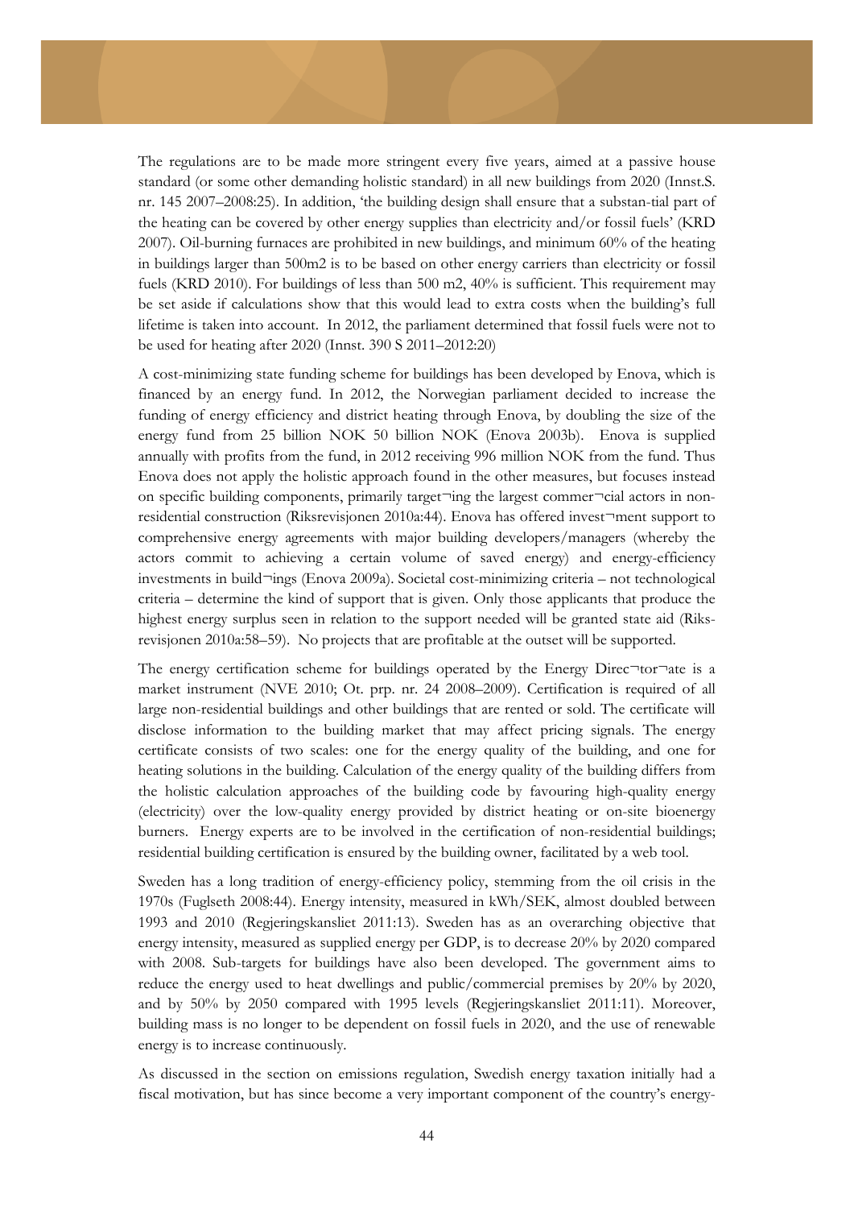The regulations are to be made more stringent every five years, aimed at a passive house standard (or some other demanding holistic standard) in all new buildings from 2020 (Innst.S. nr. 145 2007–2008:25). In addition, 'the building design shall ensure that a substan-tial part of the heating can be covered by other energy supplies than electricity and/or fossil fuels' (KRD 2007). Oil-burning furnaces are prohibited in new buildings, and minimum 60% of the heating in buildings larger than 500m2 is to be based on other energy carriers than electricity or fossil fuels (KRD 2010). For buildings of less than 500 m2, 40% is sufficient. This requirement may be set aside if calculations show that this would lead to extra costs when the building's full lifetime is taken into account. In 2012, the parliament determined that fossil fuels were not to be used for heating after 2020 (Innst. 390 S 2011–2012:20)

A cost-minimizing state funding scheme for buildings has been developed by Enova, which is financed by an energy fund. In 2012, the Norwegian parliament decided to increase the funding of energy efficiency and district heating through Enova, by doubling the size of the energy fund from 25 billion NOK 50 billion NOK (Enova 2003b). Enova is supplied annually with profits from the fund, in 2012 receiving 996 million NOK from the fund. Thus Enova does not apply the holistic approach found in the other measures, but focuses instead on specific building components, primarily target¬ing the largest commer¬cial actors in non-residential construction (Riksrevisjonen 2010a:44). Enova has offered invest¬ment support to comprehensive energy agreements with major building developers/managers (whereby the actors commit to achieving a certain volume of saved energy) and energy-efficiency investments in build¬ings (Enova 2009a). Societal cost-minimizing criteria – not technological criteria – determine the kind of support that is given. Only those applicants that produce the highest energy surplus seen in relation to the support needed will be granted state aid (Riks-revisjonen 2010a:58–59). No projects that are profitable at the outset will be supported.

The energy certification scheme for buildings operated by the Energy Direc¬tor¬ate is a market instrument (NVE 2010; Ot. prp. nr. 24 2008–2009). Certification is required of all large non-residential buildings and other buildings that are rented or sold. The certificate will disclose information to the building market that may affect pricing signals. The energy certificate consists of two scales: one for the energy quality of the building, and one for heating solutions in the building. Calculation of the energy quality of the building differs from the holistic calculation approaches of the building code by favouring high-quality energy (electricity) over the low-quality energy provided by district heating or on-site bioenergy burners. Energy experts are to be involved in the certification of non-residential buildings; residential building certification is ensured by the building owner, facilitated by a web tool.

Sweden has a long tradition of energy-efficiency policy, stemming from the oil crisis in the 1970s (Fuglseth 2008:44). Energy intensity, measured in kWh/SEK, almost doubled between 1993 and 2010 (Regjeringskansliet 2011:13). Sweden has as an overarching objective that energy intensity, measured as supplied energy per GDP, is to decrease 20% by 2020 compared with 2008. Sub-targets for buildings have also been developed. The government aims to reduce the energy used to heat dwellings and public/commercial premises by 20% by 2020, and by 50% by 2050 compared with 1995 levels (Regjeringskansliet 2011:11). Moreover, building mass is no longer to be dependent on fossil fuels in 2020, and the use of renewable energy is to increase continuously.

As discussed in the section on emissions regulation, Swedish energy taxation initially had a fiscal motivation, but has since become a very important component of the country's energy-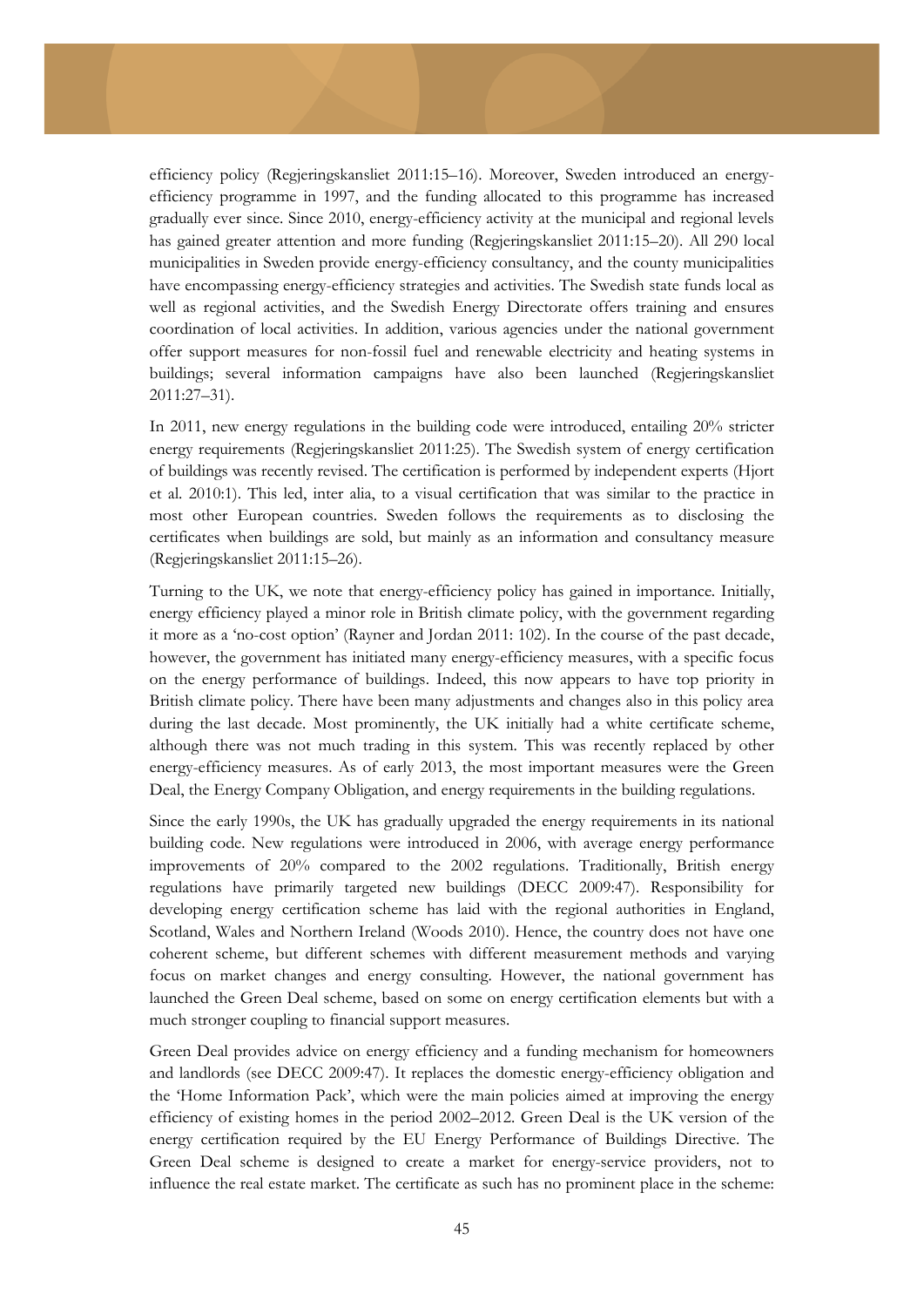efficiency policy (Regjeringskansliet 2011:15–16). Moreover, Sweden introduced an energy-efficiency programme in 1997, and the funding allocated to this programme has increased gradually ever since. Since 2010, energy-efficiency activity at the municipal and regional levels has gained greater attention and more funding (Regjeringskansliet 2011:15–20). All 290 local municipalities in Sweden provide energy-efficiency consultancy, and the county municipalities have encompassing energy-efficiency strategies and activities. The Swedish state funds local as well as regional activities, and the Swedish Energy Directorate offers training and ensures coordination of local activities. In addition, various agencies under the national government offer support measures for non-fossil fuel and renewable electricity and heating systems in buildings; several information campaigns have also been launched (Regjeringskansliet 2011:27–31).

In 2011, new energy regulations in the building code were introduced, entailing 20% stricter energy requirements (Regjeringskansliet 2011:25). The Swedish system of energy certification of buildings was recently revised. The certification is performed by independent experts (Hjort et al. 2010:1). This led, inter alia, to a visual certification that was similar to the practice in most other European countries. Sweden follows the requirements as to disclosing the certificates when buildings are sold, but mainly as an information and consultancy measure (Regjeringskansliet 2011:15–26).

Turning to the UK, we note that energy-efficiency policy has gained in importance. Initially, energy efficiency played a minor role in British climate policy, with the government regarding it more as a 'no-cost option' (Rayner and Jordan 2011: 102). In the course of the past decade, however, the government has initiated many energy-efficiency measures, with a specific focus on the energy performance of buildings. Indeed, this now appears to have top priority in British climate policy. There have been many adjustments and changes also in this policy area during the last decade. Most prominently, the UK initially had a white certificate scheme, although there was not much trading in this system. This was recently replaced by other energy-efficiency measures. As of early 2013, the most important measures were the Green Deal, the Energy Company Obligation, and energy requirements in the building regulations.

Since the early 1990s, the UK has gradually upgraded the energy requirements in its national building code. New regulations were introduced in 2006, with average energy performance improvements of 20% compared to the 2002 regulations. Traditionally, British energy regulations have primarily targeted new buildings (DECC 2009:47). Responsibility for developing energy certification scheme has laid with the regional authorities in England, Scotland, Wales and Northern Ireland (Woods 2010). Hence, the country does not have one coherent scheme, but different schemes with different measurement methods and varying focus on market changes and energy consulting. However, the national government has launched the Green Deal scheme, based on some on energy certification elements but with a much stronger coupling to financial support measures.

Green Deal provides advice on energy efficiency and a funding mechanism for homeowners and landlords (see DECC 2009:47). It replaces the domestic energy-efficiency obligation and the 'Home Information Pack', which were the main policies aimed at improving the energy efficiency of existing homes in the period 2002–2012. Green Deal is the UK version of the energy certification required by the EU Energy Performance of Buildings Directive. The Green Deal scheme is designed to create a market for energy-service providers, not to influence the real estate market. The certificate as such has no prominent place in the scheme: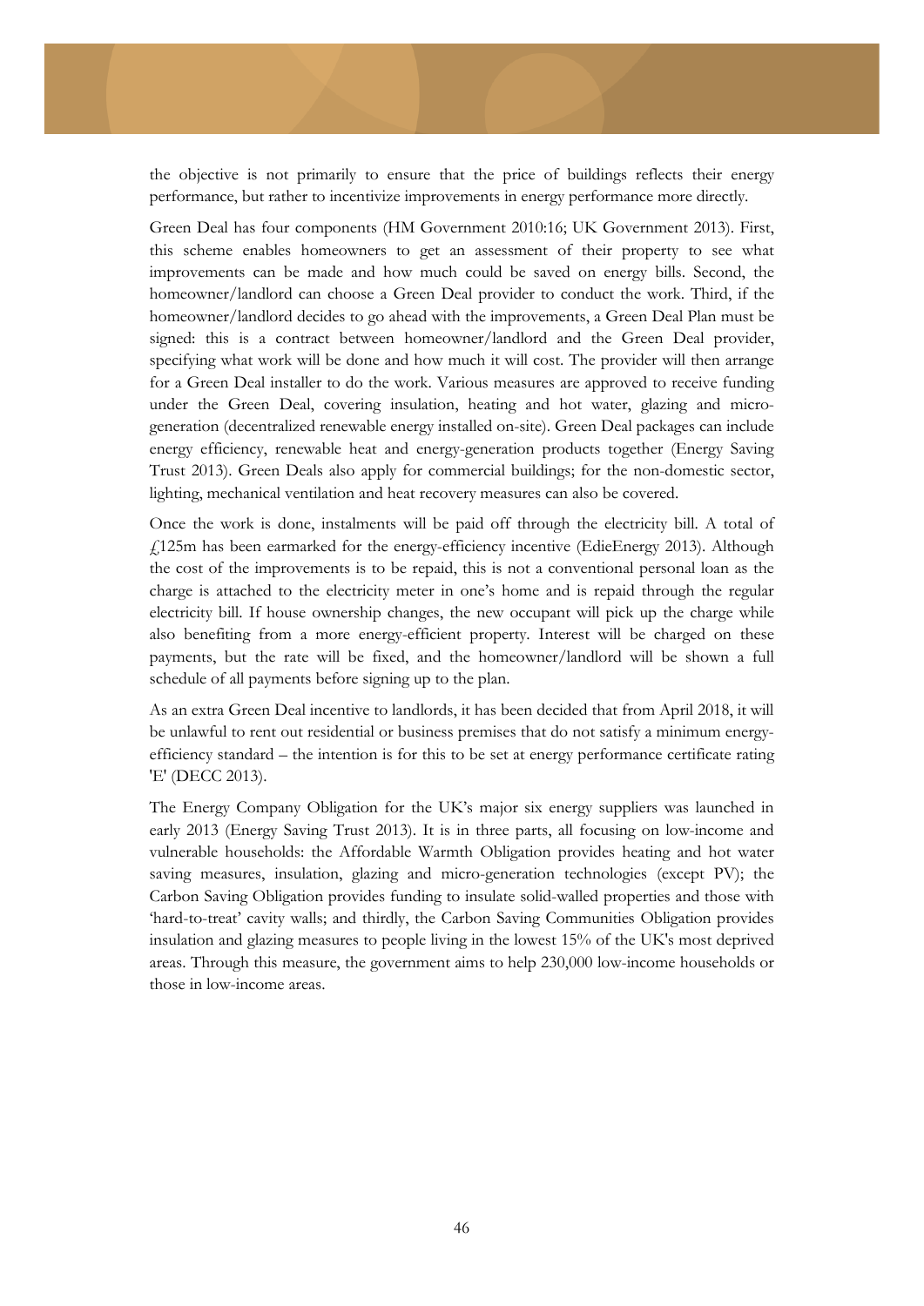the objective is not primarily to ensure that the price of buildings reflects their energy performance, but rather to incentivize improvements in energy performance more directly.

Green Deal has four components (HM Government 2010:16; UK Government 2013). First, this scheme enables homeowners to get an assessment of their property to see what improvements can be made and how much could be saved on energy bills. Second, the homeowner/landlord can choose a Green Deal provider to conduct the work. Third, if the homeowner/landlord decides to go ahead with the improvements, a Green Deal Plan must be signed: this is a contract between homeowner/landlord and the Green Deal provider, specifying what work will be done and how much it will cost. The provider will then arrange for a Green Deal installer to do the work. Various measures are approved to receive funding under the Green Deal, covering insulation, heating and hot water, glazing and micro-generation (decentralized renewable energy installed on-site). Green Deal packages can include energy efficiency, renewable heat and energy-generation products together (Energy Saving Trust 2013). Green Deals also apply for commercial buildings; for the non-domestic sector, lighting, mechanical ventilation and heat recovery measures can also be covered.

Once the work is done, instalments will be paid off through the electricity bill. A total of £125m has been earmarked for the energy-efficiency incentive (EdieEnergy 2013). Although the cost of the improvements is to be repaid, this is not a conventional personal loan as the charge is attached to the electricity meter in one's home and is repaid through the regular electricity bill. If house ownership changes, the new occupant will pick up the charge while also benefiting from a more energy-efficient property. Interest will be charged on these payments, but the rate will be fixed, and the homeowner/landlord will be shown a full schedule of all payments before signing up to the plan.

As an extra Green Deal incentive to landlords, it has been decided that from April 2018, it will be unlawful to rent out residential or business premises that do not satisfy a minimum energy-efficiency standard – the intention is for this to be set at energy performance certificate rating 'E' (DECC 2013).

The Energy Company Obligation for the UK's major six energy suppliers was launched in early 2013 (Energy Saving Trust 2013). It is in three parts, all focusing on low-income and vulnerable households: the Affordable Warmth Obligation provides heating and hot water saving measures, insulation, glazing and micro-generation technologies (except PV); the Carbon Saving Obligation provides funding to insulate solid-walled properties and those with 'hard-to-treat' cavity walls; and thirdly, the Carbon Saving Communities Obligation provides insulation and glazing measures to people living in the lowest 15% of the UK's most deprived areas. Through this measure, the government aims to help 230,000 low-income households or those in low-income areas.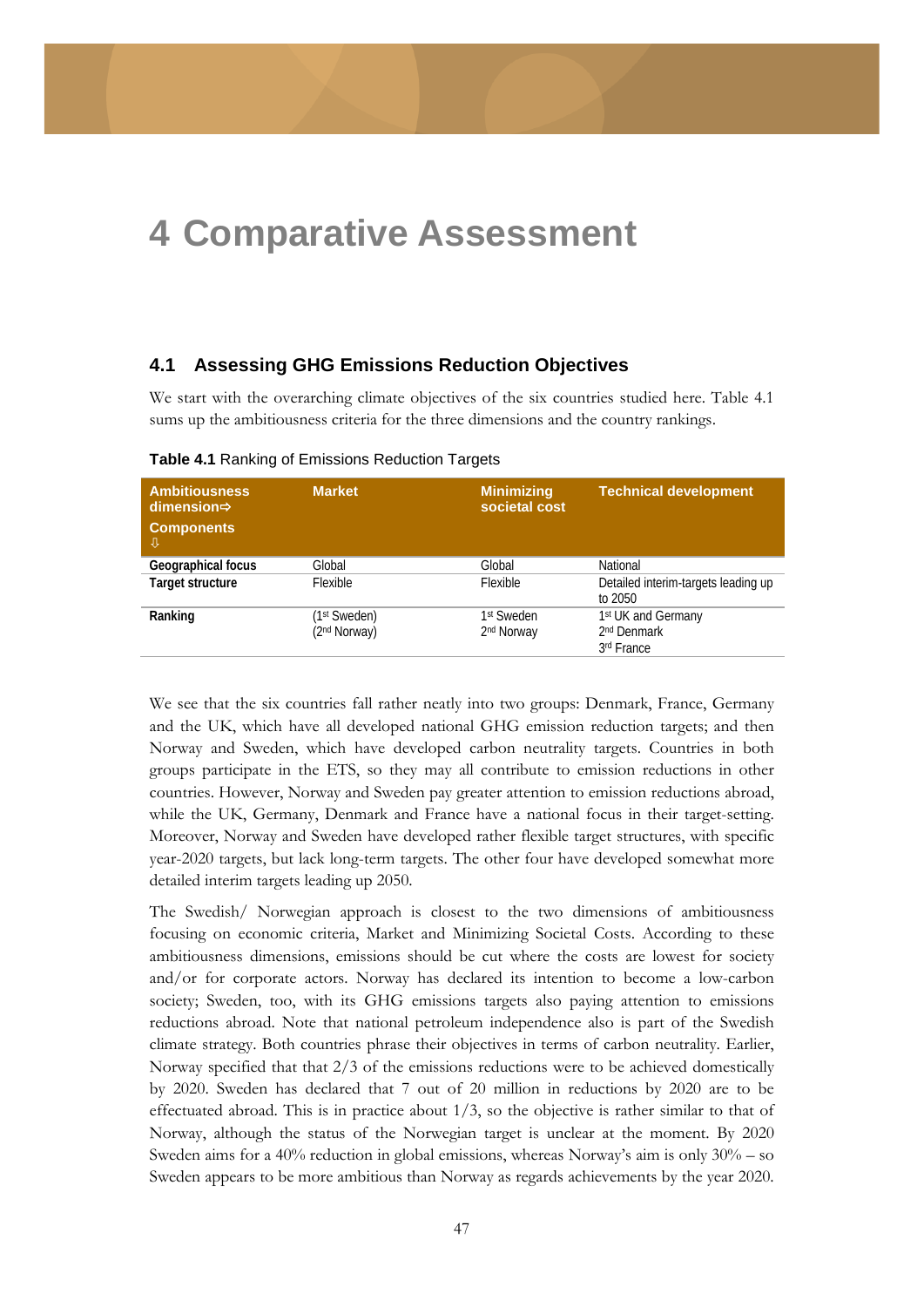# 4 Comparative Assessment

## 4.1 Assessing GHG Emissions Reduction Objectives

We start with the overarching climate objectives of the six countries studied here. Table 4.1 sums up the ambitiousness criteria for the three dimensions and the country rankings.

**Table 4.1** Ranking of Emissions Reduction Targets

| Ambitiousness dimension⇨ Components ⇩ | Market | Minimizing societal cost | Technical development |
|---|---|---|---|
| **Geographical focus** | Global | Global | National |
| **Target structure** | Flexible | Flexible | Detailed interim-targets leading up to 2050 |
| **Ranking** | (1st Sweden) (2nd Norway) | 1st Sweden 2nd Norway | 1st UK and Germany 2nd Denmark 3rd France |

We see that the six countries fall rather neatly into two groups: Denmark, France, Germany and the UK, which have all developed national GHG emission reduction targets; and then Norway and Sweden, which have developed carbon neutrality targets. Countries in both groups participate in the ETS, so they may all contribute to emission reductions in other countries. However, Norway and Sweden pay greater attention to emission reductions abroad, while the UK, Germany, Denmark and France have a national focus in their target-setting. Moreover, Norway and Sweden have developed rather flexible target structures, with specific year-2020 targets, but lack long-term targets. The other four have developed somewhat more detailed interim targets leading up 2050.

The Swedish/ Norwegian approach is closest to the two dimensions of ambitiousness focusing on economic criteria, Market and Minimizing Societal Costs. According to these ambitiousness dimensions, emissions should be cut where the costs are lowest for society and/or for corporate actors. Norway has declared its intention to become a low-carbon society; Sweden, too, with its GHG emissions targets also paying attention to emissions reductions abroad. Note that national petroleum independence also is part of the Swedish climate strategy. Both countries phrase their objectives in terms of carbon neutrality. Earlier, Norway specified that that 2/3 of the emissions reductions were to be achieved domestically by 2020. Sweden has declared that 7 out of 20 million in reductions by 2020 are to be effectuated abroad. This is in practice about 1/3, so the objective is rather similar to that of Norway, although the status of the Norwegian target is unclear at the moment. By 2020 Sweden aims for a 40% reduction in global emissions, whereas Norway's aim is only 30% – so Sweden appears to be more ambitious than Norway as regards achievements by the year 2020.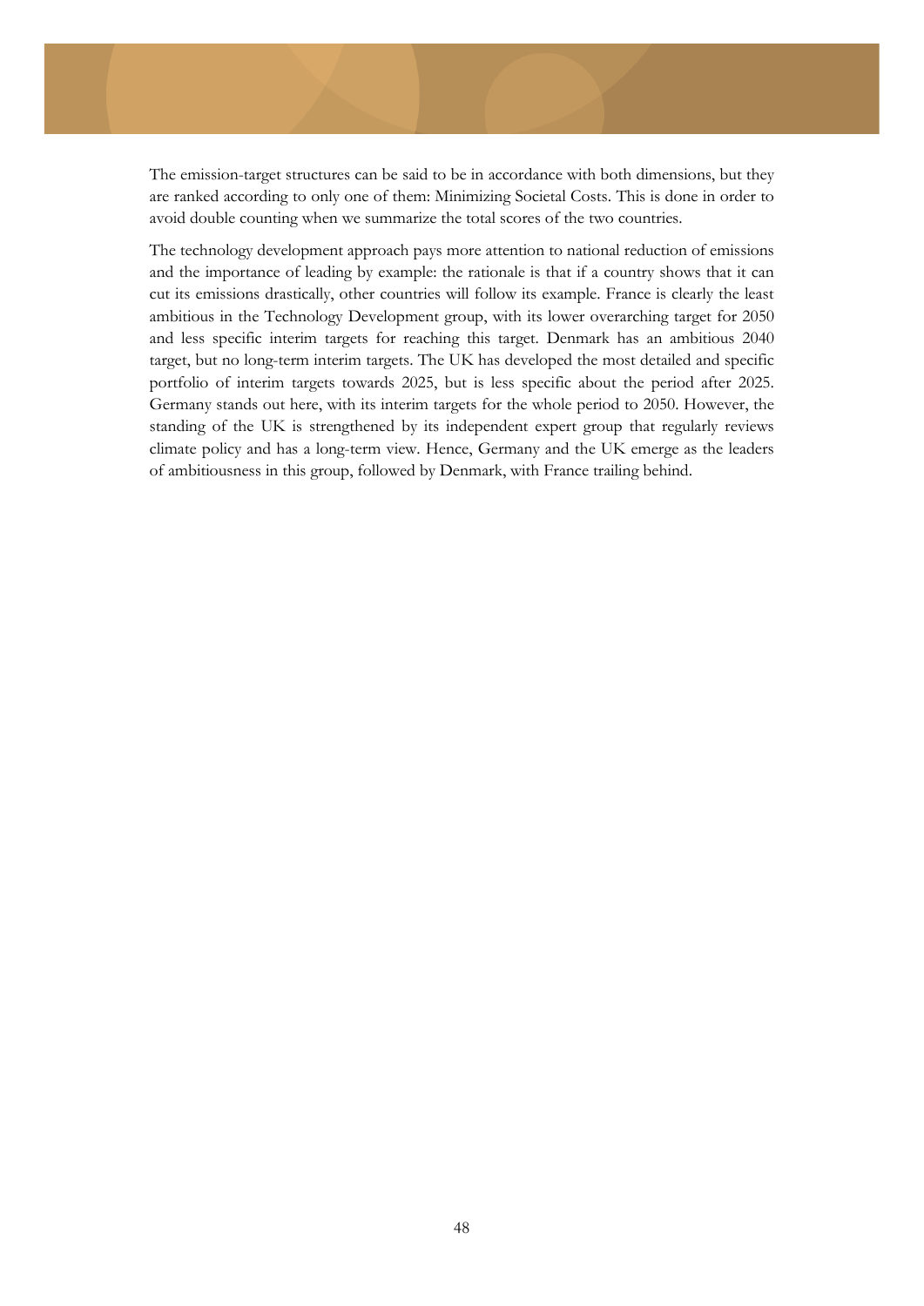The emission-target structures can be said to be in accordance with both dimensions, but they are ranked according to only one of them: Minimizing Societal Costs. This is done in order to avoid double counting when we summarize the total scores of the two countries.

The technology development approach pays more attention to national reduction of emissions and the importance of leading by example: the rationale is that if a country shows that it can cut its emissions drastically, other countries will follow its example. France is clearly the least ambitious in the Technology Development group, with its lower overarching target for 2050 and less specific interim targets for reaching this target. Denmark has an ambitious 2040 target, but no long-term interim targets. The UK has developed the most detailed and specific portfolio of interim targets towards 2025, but is less specific about the period after 2025. Germany stands out here, with its interim targets for the whole period to 2050. However, the standing of the UK is strengthened by its independent expert group that regularly reviews climate policy and has a long-term view. Hence, Germany and the UK emerge as the leaders of ambitiousness in this group, followed by Denmark, with France trailing behind.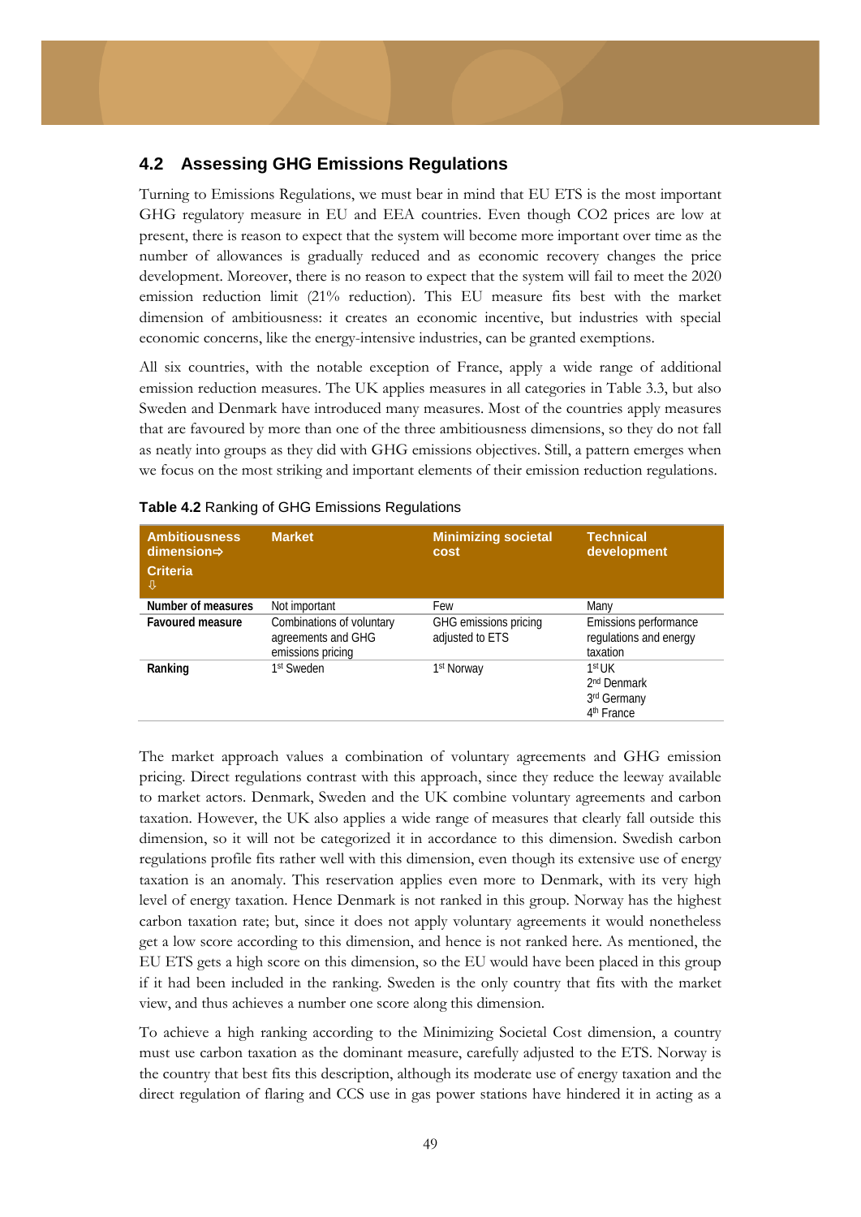## 4.2 Assessing GHG Emissions Regulations

Turning to Emissions Regulations, we must bear in mind that EU ETS is the most important GHG regulatory measure in EU and EEA countries. Even though CO2 prices are low at present, there is reason to expect that the system will become more important over time as the number of allowances is gradually reduced and as economic recovery changes the price development. Moreover, there is no reason to expect that the system will fail to meet the 2020 emission reduction limit (21% reduction). This EU measure fits best with the market dimension of ambitiousness: it creates an economic incentive, but industries with special economic concerns, like the energy-intensive industries, can be granted exemptions.

All six countries, with the notable exception of France, apply a wide range of additional emission reduction measures. The UK applies measures in all categories in Table 3.3, but also Sweden and Denmark have introduced many measures. Most of the countries apply measures that are favoured by more than one of the three ambitiousness dimensions, so they do not fall as neatly into groups as they did with GHG emissions objectives. Still, a pattern emerges when we focus on the most striking and important elements of their emission reduction regulations.

**Table 4.2** Ranking of GHG Emissions Regulations

| Ambitiousness dimension⇨ Criteria ⇩ | Market | Minimizing societal cost | Technical development |
|---|---|---|---|
| **Number of measures** | Not important | Few | Many |
| **Favoured measure** | Combinations of voluntary agreements and GHG emissions pricing | GHG emissions pricing adjusted to ETS | Emissions performance regulations and energy taxation |
| **Ranking** | 1st Sweden | 1st Norway | 1st UK<br>2nd Denmark<br>3rd Germany<br>4th France |

The market approach values a combination of voluntary agreements and GHG emission pricing. Direct regulations contrast with this approach, since they reduce the leeway available to market actors. Denmark, Sweden and the UK combine voluntary agreements and carbon taxation. However, the UK also applies a wide range of measures that clearly fall outside this dimension, so it will not be categorized it in accordance to this dimension. Swedish carbon regulations profile fits rather well with this dimension, even though its extensive use of energy taxation is an anomaly. This reservation applies even more to Denmark, with its very high level of energy taxation. Hence Denmark is not ranked in this group. Norway has the highest carbon taxation rate; but, since it does not apply voluntary agreements it would nonetheless get a low score according to this dimension, and hence is not ranked here. As mentioned, the EU ETS gets a high score on this dimension, so the EU would have been placed in this group if it had been included in the ranking. Sweden is the only country that fits with the market view, and thus achieves a number one score along this dimension.

To achieve a high ranking according to the Minimizing Societal Cost dimension, a country must use carbon taxation as the dominant measure, carefully adjusted to the ETS. Norway is the country that best fits this description, although its moderate use of energy taxation and the direct regulation of flaring and CCS use in gas power stations have hindered it in acting as a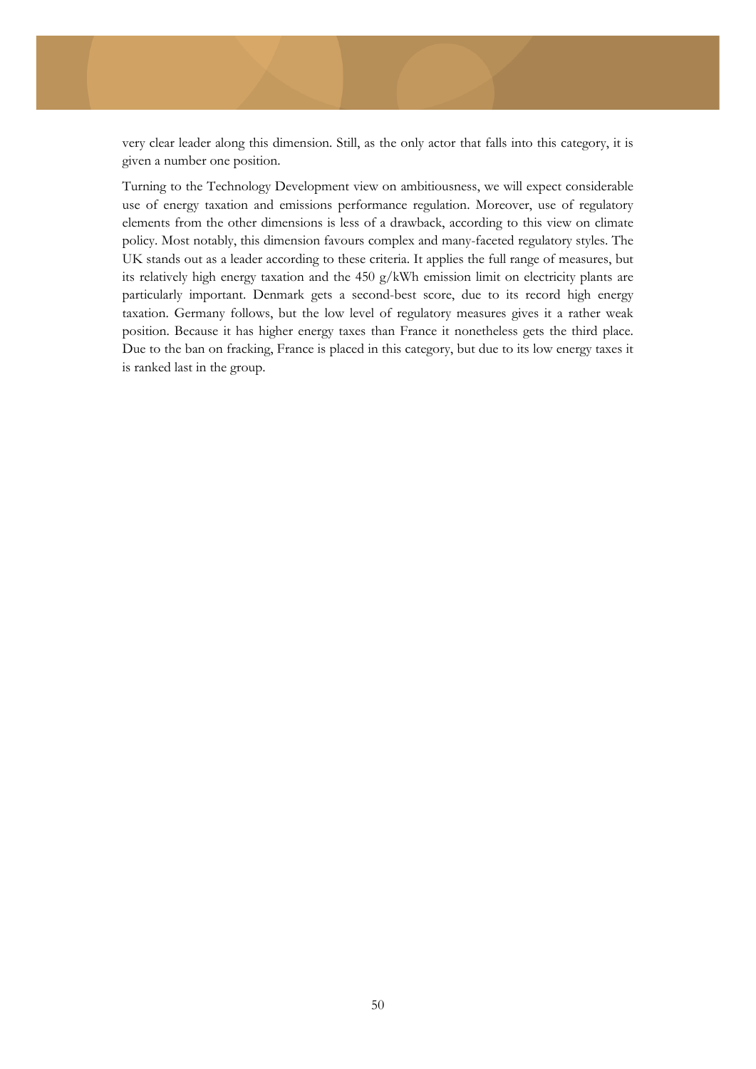very clear leader along this dimension. Still, as the only actor that falls into this category, it is given a number one position.

Turning to the Technology Development view on ambitiousness, we will expect considerable use of energy taxation and emissions performance regulation. Moreover, use of regulatory elements from the other dimensions is less of a drawback, according to this view on climate policy. Most notably, this dimension favours complex and many-faceted regulatory styles. The UK stands out as a leader according to these criteria. It applies the full range of measures, but its relatively high energy taxation and the 450 g/kWh emission limit on electricity plants are particularly important. Denmark gets a second-best score, due to its record high energy taxation. Germany follows, but the low level of regulatory measures gives it a rather weak position. Because it has higher energy taxes than France it nonetheless gets the third place. Due to the ban on fracking, France is placed in this category, but due to its low energy taxes it is ranked last in the group.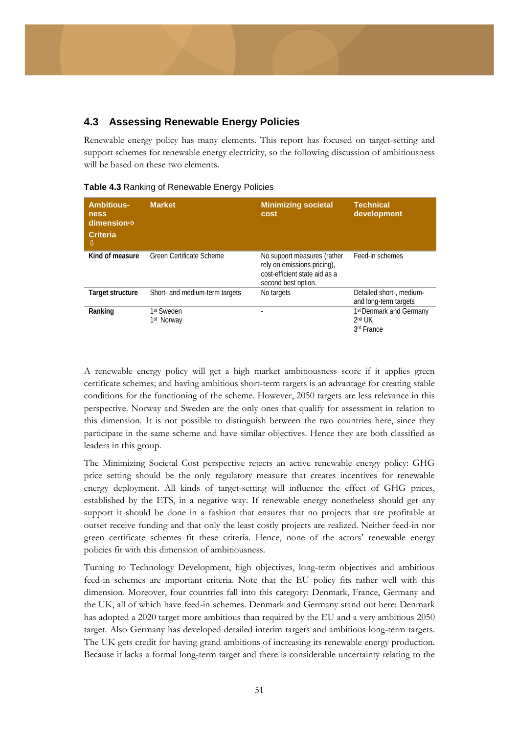## 4.3 Assessing Renewable Energy Policies

Renewable energy policy has many elements. This report has focused on target-setting and support schemes for renewable energy electricity, so the following discussion of ambitiousness will be based on these two elements.

**Table 4.3** Ranking of Renewable Energy Policies

| Ambitious-ness dimension⇨ Criteria ⇩ | Market | Minimizing societal cost | Technical development |
|---|---|---|---|
| **Kind of measure** | Green Certificate Scheme | No support measures (rather rely on emissions pricing), cost-efficient state aid as a second best option. | Feed-in schemes |
| **Target structure** | Short- and medium-term targets | No targets | Detailed short-, medium- and long-term targets |
| **Ranking** | 1st Sweden<br>1st Norway | - | 1st Denmark and Germany<br>2nd UK<br>3rd France |

A renewable energy policy will get a high market ambitiousness score if it applies green certificate schemes; and having ambitious short-term targets is an advantage for creating stable conditions for the functioning of the scheme. However, 2050 targets are less relevance in this perspective. Norway and Sweden are the only ones that qualify for assessment in relation to this dimension. It is not possible to distinguish between the two countries here, since they participate in the same scheme and have similar objectives. Hence they are both classified as leaders in this group.

The Minimizing Societal Cost perspective rejects an active renewable energy policy: GHG price setting should be the only regulatory measure that creates incentives for renewable energy deployment. All kinds of target-setting will influence the effect of GHG prices, established by the ETS, in a negative way. If renewable energy nonetheless should get any support it should be done in a fashion that ensures that no projects that are profitable at outset receive funding and that only the least costly projects are realized. Neither feed-in nor green certificate schemes fit these criteria. Hence, none of the actors' renewable energy policies fit with this dimension of ambitiousness.

Turning to Technology Development, high objectives, long-term objectives and ambitious feed-in schemes are important criteria. Note that the EU policy fits rather well with this dimension. Moreover, four countries fall into this category: Denmark, France, Germany and the UK, all of which have feed-in schemes. Denmark and Germany stand out here: Denmark has adopted a 2020 target more ambitious than required by the EU and a very ambitious 2050 target. Also Germany has developed detailed interim targets and ambitious long-term targets. The UK gets credit for having grand ambitions of increasing its renewable energy production. Because it lacks a formal long-term target and there is considerable uncertainty relating to the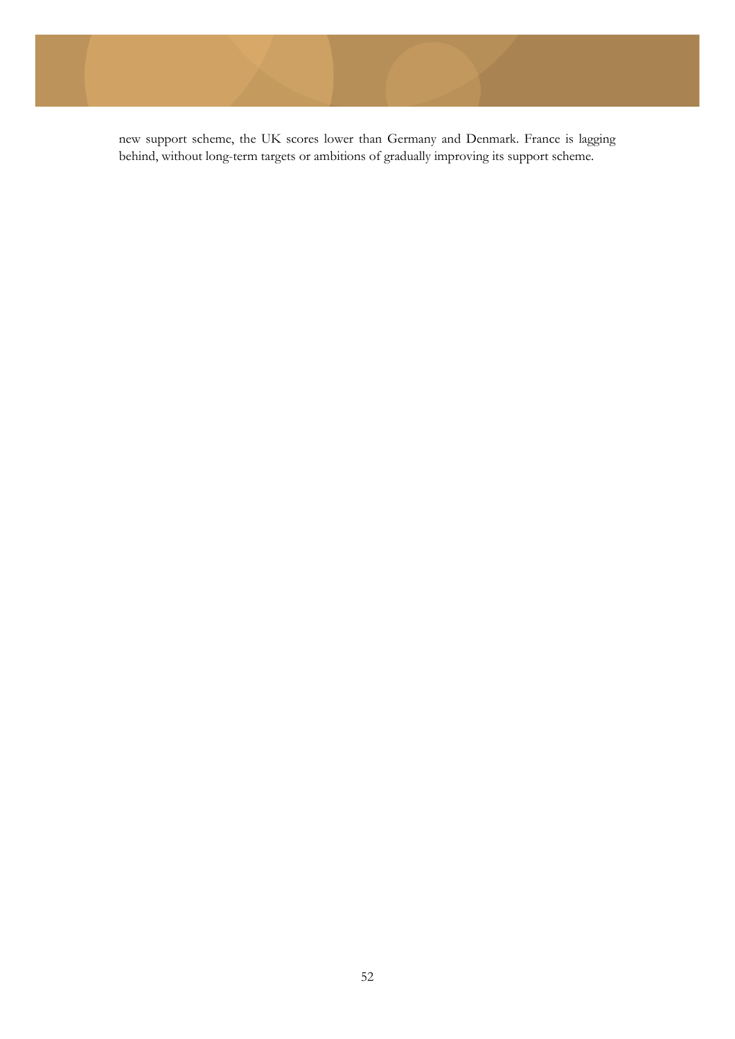new support scheme, the UK scores lower than Germany and Denmark. France is lagging behind, without long-term targets or ambitions of gradually improving its support scheme.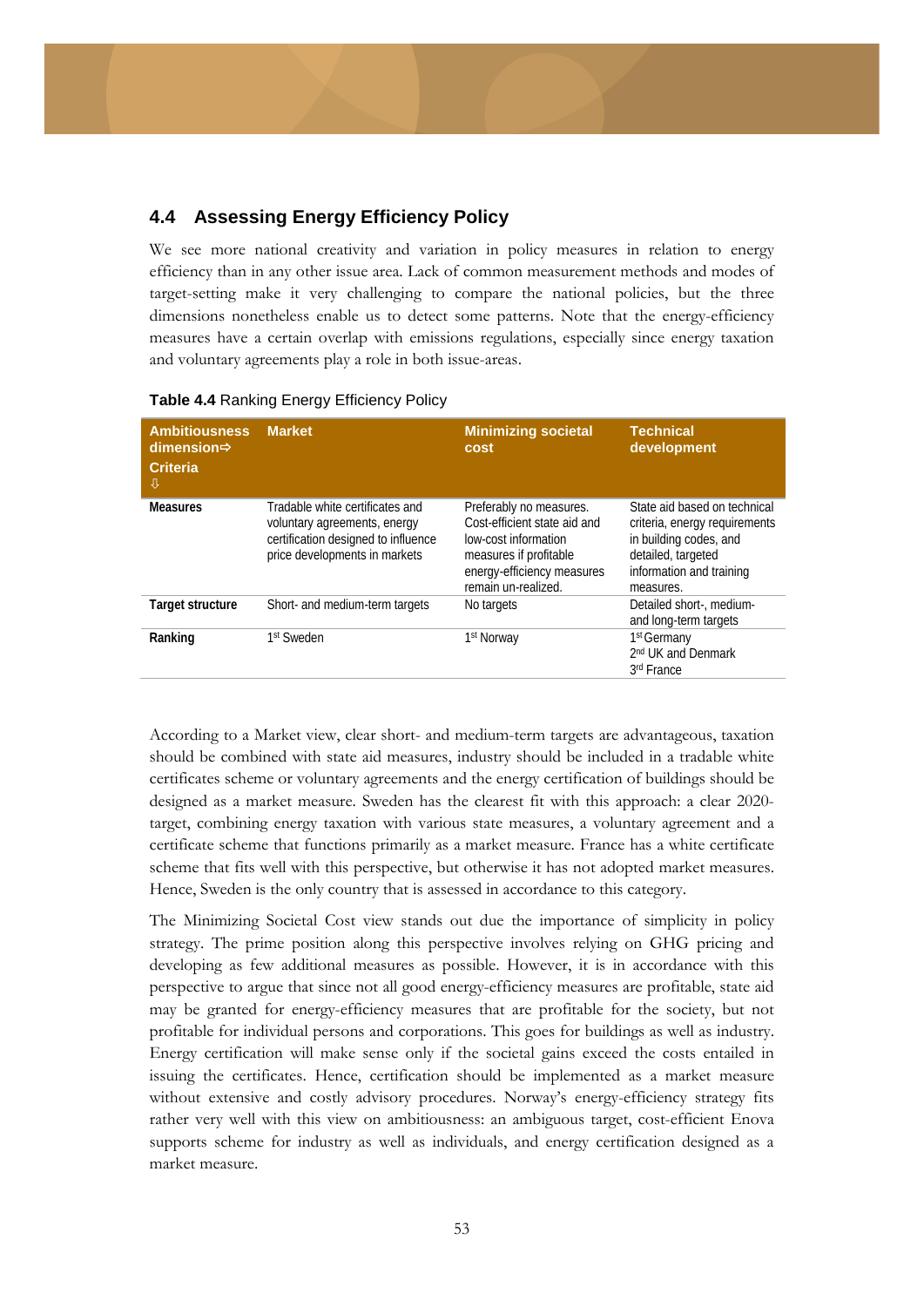## 4.4 Assessing Energy Efficiency Policy

We see more national creativity and variation in policy measures in relation to energy efficiency than in any other issue area. Lack of common measurement methods and modes of target-setting make it very challenging to compare the national policies, but the three dimensions nonetheless enable us to detect some patterns. Note that the energy-efficiency measures have a certain overlap with emissions regulations, especially since energy taxation and voluntary agreements play a role in both issue-areas.

**Table 4.4** Ranking Energy Efficiency Policy

| Ambitiousness dimension⇨ Criteria ⇩ | Market | Minimizing societal cost | Technical development |
|---|---|---|---|
| **Measures** | Tradable white certificates and voluntary agreements, energy certification designed to influence price developments in markets | Preferably no measures. Cost-efficient state aid and low-cost information measures if profitable energy-efficiency measures remain un-realized. | State aid based on technical criteria, energy requirements in building codes, and detailed, targeted information and training measures. |
| **Target structure** | Short- and medium-term targets | No targets | Detailed short-, medium- and long-term targets |
| **Ranking** | 1st Sweden | 1st Norway | 1st Germany<br>2nd UK and Denmark<br>3rd France |

According to a Market view, clear short- and medium-term targets are advantageous, taxation should be combined with state aid measures, industry should be included in a tradable white certificates scheme or voluntary agreements and the energy certification of buildings should be designed as a market measure. Sweden has the clearest fit with this approach: a clear 2020-target, combining energy taxation with various state measures, a voluntary agreement and a certificate scheme that functions primarily as a market measure. France has a white certificate scheme that fits well with this perspective, but otherwise it has not adopted market measures. Hence, Sweden is the only country that is assessed in accordance to this category.

The Minimizing Societal Cost view stands out due the importance of simplicity in policy strategy. The prime position along this perspective involves relying on GHG pricing and developing as few additional measures as possible. However, it is in accordance with this perspective to argue that since not all good energy-efficiency measures are profitable, state aid may be granted for energy-efficiency measures that are profitable for the society, but not profitable for individual persons and corporations. This goes for buildings as well as industry. Energy certification will make sense only if the societal gains exceed the costs entailed in issuing the certificates. Hence, certification should be implemented as a market measure without extensive and costly advisory procedures. Norway's energy-efficiency strategy fits rather very well with this view on ambitiousness: an ambiguous target, cost-efficient Enova supports scheme for industry as well as individuals, and energy certification designed as a market measure.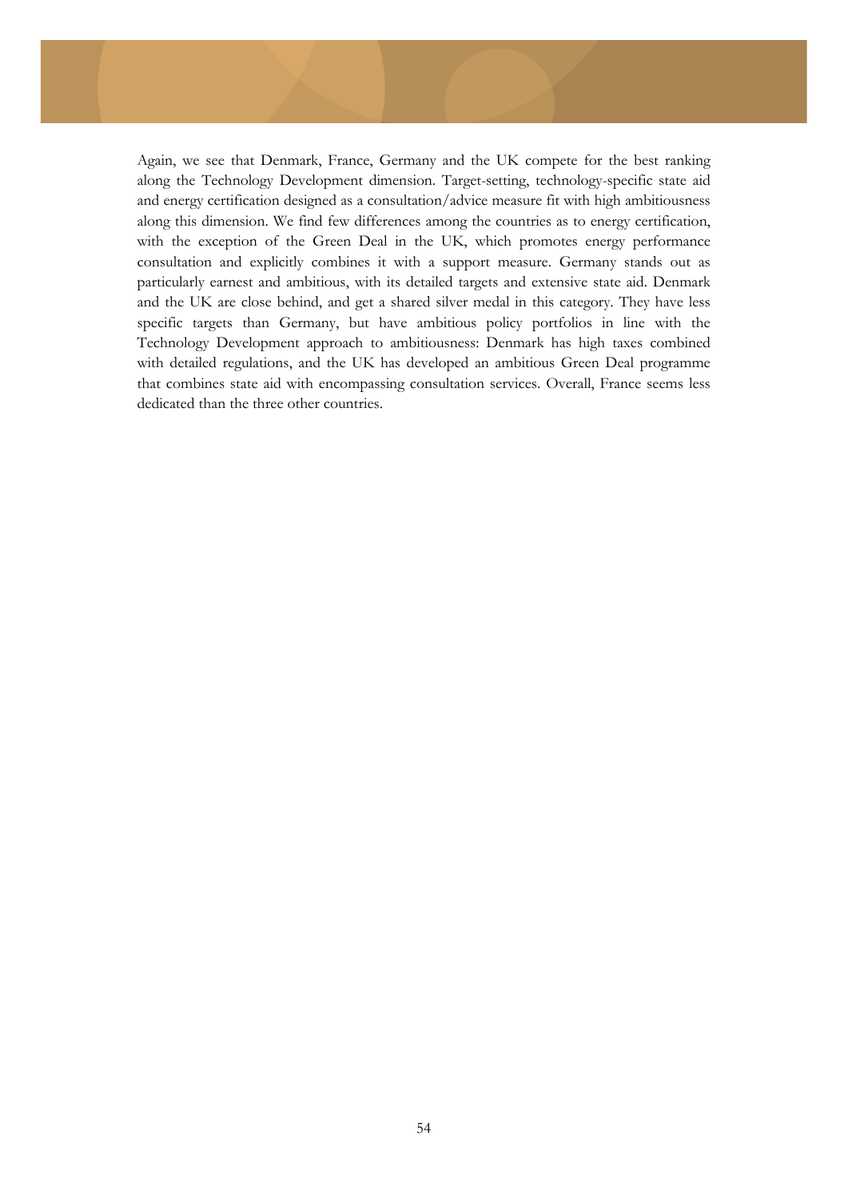Again, we see that Denmark, France, Germany and the UK compete for the best ranking along the Technology Development dimension. Target-setting, technology-specific state aid and energy certification designed as a consultation/advice measure fit with high ambitiousness along this dimension. We find few differences among the countries as to energy certification, with the exception of the Green Deal in the UK, which promotes energy performance consultation and explicitly combines it with a support measure. Germany stands out as particularly earnest and ambitious, with its detailed targets and extensive state aid. Denmark and the UK are close behind, and get a shared silver medal in this category. They have less specific targets than Germany, but have ambitious policy portfolios in line with the Technology Development approach to ambitiousness: Denmark has high taxes combined with detailed regulations, and the UK has developed an ambitious Green Deal programme that combines state aid with encompassing consultation services. Overall, France seems less dedicated than the three other countries.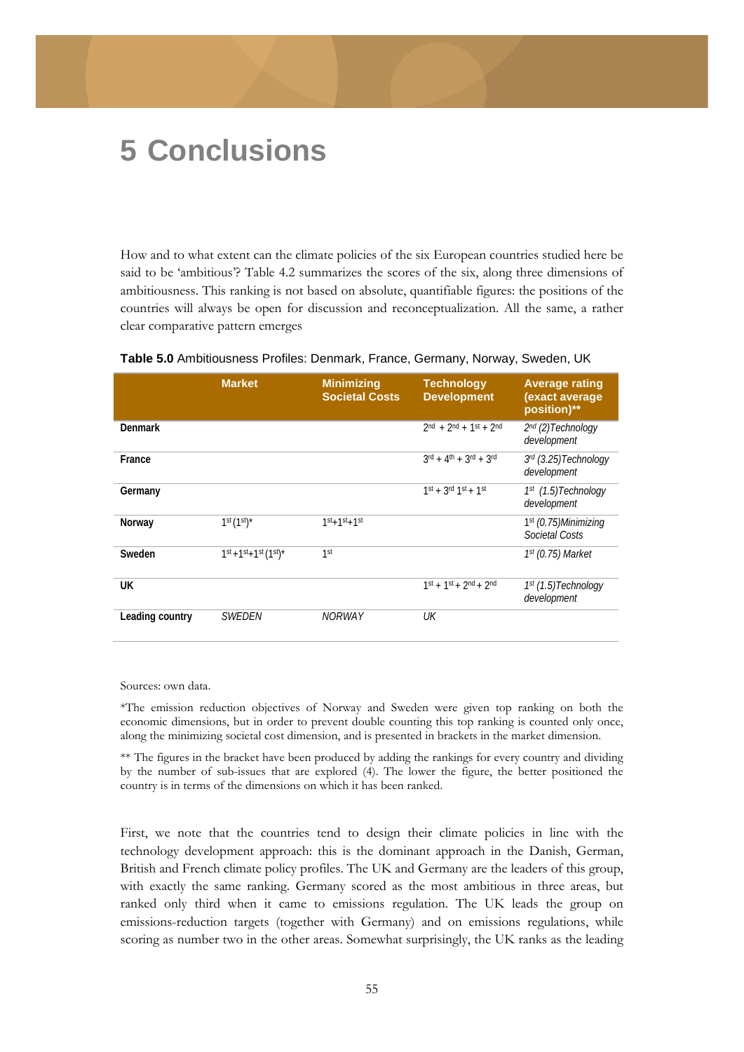# 5 Conclusions

How and to what extent can the climate policies of the six European countries studied here be said to be 'ambitious'? Table 4.2 summarizes the scores of the six, along three dimensions of ambitiousness. This ranking is not based on absolute, quantifiable figures: the positions of the countries will always be open for discussion and reconceptualization. All the same, a rather clear comparative pattern emerges

**Table 5.0** Ambitiousness Profiles: Denmark, France, Germany, Norway, Sweden, UK

| | Market | Minimizing Societal Costs | Technology Development | Average rating (exact average position)** |
|---|---|---|---|---|
| **Denmark** | | | 2nd + 2nd + 1st + 2nd | *2nd (2)Technology development* |
| **France** | | | 3rd + 4th + 3rd + 3rd | *3rd (3.25)Technology development* |
| **Germany** | | | 1st + 3rd 1st + 1st | *1st (1.5)Technology development* |
| **Norway** | 1st (1st)* | 1st+1st+1st | | *1st (0.75)Minimizing Societal Costs* |
| **Sweden** | 1st +1st+1st (1st)* | 1st | | *1st (0.75) Market* |
| **UK** | | | 1st + 1st + 2nd + 2nd | *1st (1.5)Technology development* |
| **Leading country** | *SWEDEN* | *NORWAY* | *UK* | |

Sources: own data.

*The emission reduction objectives of Norway and Sweden were given top ranking on both the economic dimensions, but in order to prevent double counting this top ranking is counted only once, along the minimizing societal cost dimension, and is presented in brackets in the market dimension.

** The figures in the bracket have been produced by adding the rankings for every country and dividing by the number of sub-issues that are explored (4). The lower the figure, the better positioned the country is in terms of the dimensions on which it has been ranked.

First, we note that the countries tend to design their climate policies in line with the technology development approach: this is the dominant approach in the Danish, German, British and French climate policy profiles. The UK and Germany are the leaders of this group, with exactly the same ranking. Germany scored as the most ambitious in three areas, but ranked only third when it came to emissions regulation. The UK leads the group on emissions-reduction targets (together with Germany) and on emissions regulations, while scoring as number two in the other areas. Somewhat surprisingly, the UK ranks as the leading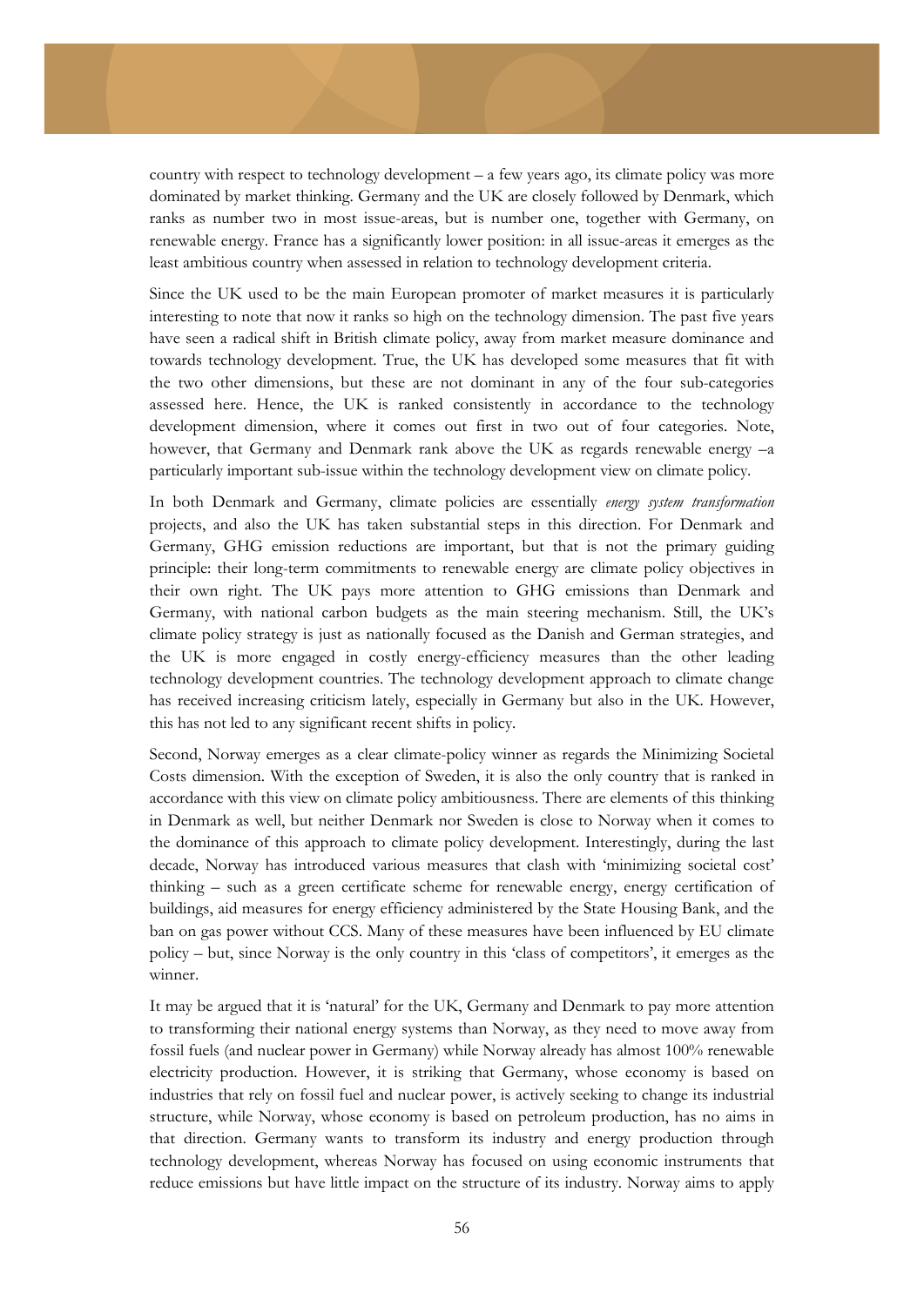country with respect to technology development – a few years ago, its climate policy was more dominated by market thinking. Germany and the UK are closely followed by Denmark, which ranks as number two in most issue-areas, but is number one, together with Germany, on renewable energy. France has a significantly lower position: in all issue-areas it emerges as the least ambitious country when assessed in relation to technology development criteria.

Since the UK used to be the main European promoter of market measures it is particularly interesting to note that now it ranks so high on the technology dimension. The past five years have seen a radical shift in British climate policy, away from market measure dominance and towards technology development. True, the UK has developed some measures that fit with the two other dimensions, but these are not dominant in any of the four sub-categories assessed here. Hence, the UK is ranked consistently in accordance to the technology development dimension, where it comes out first in two out of four categories. Note, however, that Germany and Denmark rank above the UK as regards renewable energy –a particularly important sub-issue within the technology development view on climate policy.

In both Denmark and Germany, climate policies are essentially *energy system transformation* projects, and also the UK has taken substantial steps in this direction. For Denmark and Germany, GHG emission reductions are important, but that is not the primary guiding principle: their long-term commitments to renewable energy are climate policy objectives in their own right. The UK pays more attention to GHG emissions than Denmark and Germany, with national carbon budgets as the main steering mechanism. Still, the UK's climate policy strategy is just as nationally focused as the Danish and German strategies, and the UK is more engaged in costly energy-efficiency measures than the other leading technology development countries. The technology development approach to climate change has received increasing criticism lately, especially in Germany but also in the UK. However, this has not led to any significant recent shifts in policy.

Second, Norway emerges as a clear climate-policy winner as regards the Minimizing Societal Costs dimension. With the exception of Sweden, it is also the only country that is ranked in accordance with this view on climate policy ambitiousness. There are elements of this thinking in Denmark as well, but neither Denmark nor Sweden is close to Norway when it comes to the dominance of this approach to climate policy development. Interestingly, during the last decade, Norway has introduced various measures that clash with 'minimizing societal cost' thinking – such as a green certificate scheme for renewable energy, energy certification of buildings, aid measures for energy efficiency administered by the State Housing Bank, and the ban on gas power without CCS. Many of these measures have been influenced by EU climate policy – but, since Norway is the only country in this 'class of competitors', it emerges as the winner.

It may be argued that it is 'natural' for the UK, Germany and Denmark to pay more attention to transforming their national energy systems than Norway, as they need to move away from fossil fuels (and nuclear power in Germany) while Norway already has almost 100% renewable electricity production. However, it is striking that Germany, whose economy is based on industries that rely on fossil fuel and nuclear power, is actively seeking to change its industrial structure, while Norway, whose economy is based on petroleum production, has no aims in that direction. Germany wants to transform its industry and energy production through technology development, whereas Norway has focused on using economic instruments that reduce emissions but have little impact on the structure of its industry. Norway aims to apply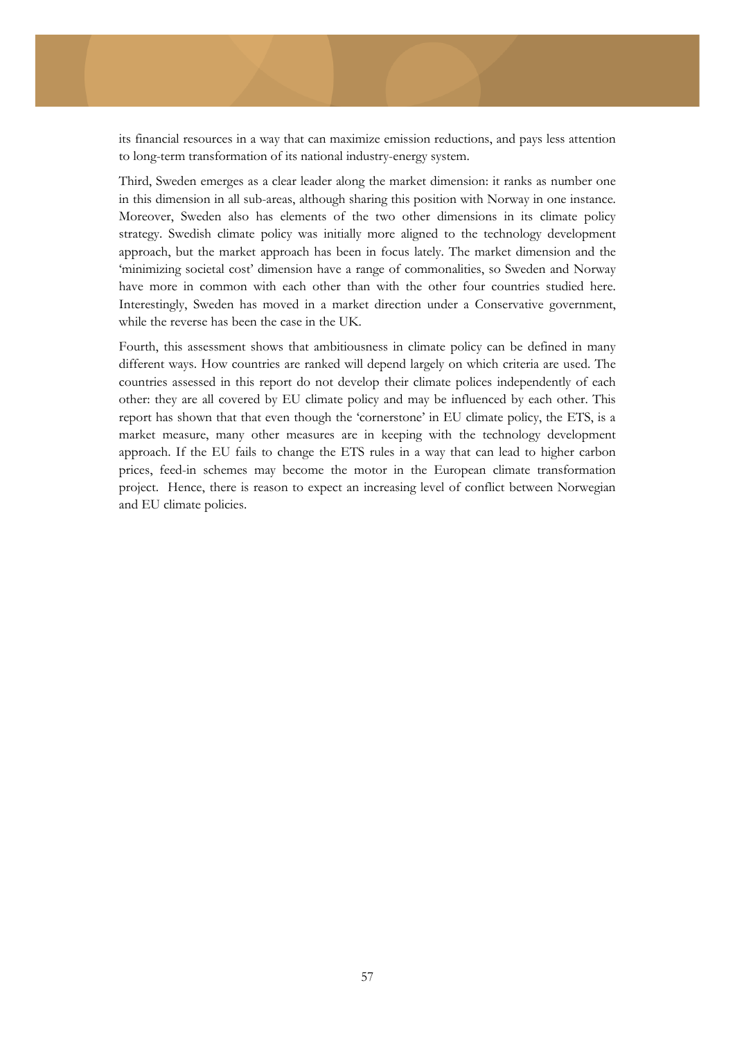its financial resources in a way that can maximize emission reductions, and pays less attention to long-term transformation of its national industry-energy system.

Third, Sweden emerges as a clear leader along the market dimension: it ranks as number one in this dimension in all sub-areas, although sharing this position with Norway in one instance. Moreover, Sweden also has elements of the two other dimensions in its climate policy strategy. Swedish climate policy was initially more aligned to the technology development approach, but the market approach has been in focus lately. The market dimension and the 'minimizing societal cost' dimension have a range of commonalities, so Sweden and Norway have more in common with each other than with the other four countries studied here. Interestingly, Sweden has moved in a market direction under a Conservative government, while the reverse has been the case in the UK.

Fourth, this assessment shows that ambitiousness in climate policy can be defined in many different ways. How countries are ranked will depend largely on which criteria are used. The countries assessed in this report do not develop their climate polices independently of each other: they are all covered by EU climate policy and may be influenced by each other. This report has shown that that even though the 'cornerstone' in EU climate policy, the ETS, is a market measure, many other measures are in keeping with the technology development approach. If the EU fails to change the ETS rules in a way that can lead to higher carbon prices, feed-in schemes may become the motor in the European climate transformation project. Hence, there is reason to expect an increasing level of conflict between Norwegian and EU climate policies.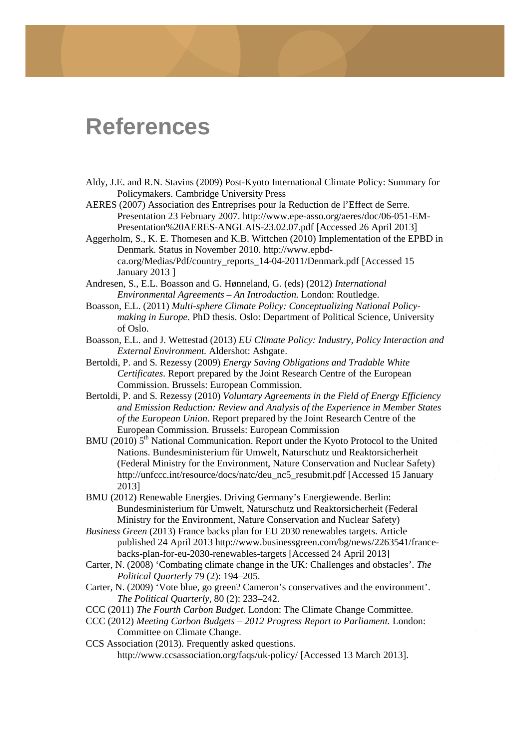# References

Aldy, J.E. and R.N. Stavins (2009) Post-Kyoto International Climate Policy: Summary for Policymakers. Cambridge University Press

AERES (2007) Association des Entreprises pour la Reduction de l'Effect de Serre. Presentation 23 February 2007. http://www.epe-asso.org/aeres/doc/06-051-EM-Presentation%20AERES-ANGLAIS-23.02.07.pdf [Accessed 26 April 2013]

Aggerholm, S., K. E. Thomesen and K.B. Wittchen (2010) Implementation of the EPBD in Denmark. Status in November 2010. http://www.epbd-ca.org/Medias/Pdf/country_reports_14-04-2011/Denmark.pdf [Accessed 15 January 2013 ]

Andresen, S., E.L. Boasson and G. Hønneland, G. (eds) (2012) *International Environmental Agreements – An Introduction.* London: Routledge.

Boasson, E.L. (2011) *Multi-sphere Climate Policy: Conceptualizing National Policy-making in Europe*. PhD thesis. Oslo: Department of Political Science, University of Oslo.

Boasson, E.L. and J. Wettestad (2013) *EU Climate Policy: Industry, Policy Interaction and External Environment.* Aldershot: Ashgate.

Bertoldi, P. and S. Rezessy (2009) *Energy Saving Obligations and Tradable White Certificates*. Report prepared by the Joint Research Centre of the European Commission. Brussels: European Commission.

Bertoldi, P. and S. Rezessy (2010) *Voluntary Agreements in the Field of Energy Efficiency and Emission Reduction: Review and Analysis of the Experience in Member States of the European Union*. Report prepared by the Joint Research Centre of the European Commission. Brussels: European Commission

BMU (2010) 5th National Communication. Report under the Kyoto Protocol to the United Nations. Bundesministerium für Umwelt, Naturschutz und Reaktorsicherheit (Federal Ministry for the Environment, Nature Conservation and Nuclear Safety) http://unfccc.int/resource/docs/natc/deu_nc5_resubmit.pdf [Accessed 15 January 2013]

BMU (2012) Renewable Energies. Driving Germany's Energiewende. Berlin: Bundesministerium für Umwelt, Naturschutz und Reaktorsicherheit (Federal Ministry for the Environment, Nature Conservation and Nuclear Safety)

*Business Green* (2013) France backs plan for EU 2030 renewables targets. Article published 24 April 2013 http://www.businessgreen.com/bg/news/2263541/france-backs-plan-for-eu-2030-renewables-targets [Accessed 24 April 2013]

Carter, N. (2008) 'Combating climate change in the UK: Challenges and obstacles'. *The Political Quarterly* 79 (2): 194–205.

Carter, N. (2009) 'Vote blue, go green? Cameron's conservatives and the environment'. *The Political Quarterly*, 80 (2): 233–242.

CCC (2011) *The Fourth Carbon Budget*. London: The Climate Change Committee.

CCC (2012) *Meeting Carbon Budgets – 2012 Progress Report to Parliament.* London: Committee on Climate Change.

CCS Association (2013). Frequently asked questions. http://www.ccsassociation.org/faqs/uk-policy/ [Accessed 13 March 2013].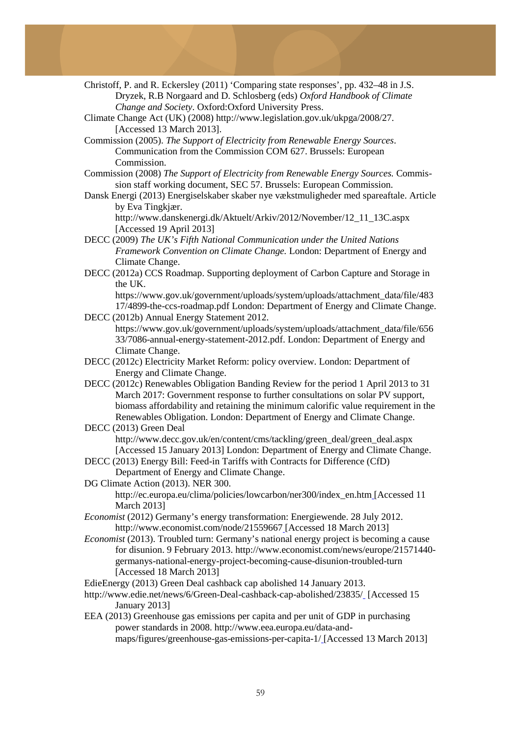Christoff, P. and R. Eckersley (2011) 'Comparing state responses', pp. 432–48 in J.S. Dryzek, R.B Norgaard and D. Schlosberg (eds) *Oxford Handbook of Climate Change and Society*. Oxford:Oxford University Press.

Climate Change Act (UK) (2008) http://www.legislation.gov.uk/ukpga/2008/27. [Accessed 13 March 2013].

Commission (2005). *The Support of Electricity from Renewable Energy Sources*. Communication from the Commission COM 627. Brussels: European Commission.

Commission (2008) *The Support of Electricity from Renewable Energy Sources.* Commission staff working document, SEC 57. Brussels: European Commission.

Dansk Energi (2013) Energiselskaber skaber nye vækstmuligheder med spareaftale. Article by Eva Tingkjær. http://www.danskenergi.dk/Aktuelt/Arkiv/2012/November/12_11_13C.aspx [Accessed 19 April 2013]

DECC (2009) *The UK's Fifth National Communication under the United Nations Framework Convention on Climate Change.* London: Department of Energy and Climate Change.

DECC (2012a) CCS Roadmap. Supporting deployment of Carbon Capture and Storage in the UK. https://www.gov.uk/government/uploads/system/uploads/attachment_data/file/48317/4899-the-ccs-roadmap.pdf London: Department of Energy and Climate Change.

DECC (2012b) Annual Energy Statement 2012. https://www.gov.uk/government/uploads/system/uploads/attachment_data/file/65633/7086-annual-energy-statement-2012.pdf. London: Department of Energy and Climate Change.

DECC (2012c) Electricity Market Reform: policy overview. London: Department of Energy and Climate Change.

DECC (2012c) Renewables Obligation Banding Review for the period 1 April 2013 to 31 March 2017: Government response to further consultations on solar PV support, biomass affordability and retaining the minimum calorific value requirement in the Renewables Obligation. London: Department of Energy and Climate Change.

DECC (2013) Green Deal http://www.decc.gov.uk/en/content/cms/tackling/green_deal/green_deal.aspx [Accessed 15 January 2013] London: Department of Energy and Climate Change.

DECC (2013) Energy Bill: Feed-in Tariffs with Contracts for Difference (CfD) Department of Energy and Climate Change.

DG Climate Action (2013). NER 300. http://ec.europa.eu/clima/policies/lowcarbon/ner300/index_en.htm [Accessed 11 March 2013]

*Economist* (2012) Germany's energy transformation: Energiewende. 28 July 2012. http://www.economist.com/node/21559667 [Accessed 18 March 2013]

*Economist* (2013). Troubled turn: Germany's national energy project is becoming a cause for disunion. 9 February 2013. http://www.economist.com/news/europe/21571440-germanys-national-energy-project-becoming-cause-disunion-troubled-turn [Accessed 18 March 2013]

EdieEnergy (2013) Green Deal cashback cap abolished 14 January 2013. http://www.edie.net/news/6/Green-Deal-cashback-cap-abolished/23835/ [Accessed 15 January 2013]

EEA (2013) Greenhouse gas emissions per capita and per unit of GDP in purchasing power standards in 2008. http://www.eea.europa.eu/data-and-maps/figures/greenhouse-gas-emissions-per-capita-1/ [Accessed 13 March 2013]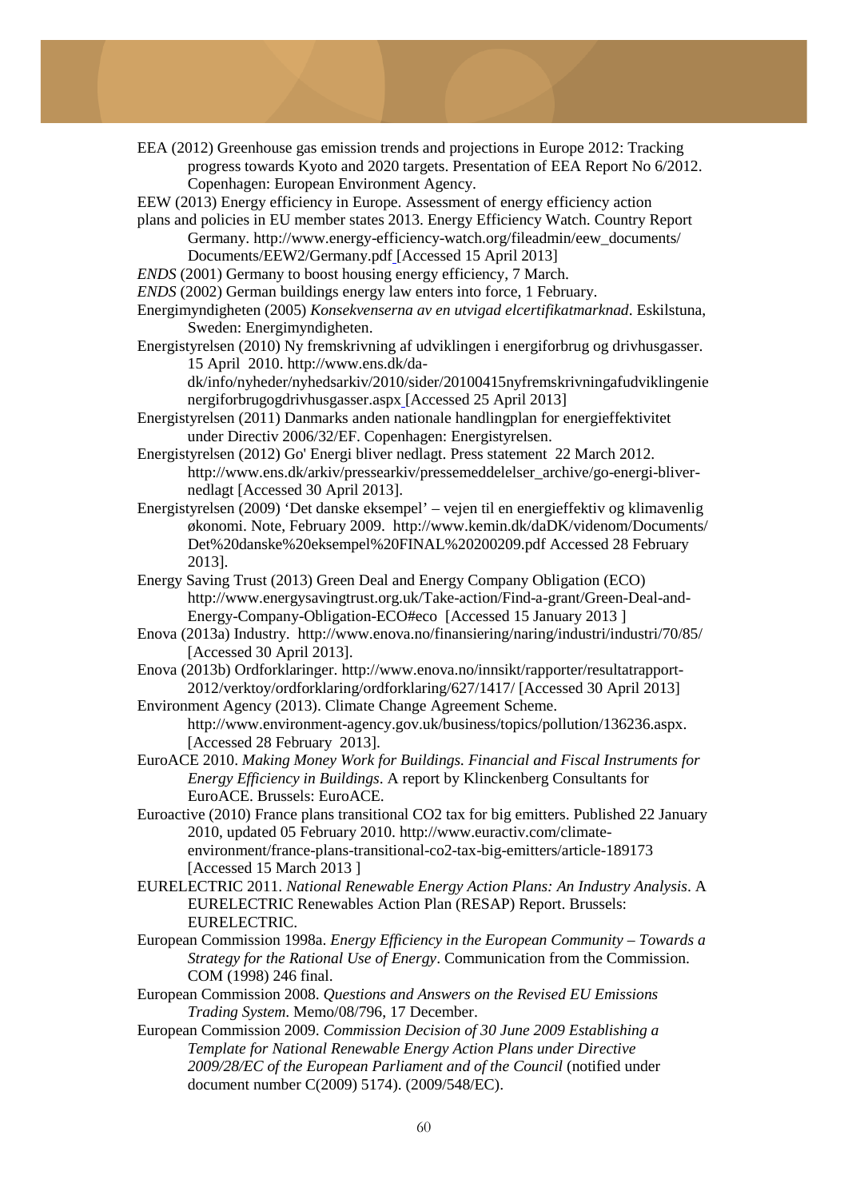EEA (2012) Greenhouse gas emission trends and projections in Europe 2012: Tracking progress towards Kyoto and 2020 targets. Presentation of EEA Report No 6/2012. Copenhagen: European Environment Agency.

EEW (2013) Energy efficiency in Europe. Assessment of energy efficiency action plans and policies in EU member states 2013. Energy Efficiency Watch. Country Report Germany. http://www.energy-efficiency-watch.org/fileadmin/eew_documents/Documents/EEW2/Germany.pdf [Accessed 15 April 2013]

*ENDS* (2001) Germany to boost housing energy efficiency, 7 March.

*ENDS* (2002) German buildings energy law enters into force, 1 February.

Energimyndigheten (2005) *Konsekvenserna av en utvigad elcertifikatmarknad*. Eskilstuna, Sweden: Energimyndigheten.

Energistyrelsen (2010) Ny fremskrivning af udviklingen i energiforbrug og drivhusgasser. 15 April 2010. http://www.ens.dk/da-dk/info/nyheder/nyhedsarkiv/2010/sider/20100415nyfremskrivningafudviklingenienergiforbrugogdrivhusgasser.aspx [Accessed 25 April 2013]

Energistyrelsen (2011) Danmarks anden nationale handlingplan for energieffektivitet under Directiv 2006/32/EF. Copenhagen: Energistyrelsen.

Energistyrelsen (2012) Go' Energi bliver nedlagt. Press statement 22 March 2012. http://www.ens.dk/arkiv/pressearkiv/pressemeddelelser_archive/go-energi-bliver-nedlagt [Accessed 30 April 2013].

Energistyrelsen (2009) 'Det danske eksempel' – vejen til en energieffektiv og klimavenlig økonomi. Note, February 2009. http://www.kemin.dk/daDK/videnom/Documents/Det%20danske%20eksempel%20FINAL%20200209.pdf Accessed 28 February 2013].

Energy Saving Trust (2013) Green Deal and Energy Company Obligation (ECO) http://www.energysavingtrust.org.uk/Take-action/Find-a-grant/Green-Deal-and-Energy-Company-Obligation-ECO#eco [Accessed 15 January 2013 ]

Enova (2013a) Industry. http://www.enova.no/finansiering/naring/industri/industri/70/85/ [Accessed 30 April 2013].

Enova (2013b) Ordforklaringer. http://www.enova.no/innsikt/rapporter/resultatrapport-2012/verktoy/ordforklaring/ordforklaring/627/1417/ [Accessed 30 April 2013]

Environment Agency (2013). Climate Change Agreement Scheme. http://www.environment-agency.gov.uk/business/topics/pollution/136236.aspx. [Accessed 28 February 2013].

EuroACE 2010. *Making Money Work for Buildings. Financial and Fiscal Instruments for Energy Efficiency in Buildings*. A report by Klinckenberg Consultants for EuroACE. Brussels: EuroACE.

Euroactive (2010) France plans transitional CO2 tax for big emitters. Published 22 January 2010, updated 05 February 2010. http://www.euractiv.com/climate-environment/france-plans-transitional-co2-tax-big-emitters/article-189173 [Accessed 15 March 2013 ]

EURELECTRIC 2011. *National Renewable Energy Action Plans: An Industry Analysis*. A EURELECTRIC Renewables Action Plan (RESAP) Report. Brussels: EURELECTRIC.

European Commission 1998a. *Energy Efficiency in the European Community – Towards a Strategy for the Rational Use of Energy*. Communication from the Commission. COM (1998) 246 final.

European Commission 2008. *Questions and Answers on the Revised EU Emissions Trading System*. Memo/08/796, 17 December.

European Commission 2009. *Commission Decision of 30 June 2009 Establishing a Template for National Renewable Energy Action Plans under Directive 2009/28/EC of the European Parliament and of the Council* (notified under document number C(2009) 5174). (2009/548/EC).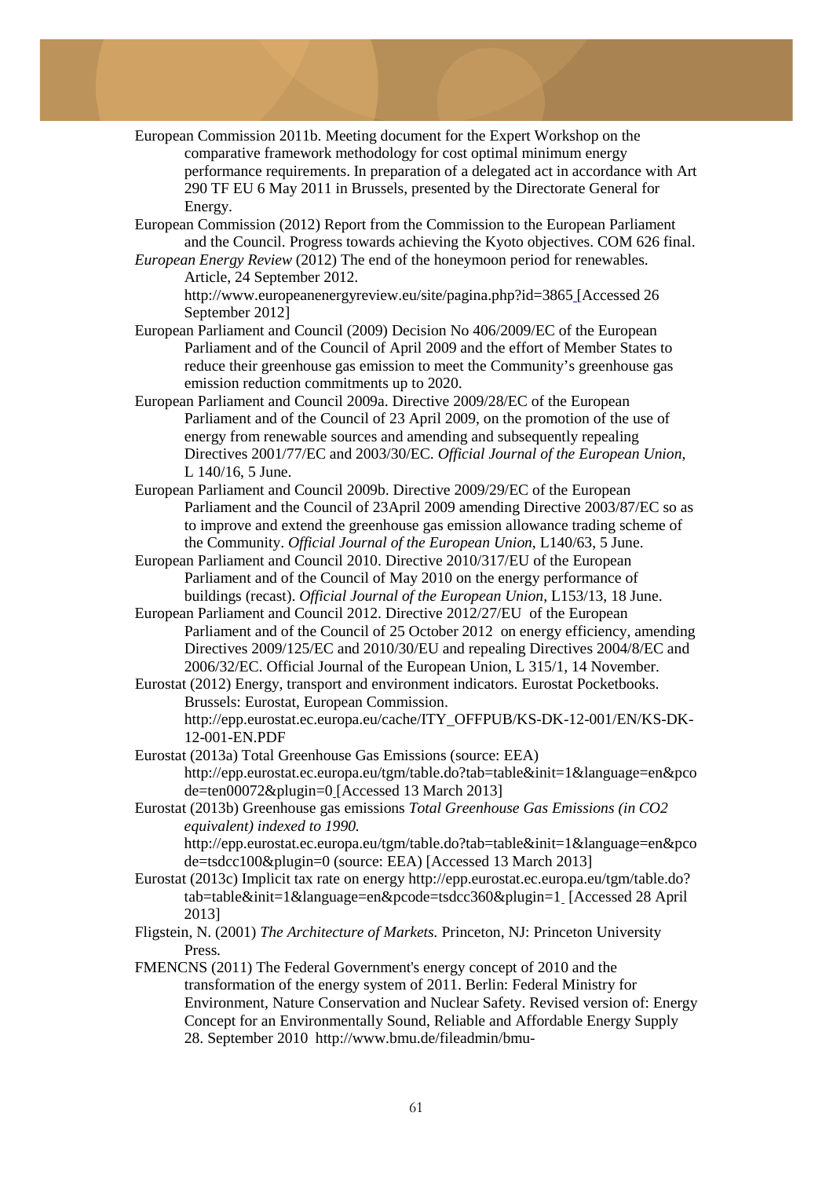European Commission 2011b. Meeting document for the Expert Workshop on the comparative framework methodology for cost optimal minimum energy performance requirements. In preparation of a delegated act in accordance with Art 290 TF EU 6 May 2011 in Brussels, presented by the Directorate General for Energy.

European Commission (2012) Report from the Commission to the European Parliament and the Council. Progress towards achieving the Kyoto objectives. COM 626 final.

*European Energy Review* (2012) The end of the honeymoon period for renewables. Article, 24 September 2012. http://www.europeanenergyreview.eu/site/pagina.php?id=3865 [Accessed 26 September 2012]

European Parliament and Council (2009) Decision No 406/2009/EC of the European Parliament and of the Council of April 2009 and the effort of Member States to reduce their greenhouse gas emission to meet the Community's greenhouse gas emission reduction commitments up to 2020.

European Parliament and Council 2009a. Directive 2009/28/EC of the European Parliament and of the Council of 23 April 2009, on the promotion of the use of energy from renewable sources and amending and subsequently repealing Directives 2001/77/EC and 2003/30/EC. *Official Journal of the European Union*, L 140/16, 5 June.

European Parliament and Council 2009b. Directive 2009/29/EC of the European Parliament and the Council of 23April 2009 amending Directive 2003/87/EC so as to improve and extend the greenhouse gas emission allowance trading scheme of the Community. *Official Journal of the European Union*, L140/63, 5 June.

European Parliament and Council 2010. Directive 2010/317/EU of the European Parliament and of the Council of May 2010 on the energy performance of buildings (recast). *Official Journal of the European Union*, L153/13, 18 June.

European Parliament and Council 2012. Directive 2012/27/EU of the European Parliament and of the Council of 25 October 2012 on energy efficiency, amending Directives 2009/125/EC and 2010/30/EU and repealing Directives 2004/8/EC and 2006/32/EC. Official Journal of the European Union, L 315/1, 14 November.

Eurostat (2012) Energy, transport and environment indicators. Eurostat Pocketbooks. Brussels: Eurostat, European Commission. http://epp.eurostat.ec.europa.eu/cache/ITY_OFFPUB/KS-DK-12-001/EN/KS-DK-12-001-EN.PDF

Eurostat (2013a) Total Greenhouse Gas Emissions (source: EEA) http://epp.eurostat.ec.europa.eu/tgm/table.do?tab=table&init=1&language=en&pcode=ten00072&plugin=0 [Accessed 13 March 2013]

Eurostat (2013b) Greenhouse gas emissions *Total Greenhouse Gas Emissions (in CO2 equivalent) indexed to 1990.* http://epp.eurostat.ec.europa.eu/tgm/table.do?tab=table&init=1&language=en&pcode=tsdcc100&plugin=0 (source: EEA) [Accessed 13 March 2013]

Eurostat (2013c) Implicit tax rate on energy http://epp.eurostat.ec.europa.eu/tgm/table.do?tab=table&init=1&language=en&pcode=tsdcc360&plugin=1 [Accessed 28 April 2013]

Fligstein, N. (2001) *The Architecture of Markets.* Princeton, NJ: Princeton University Press.

FMENCNS (2011) The Federal Government's energy concept of 2010 and the transformation of the energy system of 2011. Berlin: Federal Ministry for Environment, Nature Conservation and Nuclear Safety. Revised version of: Energy Concept for an Environmentally Sound, Reliable and Affordable Energy Supply 28. September 2010 http://www.bmu.de/fileadmin/bmu-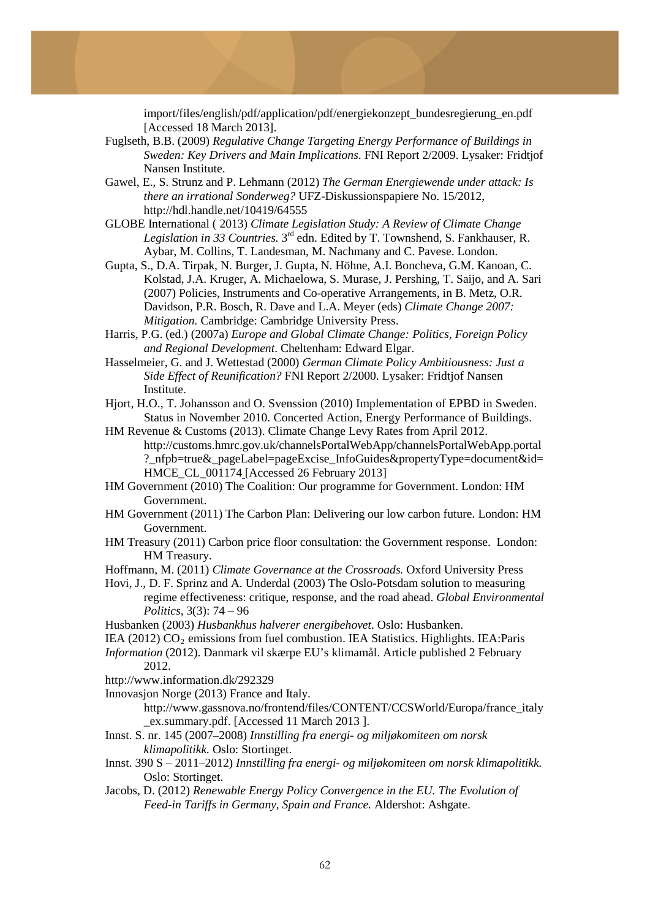import/files/english/pdf/application/pdf/energiekonzept_bundesregierung_en.pdf [Accessed 18 March 2013].

Fuglseth, B.B. (2009) *Regulative Change Targeting Energy Performance of Buildings in Sweden: Key Drivers and Main Implications*. FNI Report 2/2009. Lysaker: Fridtjof Nansen Institute.

Gawel, E., S. Strunz and P. Lehmann (2012) *The German Energiewende under attack: Is there an irrational Sonderweg?* UFZ-Diskussionspapiere No. 15/2012, http://hdl.handle.net/10419/64555

GLOBE International ( 2013) *Climate Legislation Study: A Review of Climate Change Legislation in 33 Countries.* 3rd edn. Edited by T. Townshend, S. Fankhauser, R. Aybar, M. Collins, T. Landesman, M. Nachmany and C. Pavese. London.

Gupta, S., D.A. Tirpak, N. Burger, J. Gupta, N. Höhne, A.I. Boncheva, G.M. Kanoan, C. Kolstad, J.A. Kruger, A. Michaelowa, S. Murase, J. Pershing, T. Saijo, and A. Sari (2007) Policies, Instruments and Co-operative Arrangements, in B. Metz, O.R. Davidson, P.R. Bosch, R. Dave and L.A. Meyer (eds) *Climate Change 2007: Mitigation.* Cambridge: Cambridge University Press.

Harris, P.G. (ed.) (2007a) *Europe and Global Climate Change: Politics, Foreign Policy and Regional Development*. Cheltenham: Edward Elgar.

Hasselmeier, G. and J. Wettestad (2000) *German Climate Policy Ambitiousness: Just a Side Effect of Reunification?* FNI Report 2/2000. Lysaker: Fridtjof Nansen Institute.

Hjort, H.O., T. Johansson and O. Svenssion (2010) Implementation of EPBD in Sweden. Status in November 2010. Concerted Action, Energy Performance of Buildings.

HM Revenue & Customs (2013). Climate Change Levy Rates from April 2012. http://customs.hmrc.gov.uk/channelsPortalWebApp/channelsPortalWebApp.portal?_nfpb=true&_pageLabel=pageExcise_InfoGuides&propertyType=document&id=HMCE_CL_001174 [Accessed 26 February 2013]

HM Government (2010) The Coalition: Our programme for Government. London: HM Government.

HM Government (2011) The Carbon Plan: Delivering our low carbon future. London: HM Government.

HM Treasury (2011) Carbon price floor consultation: the Government response. London: HM Treasury.

Hoffmann, M. (2011) *Climate Governance at the Crossroads.* Oxford University Press

Hovi, J., D. F. Sprinz and A. Underdal (2003) The Oslo-Potsdam solution to measuring regime effectiveness: critique, response, and the road ahead. *Global Environmental Politics*, 3(3): 74 – 96

Husbanken (2003) *Husbankhus halverer energibehovet*. Oslo: Husbanken.

IEA (2012) $CO_2$ emissions from fuel combustion. IEA Statistics. Highlights. IEA:Paris

*Information* (2012). Danmark vil skærpe EU's klimamål. Article published 2 February 2012.

http://www.information.dk/292329

Innovasjon Norge (2013) France and Italy. http://www.gassnova.no/frontend/files/CONTENT/CCSWorld/Europa/france_italy_ex.summary.pdf. [Accessed 11 March 2013 ].

Innst. S. nr. 145 (2007–2008) *Innstilling fra energi- og miljøkomiteen om norsk klimapolitikk.* Oslo: Stortinget.

Innst. 390 S – 2011–2012) *Innstilling fra energi- og miljøkomiteen om norsk klimapolitikk.* Oslo: Stortinget.

Jacobs, D. (2012) *Renewable Energy Policy Convergence in the EU. The Evolution of Feed-in Tariffs in Germany, Spain and France.* Aldershot: Ashgate.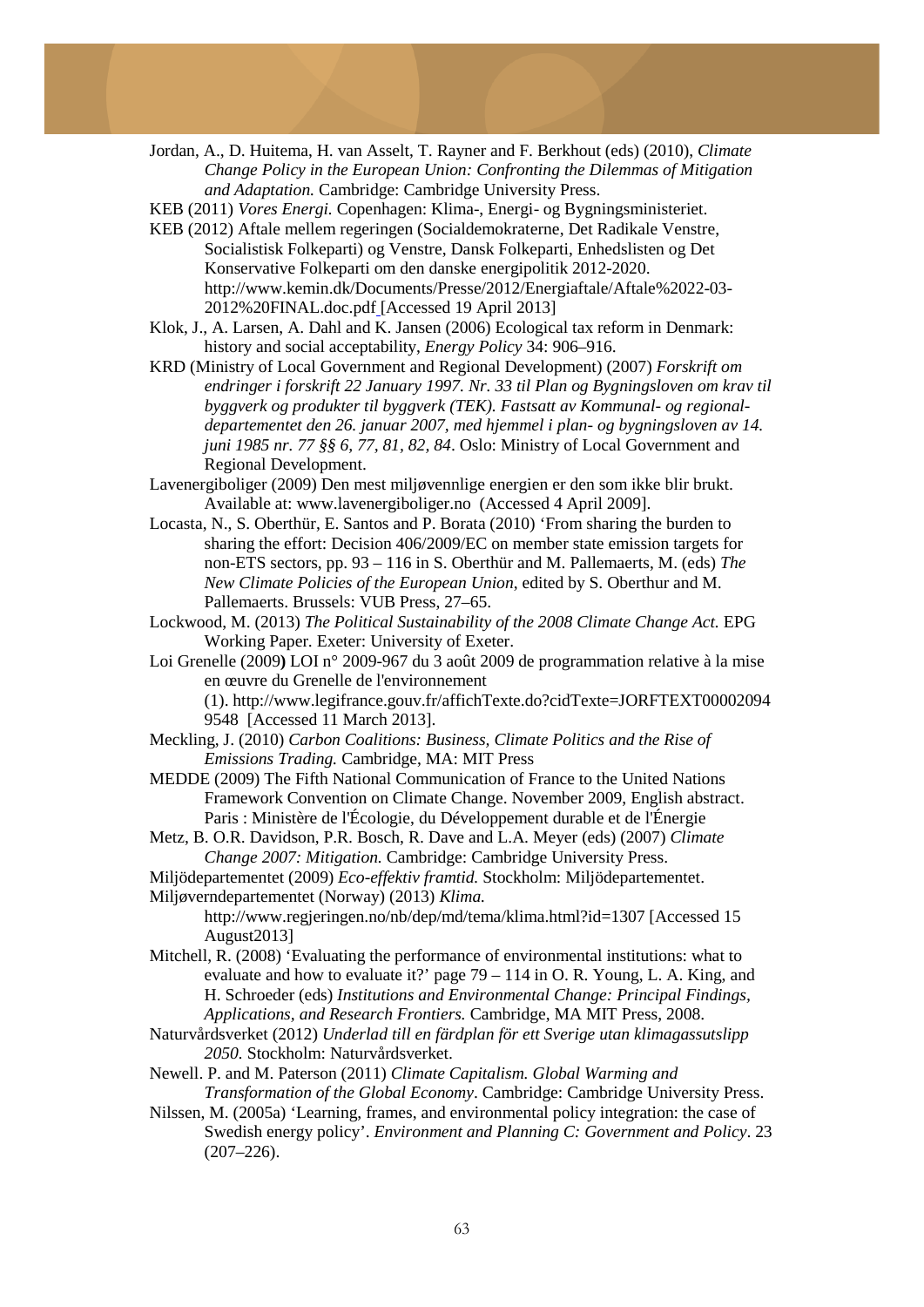Jordan, A., D. Huitema, H. van Asselt, T. Rayner and F. Berkhout (eds) (2010), *Climate Change Policy in the European Union: Confronting the Dilemmas of Mitigation and Adaptation.* Cambridge: Cambridge University Press.

KEB (2011) *Vores Energi.* Copenhagen: Klima-, Energi- og Bygningsministeriet.

KEB (2012) Aftale mellem regeringen (Socialdemokraterne, Det Radikale Venstre, Socialistisk Folkeparti) og Venstre, Dansk Folkeparti, Enhedslisten og Det Konservative Folkeparti om den danske energipolitik 2012-2020. http://www.kemin.dk/Documents/Presse/2012/Energiaftale/Aftale%2022-03-2012%20FINAL.doc.pdf [Accessed 19 April 2013]

Klok, J., A. Larsen, A. Dahl and K. Jansen (2006) Ecological tax reform in Denmark: history and social acceptability, *Energy Policy* 34: 906–916.

KRD (Ministry of Local Government and Regional Development) (2007) *Forskrift om endringer i forskrift 22 January 1997. Nr. 33 til Plan og Bygningsloven om krav til byggverk og produkter til byggverk (TEK). Fastsatt av Kommunal- og regional-departementet den 26. januar 2007, med hjemmel i plan- og bygningsloven av 14. juni 1985 nr. 77 §§ 6, 77, 81, 82, 84*. Oslo: Ministry of Local Government and Regional Development.

Lavenergiboliger (2009) Den mest miljøvennlige energien er den som ikke blir brukt. Available at: www.lavenergiboliger.no (Accessed 4 April 2009].

Locasta, N., S. Oberthür, E. Santos and P. Borata (2010) 'From sharing the burden to sharing the effort: Decision 406/2009/EC on member state emission targets for non-ETS sectors, pp. 93 – 116 in S. Oberthür and M. Pallemaerts, M. (eds) *The New Climate Policies of the European Union*, edited by S. Oberthur and M. Pallemaerts. Brussels: VUB Press, 27–65.

Lockwood, M. (2013) *The Political Sustainability of the 2008 Climate Change Act.* EPG Working Paper. Exeter: University of Exeter.

Loi Grenelle (2009**)** LOI n° 2009-967 du 3 août 2009 de programmation relative à la mise en œuvre du Grenelle de l'environnement (1). http://www.legifrance.gouv.fr/affichTexte.do?cidTexte=JORFTEXT000020949548 [Accessed 11 March 2013].

Meckling, J. (2010) *Carbon Coalitions: Business, Climate Politics and the Rise of Emissions Trading.* Cambridge, MA: MIT Press

MEDDE (2009) The Fifth National Communication of France to the United Nations Framework Convention on Climate Change. November 2009, English abstract. Paris : Ministère de l'Écologie, du Développement durable et de l'Énergie

Metz, B. O.R. Davidson, P.R. Bosch, R. Dave and L.A. Meyer (eds) (2007) *Climate Change 2007: Mitigation.* Cambridge: Cambridge University Press.

Miljödepartementet (2009) *Eco-effektiv framtid.* Stockholm: Miljödepartementet.

Miljøverndepartementet (Norway) (2013) *Klima.* http://www.regjeringen.no/nb/dep/md/tema/klima.html?id=1307 [Accessed 15 August2013]

Mitchell, R. (2008) 'Evaluating the performance of environmental institutions: what to evaluate and how to evaluate it?' page 79 – 114 in O. R. Young, L. A. King, and H. Schroeder (eds) *Institutions and Environmental Change: Principal Findings, Applications, and Research Frontiers.* Cambridge, MA MIT Press, 2008.

Naturvårdsverket (2012) *Underlad till en färdplan för ett Sverige utan klimagassutslipp 2050.* Stockholm: Naturvårdsverket.

Newell. P. and M. Paterson (2011) *Climate Capitalism. Global Warming and Transformation of the Global Economy*. Cambridge: Cambridge University Press.

Nilssen, M. (2005a) 'Learning, frames, and environmental policy integration: the case of Swedish energy policy'. *Environment and Planning C: Government and Policy*. 23 (207–226).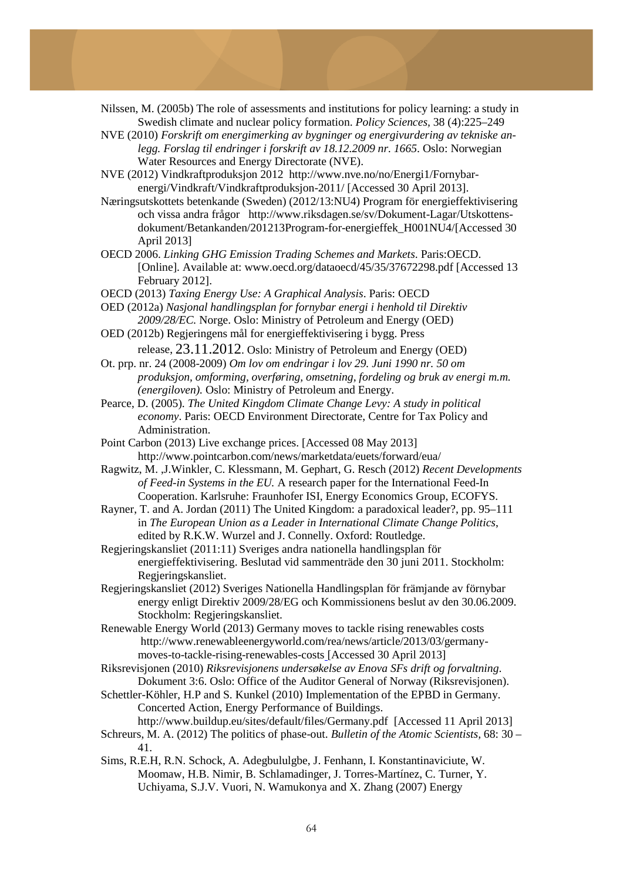Nilssen, M. (2005b) The role of assessments and institutions for policy learning: a study in Swedish climate and nuclear policy formation. *Policy Sciences,* 38 (4):225–249

NVE (2010) *Forskrift om energimerking av bygninger og energivurdering av tekniske anlegg. Forslag til endringer i forskrift av 18.12.2009 nr. 1665*. Oslo: Norwegian Water Resources and Energy Directorate (NVE).

NVE (2012) Vindkraftproduksjon 2012 http://www.nve.no/no/Energi1/Fornybar-energi/Vindkraft/Vindkraftproduksjon-2011/ [Accessed 30 April 2013].

Næringsutskottets betenkande (Sweden) (2012/13:NU4) Program för energieffektivisering och vissa andra frågor http://www.riksdagen.se/sv/Dokument-Lagar/Utskottens-dokument/Betankanden/201213Program-for-energieffek_H001NU4/[Accessed 30 April 2013]

OECD 2006. *Linking GHG Emission Trading Schemes and Markets*. Paris:OECD. [Online]. Available at: www.oecd.org/dataoecd/45/35/37672298.pdf [Accessed 13 February 2012].

OECD (2013) *Taxing Energy Use: A Graphical Analysis*. Paris: OECD

OED (2012a) *Nasjonal handlingsplan for fornybar energi i henhold til Direktiv 2009/28/EC.* Norge. Oslo: Ministry of Petroleum and Energy (OED)

OED (2012b) Regjeringens mål for energieffektivisering i bygg. Press release, 23.11.2012. Oslo: Ministry of Petroleum and Energy (OED)

Ot. prp. nr. 24 (2008-2009) *Om lov om endringar i lov 29. Juni 1990 nr. 50 om produksjon, omforming, overføring, omsetning, fordeling og bruk av energi m.m. (energiloven).* Oslo: Ministry of Petroleum and Energy.

Pearce, D. (2005). *The United Kingdom Climate Change Levy: A study in political economy*. Paris: OECD Environment Directorate, Centre for Tax Policy and Administration.

Point Carbon (2013) Live exchange prices. [Accessed 08 May 2013] http://www.pointcarbon.com/news/marketdata/euets/forward/eua/

Ragwitz, M. ,J.Winkler, C. Klessmann, M. Gephart, G. Resch (2012) *Recent Developments of Feed-in Systems in the EU.* A research paper for the International Feed-In Cooperation. Karlsruhe: Fraunhofer ISI, Energy Economics Group, ECOFYS.

Rayner, T. and A. Jordan (2011) The United Kingdom: a paradoxical leader?, pp. 95–111 in *The European Union as a Leader in International Climate Change Politics*, edited by R.K.W. Wurzel and J. Connelly. Oxford: Routledge.

Regjeringskansliet (2011:11) Sveriges andra nationella handlingsplan för energieffektivisering. Beslutad vid sammenträde den 30 juni 2011. Stockholm: Regjeringskansliet.

Regjeringskansliet (2012) Sveriges Nationella Handlingsplan för främjande av förnybar energy enligt Direktiv 2009/28/EG och Kommissionens beslut av den 30.06.2009. Stockholm: Regjeringskansliet.

Renewable Energy World (2013) Germany moves to tackle rising renewables costs http://www.renewableenergyworld.com/rea/news/article/2013/03/germany-moves-to-tackle-rising-renewables-costs [Accessed 30 April 2013]

Riksrevisjonen (2010) *Riksrevisjonens undersøkelse av Enova SFs drift og forvaltning*. Dokument 3:6. Oslo: Office of the Auditor General of Norway (Riksrevisjonen).

Schettler-Köhler, H.P and S. Kunkel (2010) Implementation of the EPBD in Germany. Concerted Action, Energy Performance of Buildings. http://www.buildup.eu/sites/default/files/Germany.pdf [Accessed 11 April 2013]

Schreurs, M. A. (2012) The politics of phase-out. *Bulletin of the Atomic Scientists,* 68: 30 – 41.

Sims, R.E.H, R.N. Schock, A. Adegbululgbe, J. Fenhann, I. Konstantinaviciute, W. Moomaw, H.B. Nimir, B. Schlamadinger, J. Torres-Martínez, C. Turner, Y. Uchiyama, S.J.V. Vuori, N. Wamukonya and X. Zhang (2007) Energy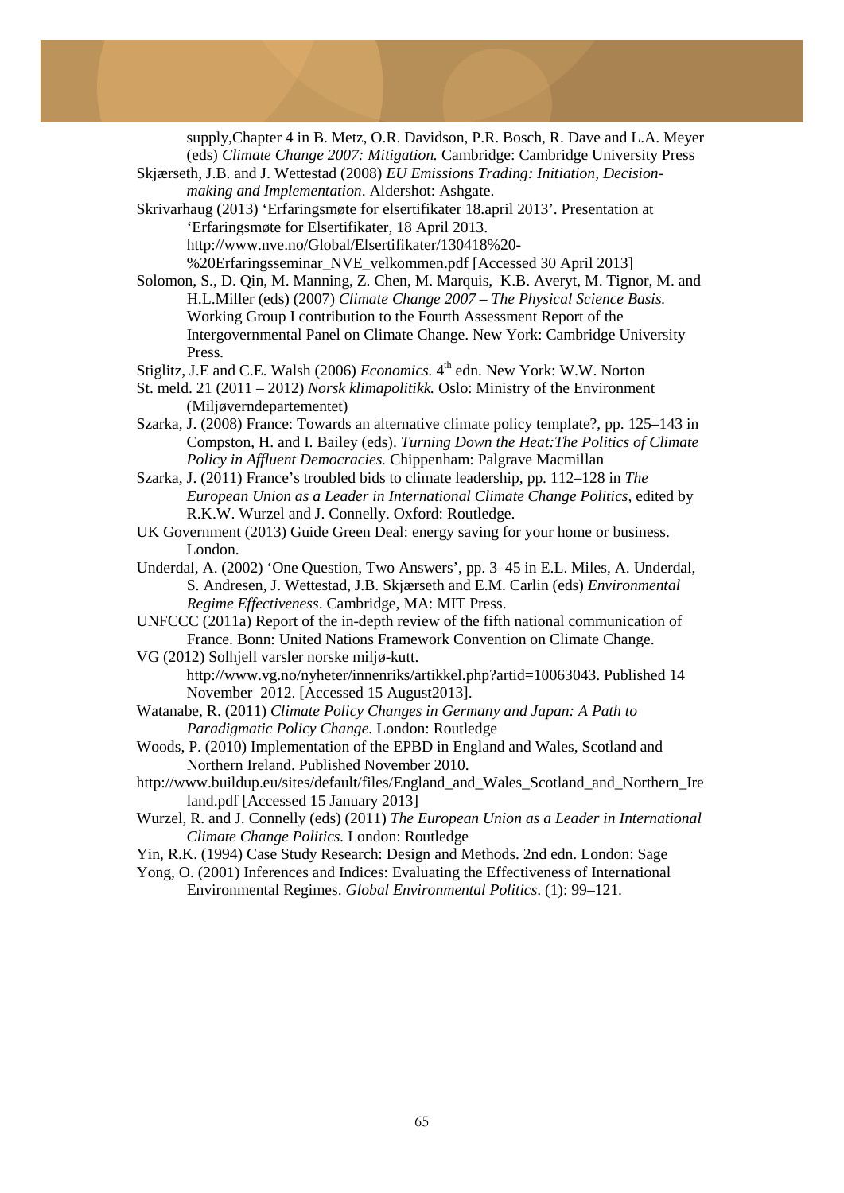supply,Chapter 4 in B. Metz, O.R. Davidson, P.R. Bosch, R. Dave and L.A. Meyer (eds) *Climate Change 2007: Mitigation.* Cambridge: Cambridge University Press

Skjærseth, J.B. and J. Wettestad (2008) *EU Emissions Trading: Initiation, Decision-making and Implementation*. Aldershot: Ashgate.

Skrivarhaug (2013) 'Erfaringsmøte for elsertifikater 18.april 2013'. Presentation at 'Erfaringsmøte for Elsertifikater, 18 April 2013. http://www.nve.no/Global/Elsertifikater/130418%20-%20Erfaringsseminar_NVE_velkommen.pdf [Accessed 30 April 2013]

Solomon, S., D. Qin, M. Manning, Z. Chen, M. Marquis, K.B. Averyt, M. Tignor, M. and H.L.Miller (eds) (2007) *Climate Change 2007 – The Physical Science Basis.* Working Group I contribution to the Fourth Assessment Report of the Intergovernmental Panel on Climate Change. New York: Cambridge University Press.

Stiglitz, J.E and C.E. Walsh (2006) *Economics.* 4th edn. New York: W.W. Norton

St. meld. 21 (2011 – 2012) *Norsk klimapolitikk.* Oslo: Ministry of the Environment (Miljøverndepartementet)

Szarka, J. (2008) France: Towards an alternative climate policy template?, pp. 125–143 in Compston, H. and I. Bailey (eds). *Turning Down the Heat:The Politics of Climate Policy in Affluent Democracies.* Chippenham: Palgrave Macmillan

Szarka, J. (2011) France's troubled bids to climate leadership, pp. 112–128 in *The European Union as a Leader in International Climate Change Politics*, edited by R.K.W. Wurzel and J. Connelly. Oxford: Routledge.

UK Government (2013) Guide Green Deal: energy saving for your home or business. London.

Underdal, A. (2002) 'One Question, Two Answers', pp. 3–45 in E.L. Miles, A. Underdal, S. Andresen, J. Wettestad, J.B. Skjærseth and E.M. Carlin (eds) *Environmental Regime Effectiveness*. Cambridge, MA: MIT Press.

UNFCCC (2011a) Report of the in-depth review of the fifth national communication of France. Bonn: United Nations Framework Convention on Climate Change.

VG (2012) Solhjell varsler norske miljø-kutt. http://www.vg.no/nyheter/innenriks/artikkel.php?artid=10063043. Published 14 November 2012. [Accessed 15 August2013].

Watanabe, R. (2011) *Climate Policy Changes in Germany and Japan: A Path to Paradigmatic Policy Change.* London: Routledge

Woods, P. (2010) Implementation of the EPBD in England and Wales, Scotland and Northern Ireland. Published November 2010.

http://www.buildup.eu/sites/default/files/England_and_Wales_Scotland_and_Northern_Ireland.pdf [Accessed 15 January 2013]

Wurzel, R. and J. Connelly (eds) (2011) *The European Union as a Leader in International Climate Change Politics.* London: Routledge

Yin, R.K. (1994) Case Study Research: Design and Methods. 2nd edn. London: Sage

Yong, O. (2001) Inferences and Indices: Evaluating the Effectiveness of International Environmental Regimes. *Global Environmental Politics*. (1): 99–121.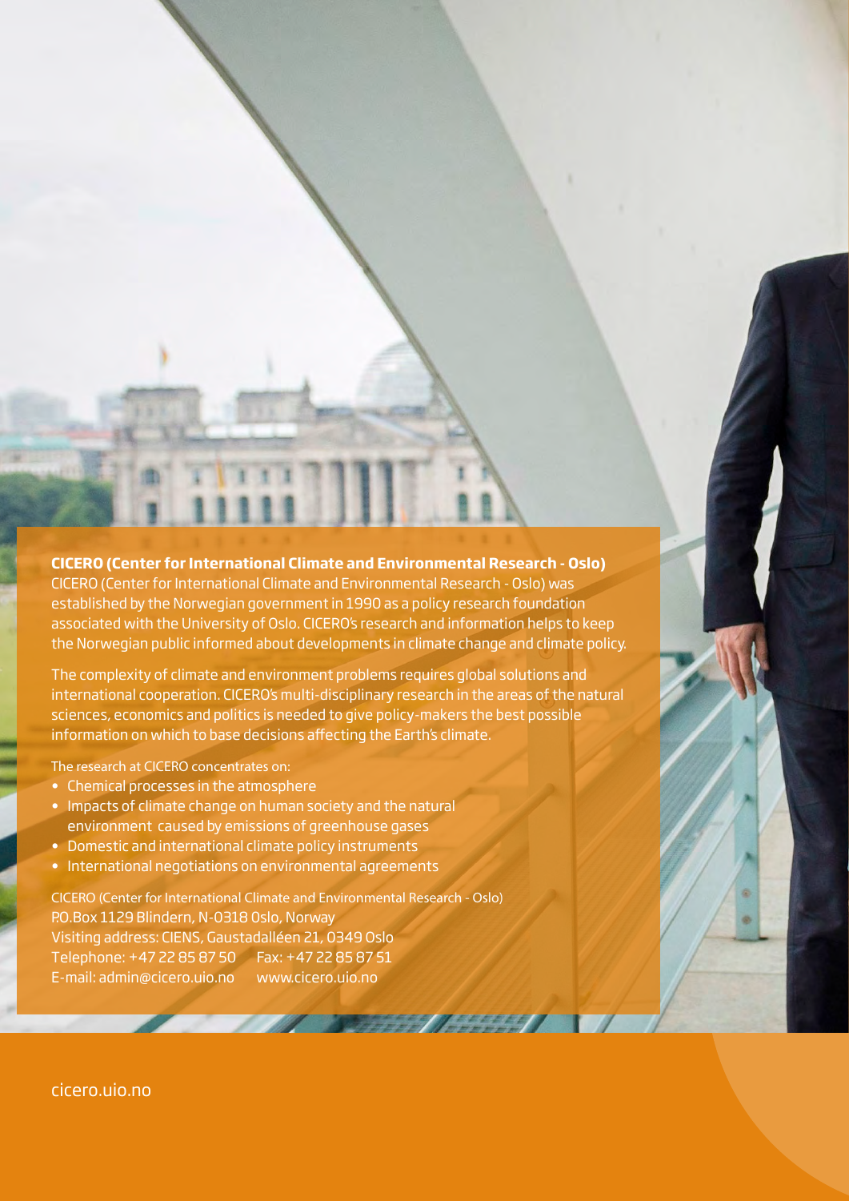**CICERO (Center for International Climate and Environmental Research - Oslo)**

CICERO (Center for International Climate and Environmental Research - Oslo) was established by the Norwegian government in 1990 as a policy research foundation associated with the University of Oslo. CICERO's research and information helps to keep the Norwegian public informed about developments in climate change and climate policy.

The complexity of climate and environment problems requires global solutions and international cooperation. CICERO's multi-disciplinary research in the areas of the natural sciences, economics and politics is needed to give policy-makers the best possible information on which to base decisions affecting the Earth's climate.

The research at CICERO concentrates on:

- Chemical processes in the atmosphere
- Impacts of climate change on human society and the natural environment caused by emissions of greenhouse gases
- Domestic and international climate policy instruments
- International negotiations on environmental agreements

CICERO (Center for International Climate and Environmental Research - Oslo)
P.O.Box 1129 Blindern, N-0318 Oslo, Norway
Visiting address: CIENS, Gaustadalléen 21, 0349 Oslo
Telephone: +47 22 85 87 50  Fax: +47 22 85 87 51
E-mail: admin@cicero.uio.no  www.cicero.uio.no

cicero.uio.no